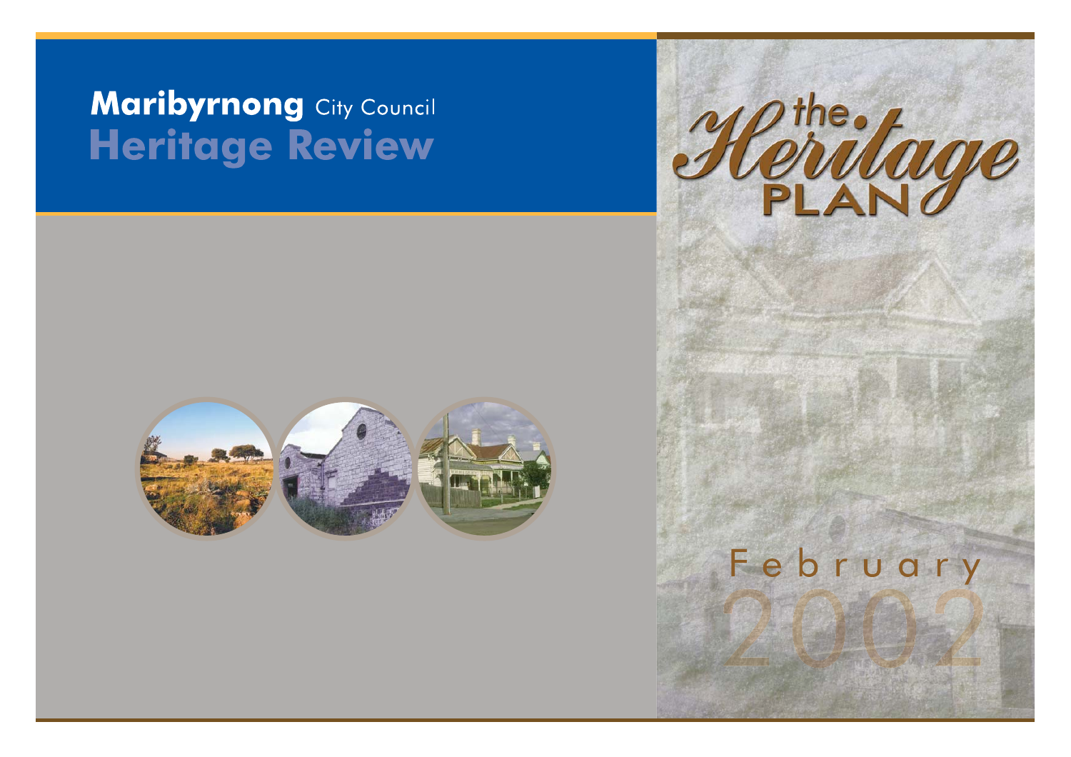# Maribyrnong City Council

## Heritage Review

# the Heritage PLAN

February 2002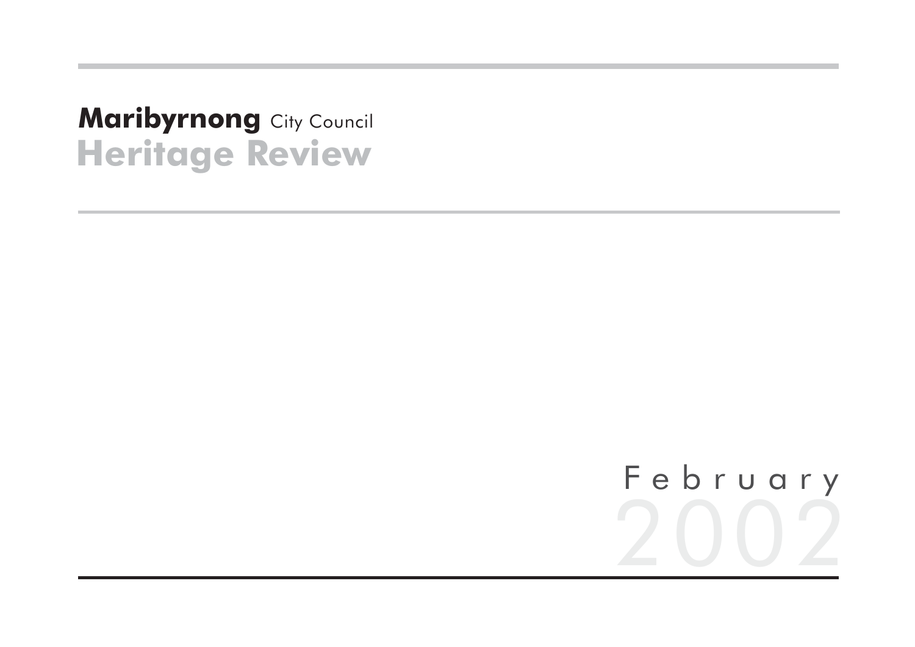# Maribyrnong City Council
# Heritage Review

February 2002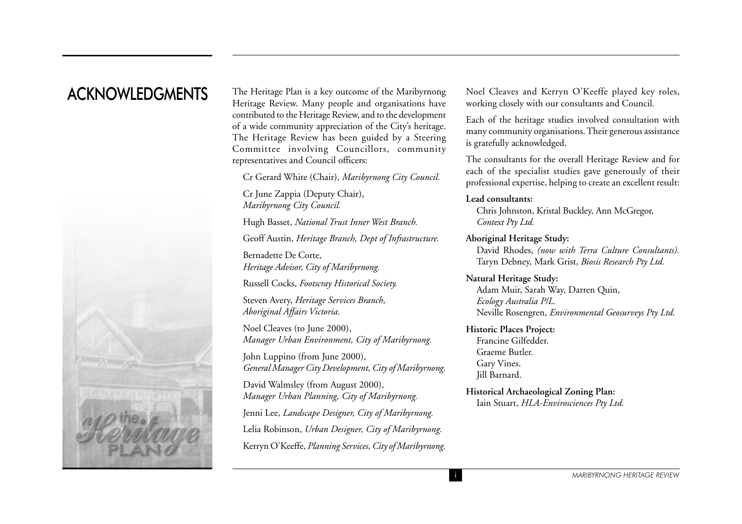# ACKNOWLEDGMENTS

The Heritage Plan is a key outcome of the Maribyrnong Heritage Review. Many people and organisations have contributed to the Heritage Review, and to the development of a wide community appreciation of the City's heritage. The Heritage Review has been guided by a Steering Committee involving Councillors, community representatives and Council officers:

Cr Gerard White (Chair), *Maribyrnong City Council.*

Cr June Zappia (Deputy Chair), *Maribyrnong City Council.*

Hugh Basset, *National Trust Inner West Branch.*

Geoff Austin, *Heritage Branch, Dept of Infrastructure.*

Bernadette De Corte, *Heritage Advisor, City of Maribyrnong.*

Russell Cocks, *Footscray Historical Society.*

Steven Avery, *Heritage Services Branch, Aboriginal Affairs Victoria.*

Noel Cleaves (to June 2000), *Manager Urban Environment, City of Maribyrnong.*

John Luppino (from June 2000), *General Manager City Development, City of Maribyrnong.*

David Walmsley (from August 2000), *Manager Urban Planning, City of Maribyrnong.*

Jenni Lee, *Landscape Designer, City of Maribyrnong.*

Lelia Robinson, *Urban Designer, City of Maribyrnong.*

Kerryn O'Keeffe, *Planning Services, City of Maribyrnong.*

Noel Cleaves and Kerryn O'Keeffe played key roles, working closely with our consultants and Council.

Each of the heritage studies involved consultation with many community organisations. Their generous assistance is gratefully acknowledged.

The consultants for the overall Heritage Review and for each of the specialist studies gave generously of their professional expertise, helping to create an excellent result:

**Lead consultants:**
Chris Johnston, Kristal Buckley, Ann McGregor, *Context Pty Ltd.*

**Aboriginal Heritage Study:**
David Rhodes, *(now with Terra Culture Consultants).*
Taryn Debney, Mark Grist, *Biosis Research Pty Ltd.*

**Natural Heritage Study:**
Adam Muir, Sarah Way, Darren Quin, *Ecology Australia P/L.*
Neville Rosengren, *Environmental Geosurveys Pty Ltd.*

**Historic Places Project:**
Francine Gilfedder.
Graeme Butler.
Gary Vines.
Jill Barnard.

**Historical Archaeological Zoning Plan:**
Iain Stuart, *HLA-Envirosciences Pty Ltd.*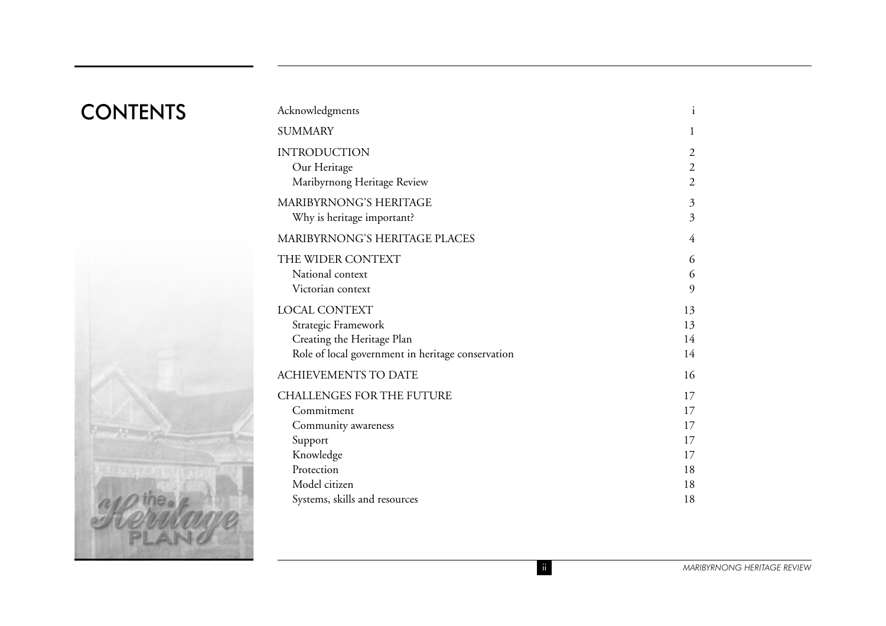# CONTENTS

| | |
|---|---|
| Acknowledgments | i |
| SUMMARY | 1 |
| INTRODUCTION | 2 |
| Our Heritage | 2 |
| Maribyrnong Heritage Review | 2 |
| MARIBYRNONG'S HERITAGE | 3 |
| Why is heritage important? | 3 |
| MARIBYRNONG'S HERITAGE PLACES | 4 |
| THE WIDER CONTEXT | 6 |
| National context | 6 |
| Victorian context | 9 |
| LOCAL CONTEXT | 13 |
| Strategic Framework | 13 |
| Creating the Heritage Plan | 14 |
| Role of local government in heritage conservation | 14 |
| ACHIEVEMENTS TO DATE | 16 |
| CHALLENGES FOR THE FUTURE | 17 |
| Commitment | 17 |
| Community awareness | 17 |
| Support | 17 |
| Knowledge | 17 |
| Protection | 18 |
| Model citizen | 18 |
| Systems, skills and resources | 18 |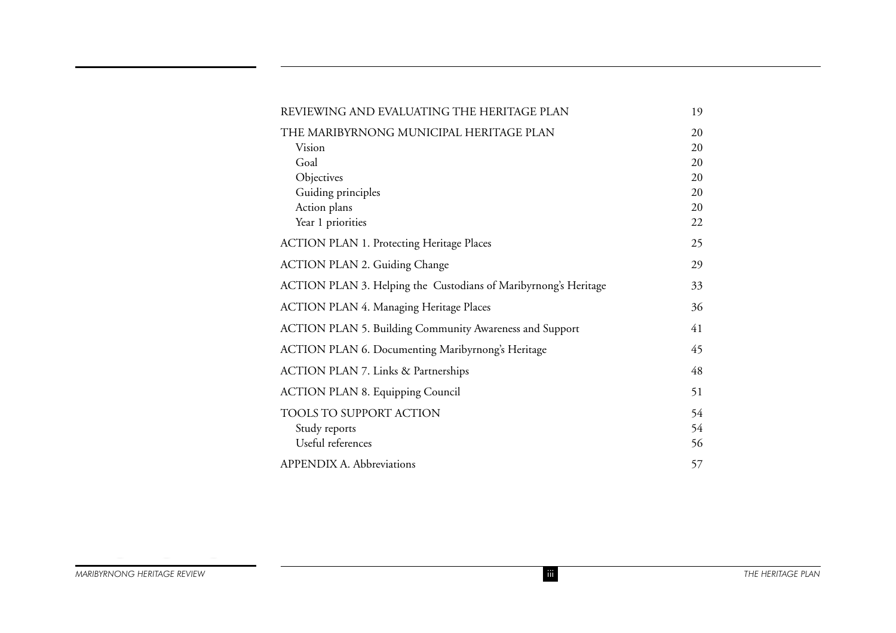| | |
|---|---|
| REVIEWING AND EVALUATING THE HERITAGE PLAN | 19 |
| THE MARIBYRNONG MUNICIPAL HERITAGE PLAN | 20 |
| Vision | 20 |
| Goal | 20 |
| Objectives | 20 |
| Guiding principles | 20 |
| Action plans | 20 |
| Year 1 priorities | 22 |
| ACTION PLAN 1. Protecting Heritage Places | 25 |
| ACTION PLAN 2. Guiding Change | 29 |
| ACTION PLAN 3. Helping the Custodians of Maribyrnong's Heritage | 33 |
| ACTION PLAN 4. Managing Heritage Places | 36 |
| ACTION PLAN 5. Building Community Awareness and Support | 41 |
| ACTION PLAN 6. Documenting Maribyrnong's Heritage | 45 |
| ACTION PLAN 7. Links & Partnerships | 48 |
| ACTION PLAN 8. Equipping Council | 51 |
| TOOLS TO SUPPORT ACTION | 54 |
| Study reports | 54 |
| Useful references | 56 |
| APPENDIX A. Abbreviations | 57 |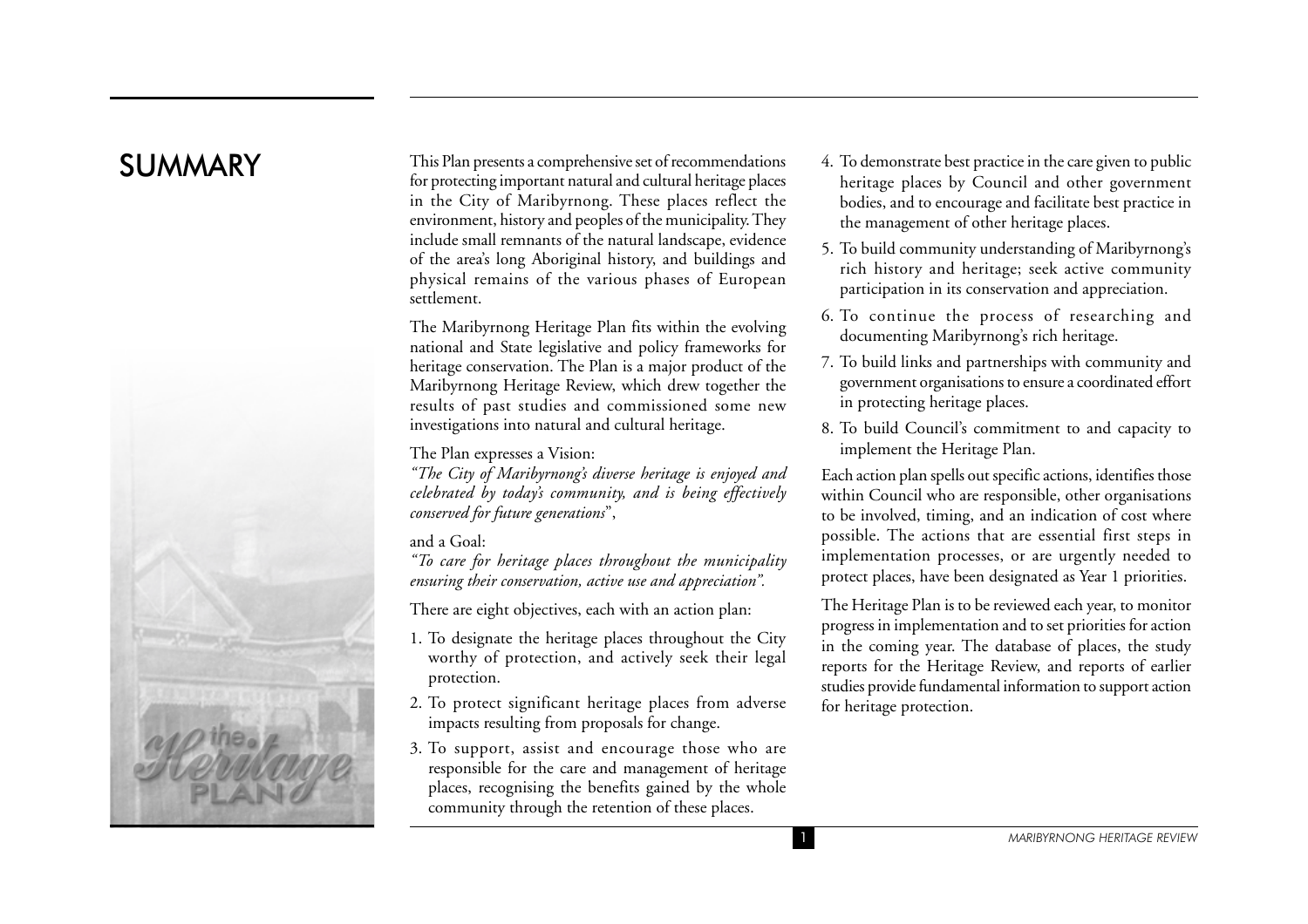# SUMMARY

This Plan presents a comprehensive set of recommendations for protecting important natural and cultural heritage places in the City of Maribyrnong. These places reflect the environment, history and peoples of the municipality. They include small remnants of the natural landscape, evidence of the area's long Aboriginal history, and buildings and physical remains of the various phases of European settlement.

The Maribyrnong Heritage Plan fits within the evolving national and State legislative and policy frameworks for heritage conservation. The Plan is a major product of the Maribyrnong Heritage Review, which drew together the results of past studies and commissioned some new investigations into natural and cultural heritage.

The Plan expresses a Vision:
*"The City of Maribyrnong's diverse heritage is enjoyed and celebrated by today's community, and is being effectively conserved for future generations"*,

and a Goal:
*"To care for heritage places throughout the municipality ensuring their conservation, active use and appreciation".*

There are eight objectives, each with an action plan:

1. To designate the heritage places throughout the City worthy of protection, and actively seek their legal protection.
2. To protect significant heritage places from adverse impacts resulting from proposals for change.
3. To support, assist and encourage those who are responsible for the care and management of heritage places, recognising the benefits gained by the whole community through the retention of these places.
4. To demonstrate best practice in the care given to public heritage places by Council and other government bodies, and to encourage and facilitate best practice in the management of other heritage places.
5. To build community understanding of Maribyrnong's rich history and heritage; seek active community participation in its conservation and appreciation.
6. To continue the process of researching and documenting Maribyrnong's rich heritage.
7. To build links and partnerships with community and government organisations to ensure a coordinated effort in protecting heritage places.
8. To build Council's commitment to and capacity to implement the Heritage Plan.

Each action plan spells out specific actions, identifies those within Council who are responsible, other organisations to be involved, timing, and an indication of cost where possible. The actions that are essential first steps in implementation processes, or are urgently needed to protect places, have been designated as Year 1 priorities.

The Heritage Plan is to be reviewed each year, to monitor progress in implementation and to set priorities for action in the coming year. The database of places, the study reports for the Heritage Review, and reports of earlier studies provide fundamental information to support action for heritage protection.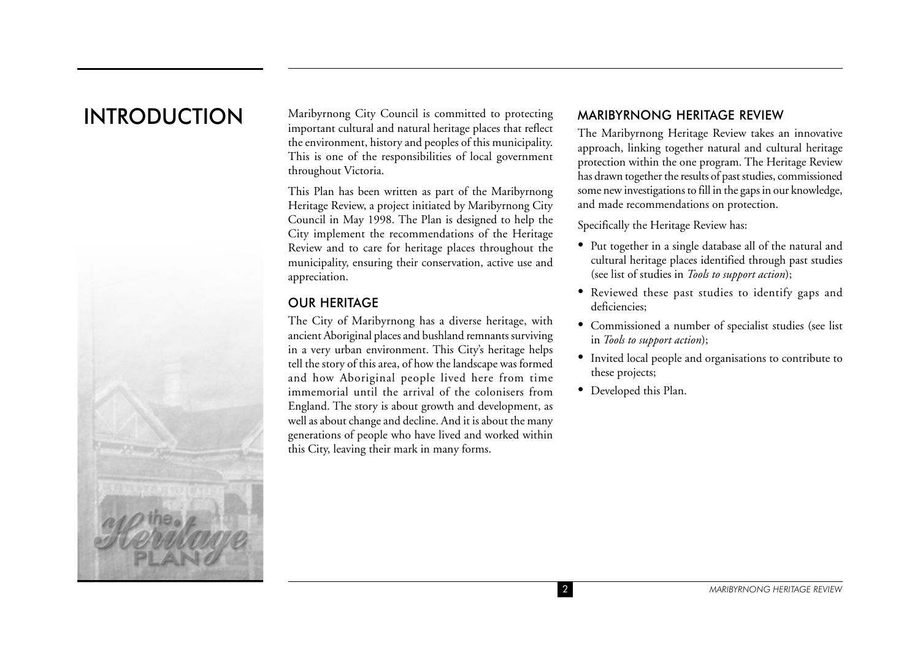# INTRODUCTION

Maribyrnong City Council is committed to protecting important cultural and natural heritage places that reflect the environment, history and peoples of this municipality. This is one of the responsibilities of local government throughout Victoria.

This Plan has been written as part of the Maribyrnong Heritage Review, a project initiated by Maribyrnong City Council in May 1998. The Plan is designed to help the City implement the recommendations of the Heritage Review and to care for heritage places throughout the municipality, ensuring their conservation, active use and appreciation.

## OUR HERITAGE

The City of Maribyrnong has a diverse heritage, with ancient Aboriginal places and bushland remnants surviving in a very urban environment. This City's heritage helps tell the story of this area, of how the landscape was formed and how Aboriginal people lived here from time immemorial until the arrival of the colonisers from England. The story is about growth and development, as well as about change and decline. And it is about the many generations of people who have lived and worked within this City, leaving their mark in many forms.

## MARIBYRNONG HERITAGE REVIEW

The Maribyrnong Heritage Review takes an innovative approach, linking together natural and cultural heritage protection within the one program. The Heritage Review has drawn together the results of past studies, commissioned some new investigations to fill in the gaps in our knowledge, and made recommendations on protection.

Specifically the Heritage Review has:

- Put together in a single database all of the natural and cultural heritage places identified through past studies (see list of studies in *Tools to support action*);
- Reviewed these past studies to identify gaps and deficiencies;
- Commissioned a number of specialist studies (see list in *Tools to support action*);
- Invited local people and organisations to contribute to these projects;
- Developed this Plan.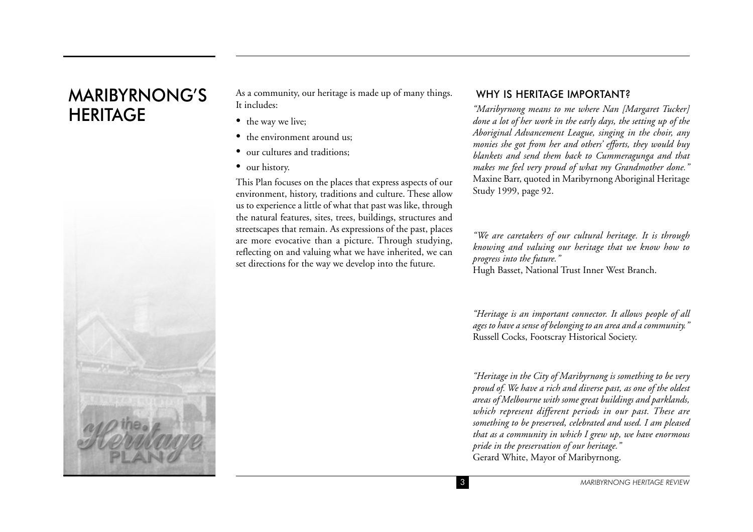# MARIBYRNONG'S HERITAGE

As a community, our heritage is made up of many things. It includes:

- the way we live;
- the environment around us;
- our cultures and traditions;
- our history.

This Plan focuses on the places that express aspects of our environment, history, traditions and culture. These allow us to experience a little of what that past was like, through the natural features, sites, trees, buildings, structures and streetscapes that remain. As expressions of the past, places are more evocative than a picture. Through studying, reflecting on and valuing what we have inherited, we can set directions for the way we develop into the future.

## WHY IS HERITAGE IMPORTANT?

*"Maribyrnong means to me where Nan [Margaret Tucker] done a lot of her work in the early days, the setting up of the Aboriginal Advancement League, singing in the choir, any monies she got from her and others' efforts, they would buy blankets and send them back to Cummeragunga and that makes me feel very proud of what my Grandmother done."*
Maxine Barr, quoted in Maribyrnong Aboriginal Heritage Study 1999, page 92.

*"We are caretakers of our cultural heritage. It is through knowing and valuing our heritage that we know how to progress into the future."*
Hugh Basset, National Trust Inner West Branch.

*"Heritage is an important connector. It allows people of all ages to have a sense of belonging to an area and a community."*
Russell Cocks, Footscray Historical Society.

*"Heritage in the City of Maribyrnong is something to be very proud of. We have a rich and diverse past, as one of the oldest areas of Melbourne with some great buildings and parklands, which represent different periods in our past. These are something to be preserved, celebrated and used. I am pleased that as a community in which I grew up, we have enormous pride in the preservation of our heritage."*
Gerard White, Mayor of Maribyrnong.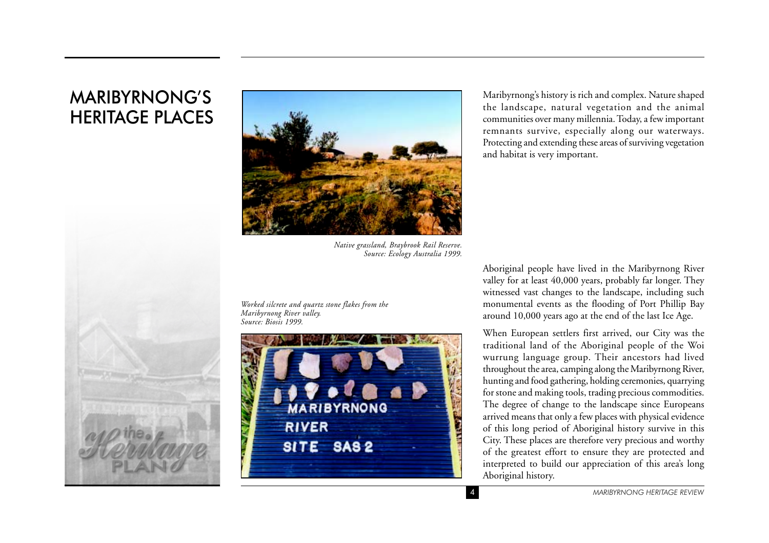# MARIBYRNONG'S HERITAGE PLACES

Maribyrnong's history is rich and complex. Nature shaped the landscape, natural vegetation and the animal communities over many millennia. Today, a few important remnants survive, especially along our waterways. Protecting and extending these areas of surviving vegetation and habitat is very important.

*Native grassland, Braybrook Rail Reserve. Source: Ecology Australia 1999.*

*Worked silcrete and quartz stone flakes from the Maribyrnong River valley. Source: Biosis 1999.*

Aboriginal people have lived in the Maribyrnong River valley for at least 40,000 years, probably far longer. They witnessed vast changes to the landscape, including such monumental events as the flooding of Port Phillip Bay around 10,000 years ago at the end of the last Ice Age.

When European settlers first arrived, our City was the traditional land of the Aboriginal people of the Woi wurrung language group. Their ancestors had lived throughout the area, camping along the Maribyrnong River, hunting and food gathering, holding ceremonies, quarrying for stone and making tools, trading precious commodities. The degree of change to the landscape since Europeans arrived means that only a few places with physical evidence of this long period of Aboriginal history survive in this City. These places are therefore very precious and worthy of the greatest effort to ensure they are protected and interpreted to build our appreciation of this area's long Aboriginal history.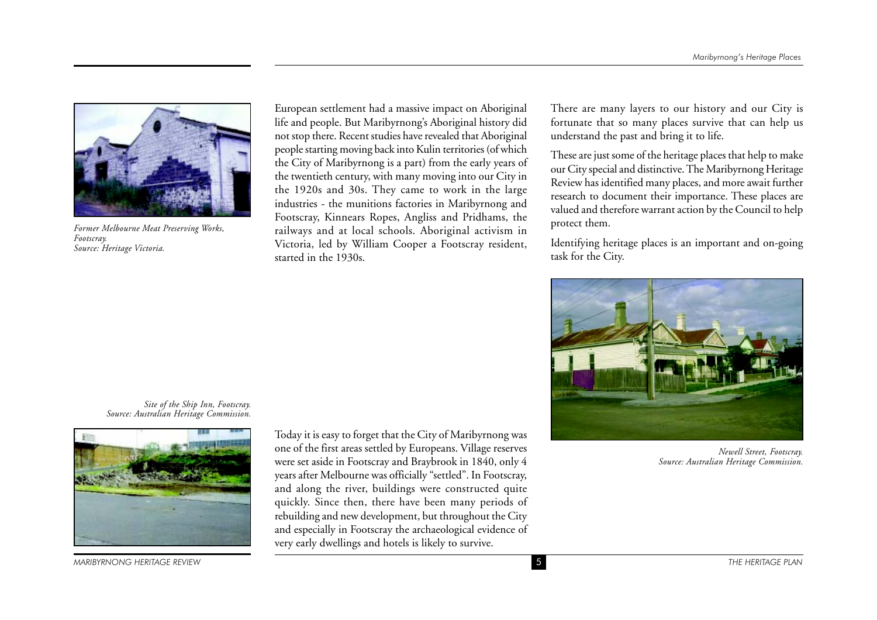*Former Melbourne Meat Preserving Works, Footscray.*
*Source: Heritage Victoria.*

European settlement had a massive impact on Aboriginal life and people. But Maribyrnong's Aboriginal history did not stop there. Recent studies have revealed that Aboriginal people starting moving back into Kulin territories (of which the City of Maribyrnong is a part) from the early years of the twentieth century, with many moving into our City in the 1920s and 30s. They came to work in the large industries - the munitions factories in Maribyrnong and Footscray, Kinnears Ropes, Angliss and Pridhams, the railways and at local schools. Aboriginal activism in Victoria, led by William Cooper a Footscray resident, started in the 1930s.

*Site of the Ship Inn, Footscray.*
*Source: Australian Heritage Commission.*

Today it is easy to forget that the City of Maribyrnong was one of the first areas settled by Europeans. Village reserves were set aside in Footscray and Braybrook in 1840, only 4 years after Melbourne was officially "settled". In Footscray, and along the river, buildings were constructed quite quickly. Since then, there have been many periods of rebuilding and new development, but throughout the City and especially in Footscray the archaeological evidence of very early dwellings and hotels is likely to survive.

There are many layers to our history and our City is fortunate that so many places survive that can help us understand the past and bring it to life.

These are just some of the heritage places that help to make our City special and distinctive. The Maribyrnong Heritage Review has identified many places, and more await further research to document their importance. These places are valued and therefore warrant action by the Council to help protect them.

Identifying heritage places is an important and on-going task for the City.

*Newell Street, Footscray.*
*Source: Australian Heritage Commission.*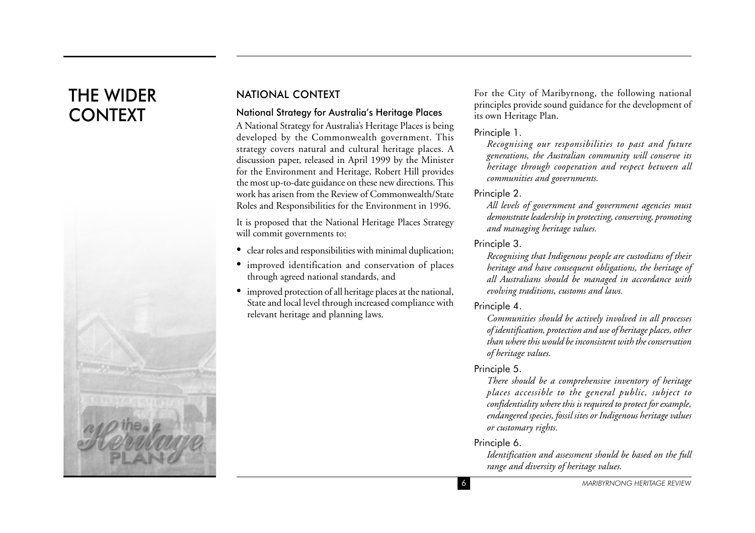# THE WIDER CONTEXT

## NATIONAL CONTEXT

### National Strategy for Australia's Heritage Places

A National Strategy for Australia's Heritage Places is being developed by the Commonwealth government. This strategy covers natural and cultural heritage places. A discussion paper, released in April 1999 by the Minister for the Environment and Heritage, Robert Hill provides the most up-to-date guidance on these new directions. This work has arisen from the Review of Commonwealth/State Roles and Responsibilities for the Environment in 1996.

It is proposed that the National Heritage Places Strategy will commit governments to:

- clear roles and responsibilities with minimal duplication;
- improved identification and conservation of places through agreed national standards, and
- improved protection of all heritage places at the national, State and local level through increased compliance with relevant heritage and planning laws.

For the City of Maribyrnong, the following national principles provide sound guidance for the development of its own Heritage Plan.

Principle 1.

*Recognising our responsibilities to past and future generations, the Australian community will conserve its heritage through cooperation and respect between all communities and governments.*

Principle 2.

*All levels of government and government agencies must demonstrate leadership in protecting, conserving, promoting and managing heritage values.*

Principle 3.

*Recognising that Indigenous people are custodians of their heritage and have consequent obligations, the heritage of all Australians should be managed in accordance with evolving traditions, customs and laws.*

Principle 4.

*Communities should be actively involved in all processes of identification, protection and use of heritage places, other than where this would be inconsistent with the conservation of heritage values.*

Principle 5.

*There should be a comprehensive inventory of heritage places accessible to the general public, subject to confidentiality where this is required to protect for example, endangered species, fossil sites or Indigenous heritage values or customary rights.*

Principle 6.

*Identification and assessment should be based on the full range and diversity of heritage values.*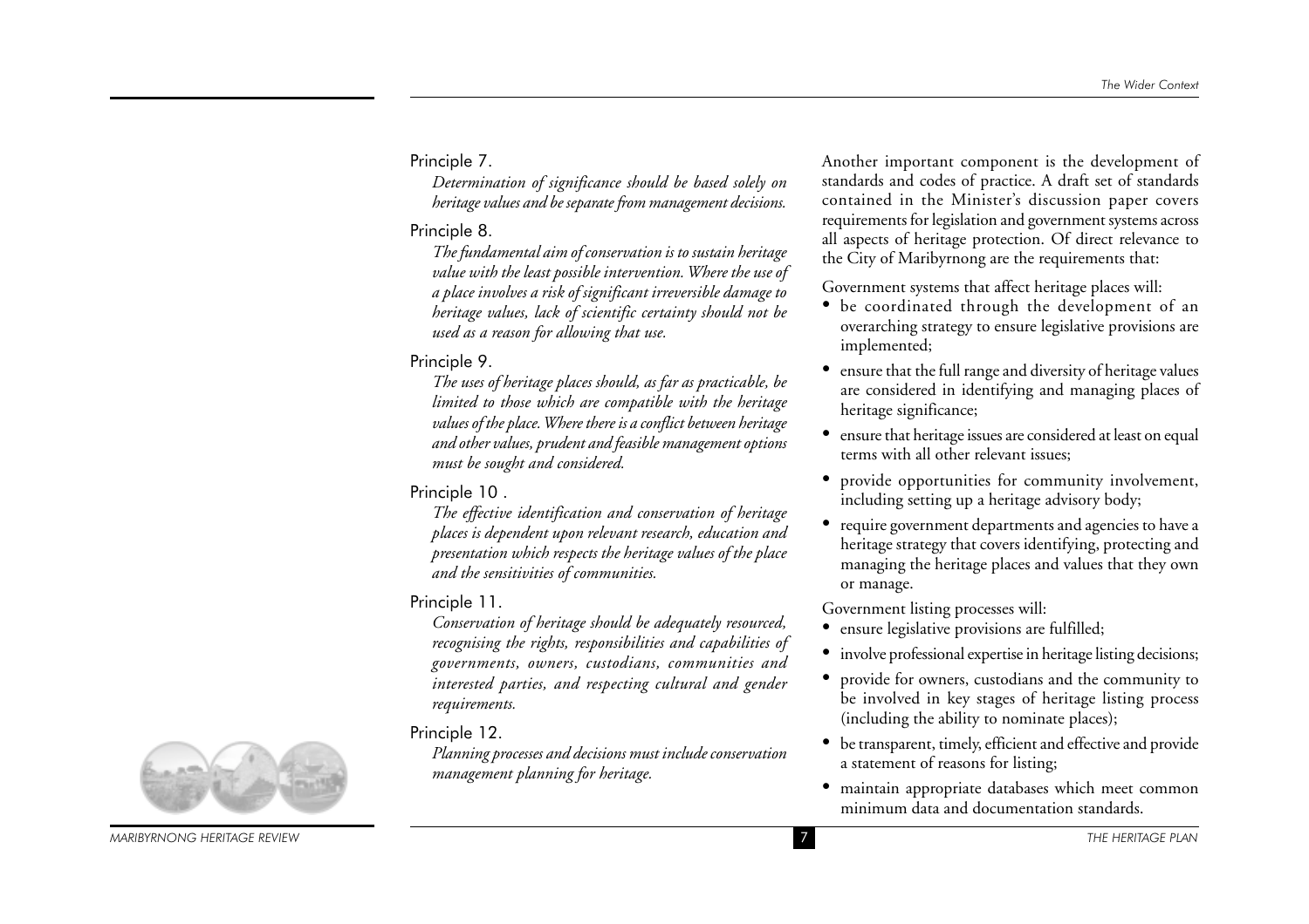Principle 7.

*Determination of significance should be based solely on heritage values and be separate from management decisions.*

Principle 8.

*The fundamental aim of conservation is to sustain heritage value with the least possible intervention. Where the use of a place involves a risk of significant irreversible damage to heritage values, lack of scientific certainty should not be used as a reason for allowing that use.*

Principle 9.

*The uses of heritage places should, as far as practicable, be limited to those which are compatible with the heritage values of the place. Where there is a conflict between heritage and other values, prudent and feasible management options must be sought and considered.*

Principle 10 .

*The effective identification and conservation of heritage places is dependent upon relevant research, education and presentation which respects the heritage values of the place and the sensitivities of communities.*

Principle 11.

*Conservation of heritage should be adequately resourced, recognising the rights, responsibilities and capabilities of governments, owners, custodians, communities and interested parties, and respecting cultural and gender requirements.*

Principle 12.

*Planning processes and decisions must include conservation management planning for heritage.*

Another important component is the development of standards and codes of practice. A draft set of standards contained in the Minister's discussion paper covers requirements for legislation and government systems across all aspects of heritage protection. Of direct relevance to the City of Maribyrnong are the requirements that:

Government systems that affect heritage places will:

- be coordinated through the development of an overarching strategy to ensure legislative provisions are implemented;
- ensure that the full range and diversity of heritage values are considered in identifying and managing places of heritage significance;
- ensure that heritage issues are considered at least on equal terms with all other relevant issues;
- provide opportunities for community involvement, including setting up a heritage advisory body;
- require government departments and agencies to have a heritage strategy that covers identifying, protecting and managing the heritage places and values that they own or manage.

Government listing processes will:

- ensure legislative provisions are fulfilled;
- involve professional expertise in heritage listing decisions;
- provide for owners, custodians and the community to be involved in key stages of heritage listing process (including the ability to nominate places);
- be transparent, timely, efficient and effective and provide a statement of reasons for listing;
- maintain appropriate databases which meet common minimum data and documentation standards.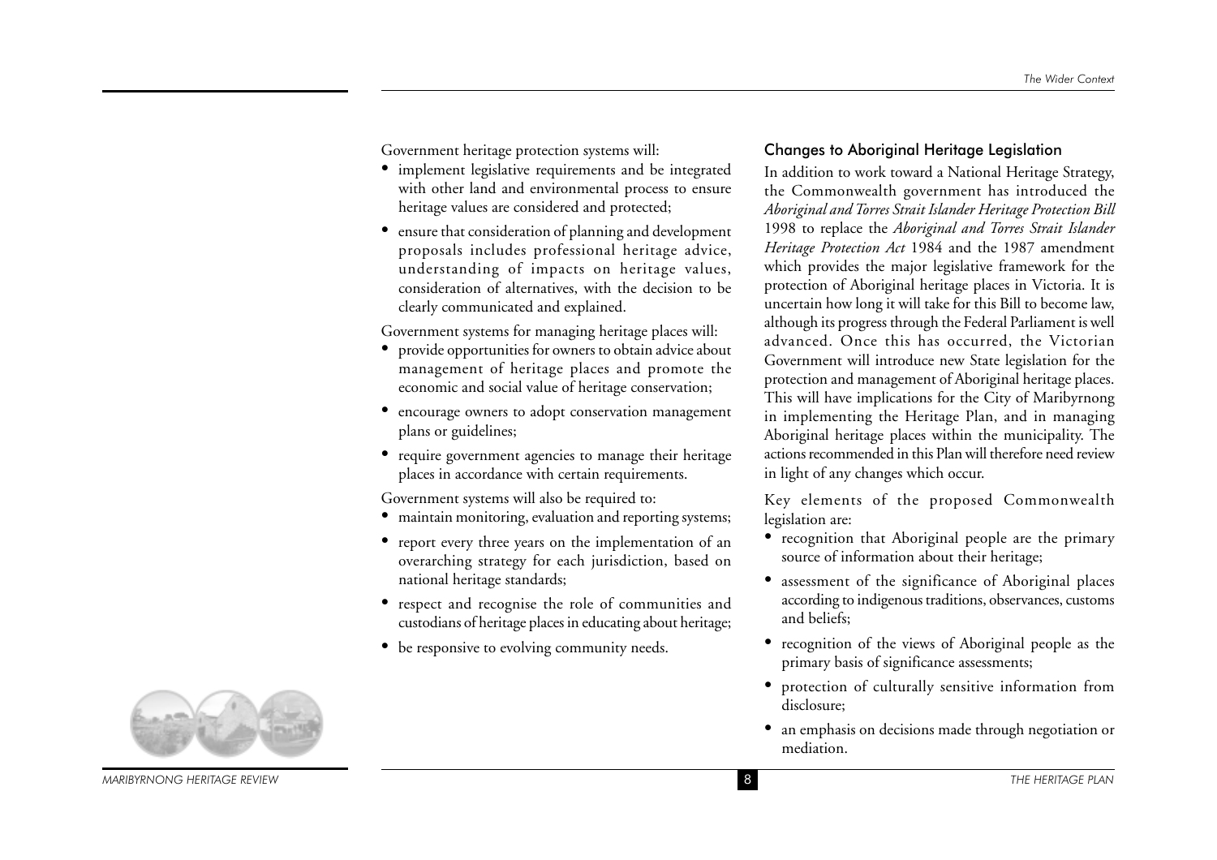Government heritage protection systems will:

- implement legislative requirements and be integrated with other land and environmental process to ensure heritage values are considered and protected;
- ensure that consideration of planning and development proposals includes professional heritage advice, understanding of impacts on heritage values, consideration of alternatives, with the decision to be clearly communicated and explained.

Government systems for managing heritage places will:

- provide opportunities for owners to obtain advice about management of heritage places and promote the economic and social value of heritage conservation;
- encourage owners to adopt conservation management plans or guidelines;
- require government agencies to manage their heritage places in accordance with certain requirements.

Government systems will also be required to:

- maintain monitoring, evaluation and reporting systems;
- report every three years on the implementation of an overarching strategy for each jurisdiction, based on national heritage standards;
- respect and recognise the role of communities and custodians of heritage places in educating about heritage;
- be responsive to evolving community needs.

### Changes to Aboriginal Heritage Legislation

In addition to work toward a National Heritage Strategy, the Commonwealth government has introduced the *Aboriginal and Torres Strait Islander Heritage Protection Bill* 1998 to replace the *Aboriginal and Torres Strait Islander Heritage Protection Act* 1984 and the 1987 amendment which provides the major legislative framework for the protection of Aboriginal heritage places in Victoria. It is uncertain how long it will take for this Bill to become law, although its progress through the Federal Parliament is well advanced. Once this has occurred, the Victorian Government will introduce new State legislation for the protection and management of Aboriginal heritage places. This will have implications for the City of Maribyrnong in implementing the Heritage Plan, and in managing Aboriginal heritage places within the municipality. The actions recommended in this Plan will therefore need review in light of any changes which occur.

Key elements of the proposed Commonwealth legislation are:

- recognition that Aboriginal people are the primary source of information about their heritage;
- assessment of the significance of Aboriginal places according to indigenous traditions, observances, customs and beliefs;
- recognition of the views of Aboriginal people as the primary basis of significance assessments;
- protection of culturally sensitive information from disclosure;
- an emphasis on decisions made through negotiation or mediation.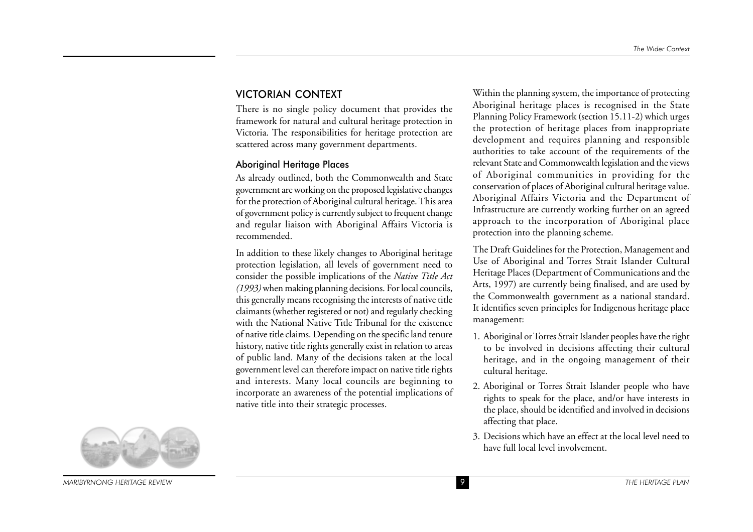## VICTORIAN CONTEXT

There is no single policy document that provides the framework for natural and cultural heritage protection in Victoria. The responsibilities for heritage protection are scattered across many government departments.

### Aboriginal Heritage Places

As already outlined, both the Commonwealth and State government are working on the proposed legislative changes for the protection of Aboriginal cultural heritage. This area of government policy is currently subject to frequent change and regular liaison with Aboriginal Affairs Victoria is recommended.

In addition to these likely changes to Aboriginal heritage protection legislation, all levels of government need to consider the possible implications of the *Native Title Act (1993)* when making planning decisions. For local councils, this generally means recognising the interests of native title claimants (whether registered or not) and regularly checking with the National Native Title Tribunal for the existence of native title claims. Depending on the specific land tenure history, native title rights generally exist in relation to areas of public land. Many of the decisions taken at the local government level can therefore impact on native title rights and interests. Many local councils are beginning to incorporate an awareness of the potential implications of native title into their strategic processes.

Within the planning system, the importance of protecting Aboriginal heritage places is recognised in the State Planning Policy Framework (section 15.11-2) which urges the protection of heritage places from inappropriate development and requires planning and responsible authorities to take account of the requirements of the relevant State and Commonwealth legislation and the views of Aboriginal communities in providing for the conservation of places of Aboriginal cultural heritage value. Aboriginal Affairs Victoria and the Department of Infrastructure are currently working further on an agreed approach to the incorporation of Aboriginal place protection into the planning scheme.

The Draft Guidelines for the Protection, Management and Use of Aboriginal and Torres Strait Islander Cultural Heritage Places (Department of Communications and the Arts, 1997) are currently being finalised, and are used by the Commonwealth government as a national standard. It identifies seven principles for Indigenous heritage place management:

1. Aboriginal or Torres Strait Islander peoples have the right to be involved in decisions affecting their cultural heritage, and in the ongoing management of their cultural heritage.
2. Aboriginal or Torres Strait Islander people who have rights to speak for the place, and/or have interests in the place, should be identified and involved in decisions affecting that place.
3. Decisions which have an effect at the local level need to have full local level involvement.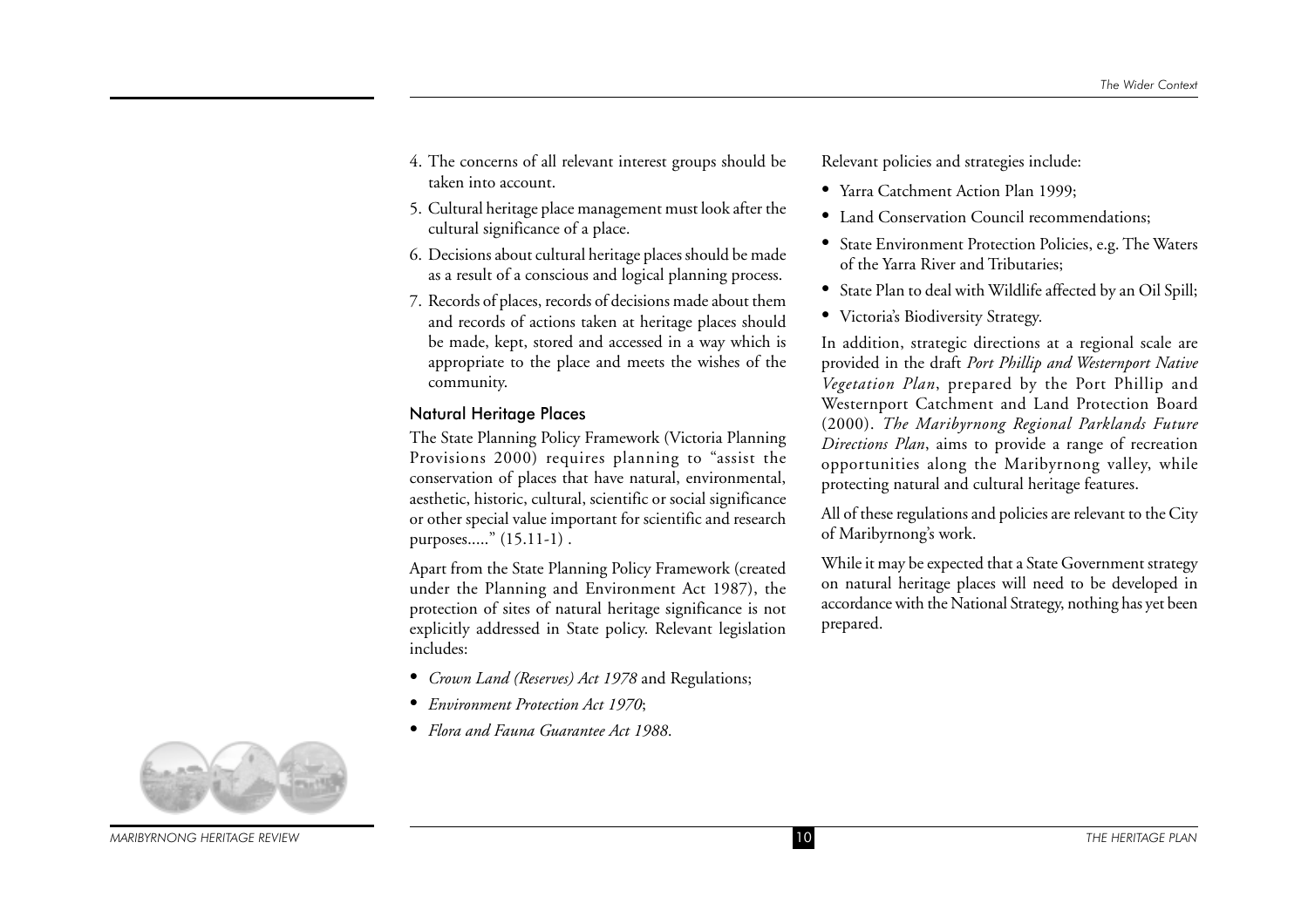4. The concerns of all relevant interest groups should be taken into account.
5. Cultural heritage place management must look after the cultural significance of a place.
6. Decisions about cultural heritage places should be made as a result of a conscious and logical planning process.
7. Records of places, records of decisions made about them and records of actions taken at heritage places should be made, kept, stored and accessed in a way which is appropriate to the place and meets the wishes of the community.

### Natural Heritage Places

The State Planning Policy Framework (Victoria Planning Provisions 2000) requires planning to "assist the conservation of places that have natural, environmental, aesthetic, historic, cultural, scientific or social significance or other special value important for scientific and research purposes....." (15.11-1) .

Apart from the State Planning Policy Framework (created under the Planning and Environment Act 1987), the protection of sites of natural heritage significance is not explicitly addressed in State policy. Relevant legislation includes:

- *Crown Land (Reserves) Act 1978* and Regulations;
- *Environment Protection Act 1970*;
- *Flora and Fauna Guarantee Act 1988*.

Relevant policies and strategies include:

- Yarra Catchment Action Plan 1999;
- Land Conservation Council recommendations;
- State Environment Protection Policies, e.g. The Waters of the Yarra River and Tributaries;
- State Plan to deal with Wildlife affected by an Oil Spill;
- Victoria's Biodiversity Strategy.

In addition, strategic directions at a regional scale are provided in the draft *Port Phillip and Westernport Native Vegetation Plan*, prepared by the Port Phillip and Westernport Catchment and Land Protection Board (2000). *The Maribyrnong Regional Parklands Future Directions Plan*, aims to provide a range of recreation opportunities along the Maribyrnong valley, while protecting natural and cultural heritage features.

All of these regulations and policies are relevant to the City of Maribyrnong's work.

While it may be expected that a State Government strategy on natural heritage places will need to be developed in accordance with the National Strategy, nothing has yet been prepared.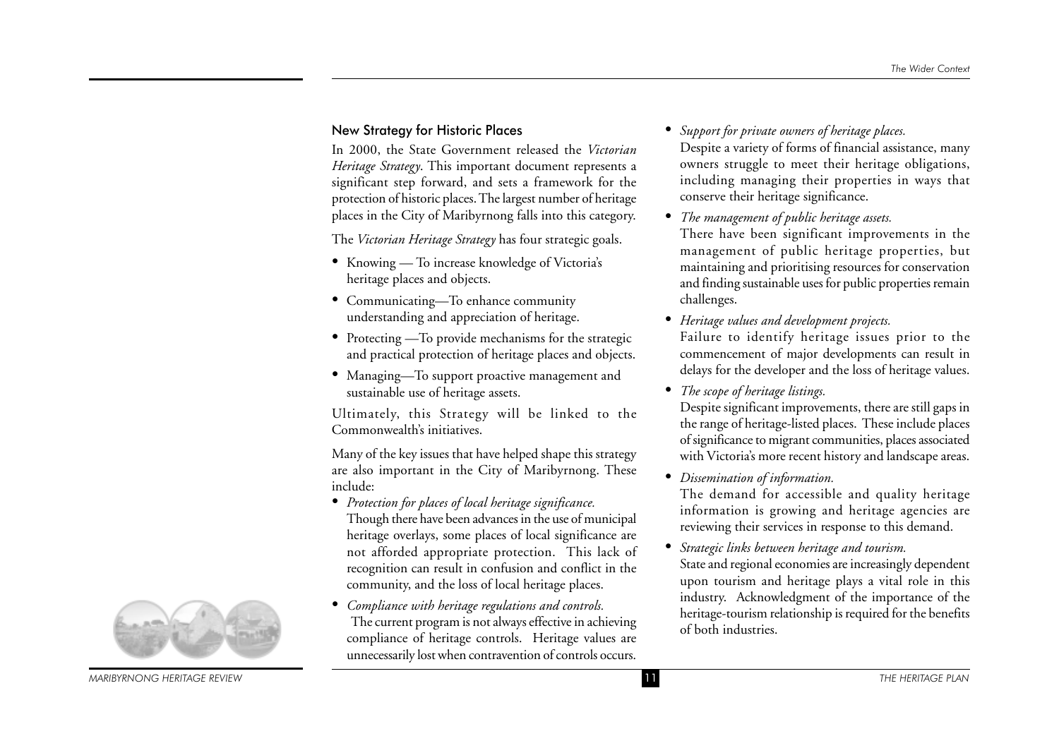## New Strategy for Historic Places

In 2000, the State Government released the *Victorian Heritage Strategy*. This important document represents a significant step forward, and sets a framework for the protection of historic places. The largest number of heritage places in the City of Maribyrnong falls into this category.

The *Victorian Heritage Strategy* has four strategic goals.

- Knowing — To increase knowledge of Victoria's heritage places and objects.
- Communicating—To enhance community understanding and appreciation of heritage.
- Protecting —To provide mechanisms for the strategic and practical protection of heritage places and objects.
- Managing—To support proactive management and sustainable use of heritage assets.

Ultimately, this Strategy will be linked to the Commonwealth's initiatives.

Many of the key issues that have helped shape this strategy are also important in the City of Maribyrnong. These include:

- *Protection for places of local heritage significance.*
  Though there have been advances in the use of municipal heritage overlays, some places of local significance are not afforded appropriate protection. This lack of recognition can result in confusion and conflict in the community, and the loss of local heritage places.
- *Compliance with heritage regulations and controls.*
  The current program is not always effective in achieving compliance of heritage controls. Heritage values are unnecessarily lost when contravention of controls occurs.
- *Support for private owners of heritage places.*
  Despite a variety of forms of financial assistance, many owners struggle to meet their heritage obligations, including managing their properties in ways that conserve their heritage significance.
- *The management of public heritage assets.*
  There have been significant improvements in the management of public heritage properties, but maintaining and prioritising resources for conservation and finding sustainable uses for public properties remain challenges.
- *Heritage values and development projects.*
  Failure to identify heritage issues prior to the commencement of major developments can result in delays for the developer and the loss of heritage values.
- *The scope of heritage listings.*
  Despite significant improvements, there are still gaps in the range of heritage-listed places. These include places of significance to migrant communities, places associated with Victoria's more recent history and landscape areas.
- *Dissemination of information.*
  The demand for accessible and quality heritage information is growing and heritage agencies are reviewing their services in response to this demand.
- *Strategic links between heritage and tourism.*
  State and regional economies are increasingly dependent upon tourism and heritage plays a vital role in this industry. Acknowledgment of the importance of the heritage-tourism relationship is required for the benefits of both industries.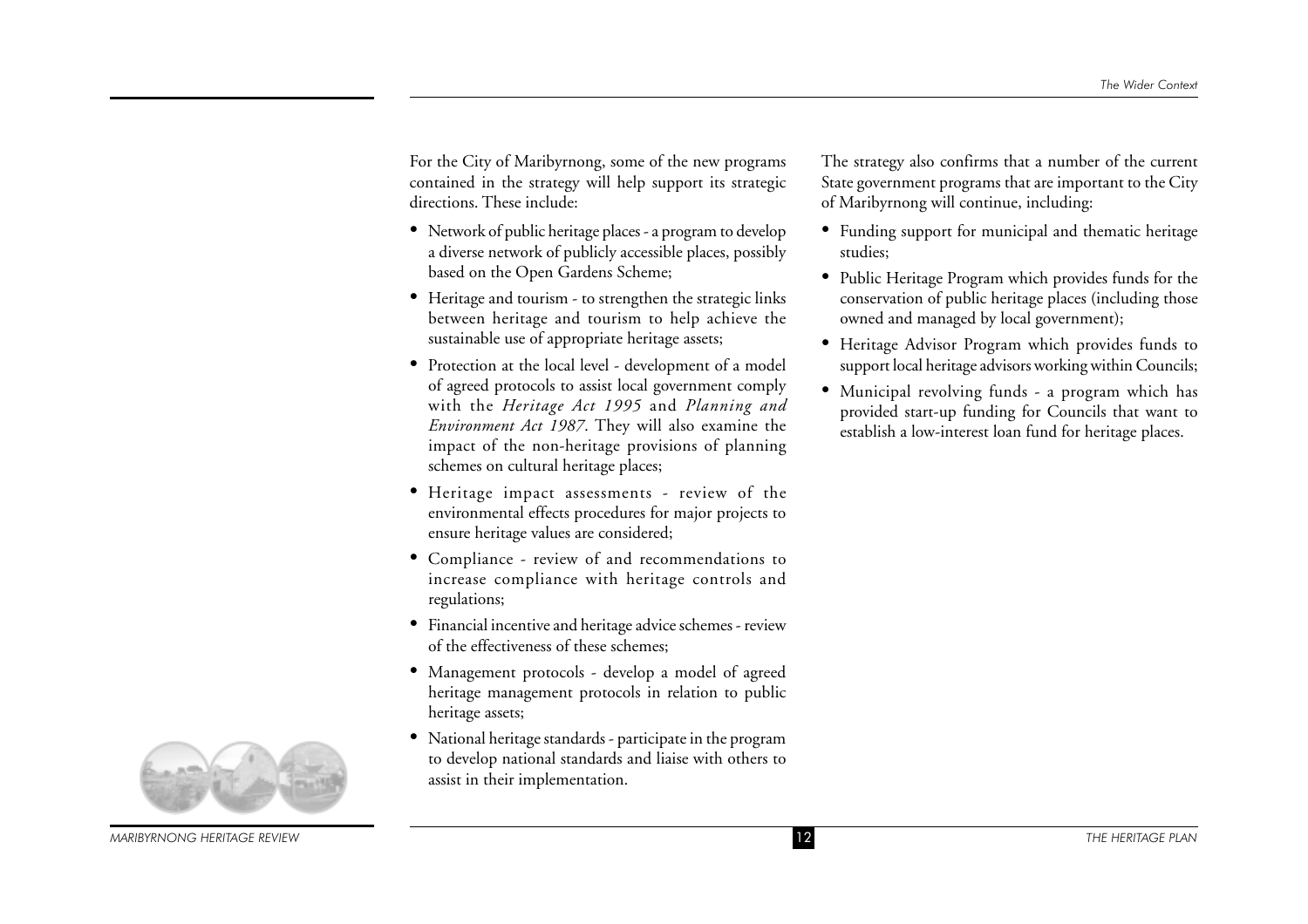For the City of Maribyrnong, some of the new programs contained in the strategy will help support its strategic directions. These include:

- Network of public heritage places - a program to develop a diverse network of publicly accessible places, possibly based on the Open Gardens Scheme;
- Heritage and tourism - to strengthen the strategic links between heritage and tourism to help achieve the sustainable use of appropriate heritage assets;
- Protection at the local level - development of a model of agreed protocols to assist local government comply with the *Heritage Act 1995* and *Planning and Environment Act 1987*. They will also examine the impact of the non-heritage provisions of planning schemes on cultural heritage places;
- Heritage impact assessments - review of the environmental effects procedures for major projects to ensure heritage values are considered;
- Compliance - review of and recommendations to increase compliance with heritage controls and regulations;
- Financial incentive and heritage advice schemes - review of the effectiveness of these schemes;
- Management protocols - develop a model of agreed heritage management protocols in relation to public heritage assets;
- National heritage standards - participate in the program to develop national standards and liaise with others to assist in their implementation.

The strategy also confirms that a number of the current State government programs that are important to the City of Maribyrnong will continue, including:

- Funding support for municipal and thematic heritage studies;
- Public Heritage Program which provides funds for the conservation of public heritage places (including those owned and managed by local government);
- Heritage Advisor Program which provides funds to support local heritage advisors working within Councils;
- Municipal revolving funds - a program which has provided start-up funding for Councils that want to establish a low-interest loan fund for heritage places.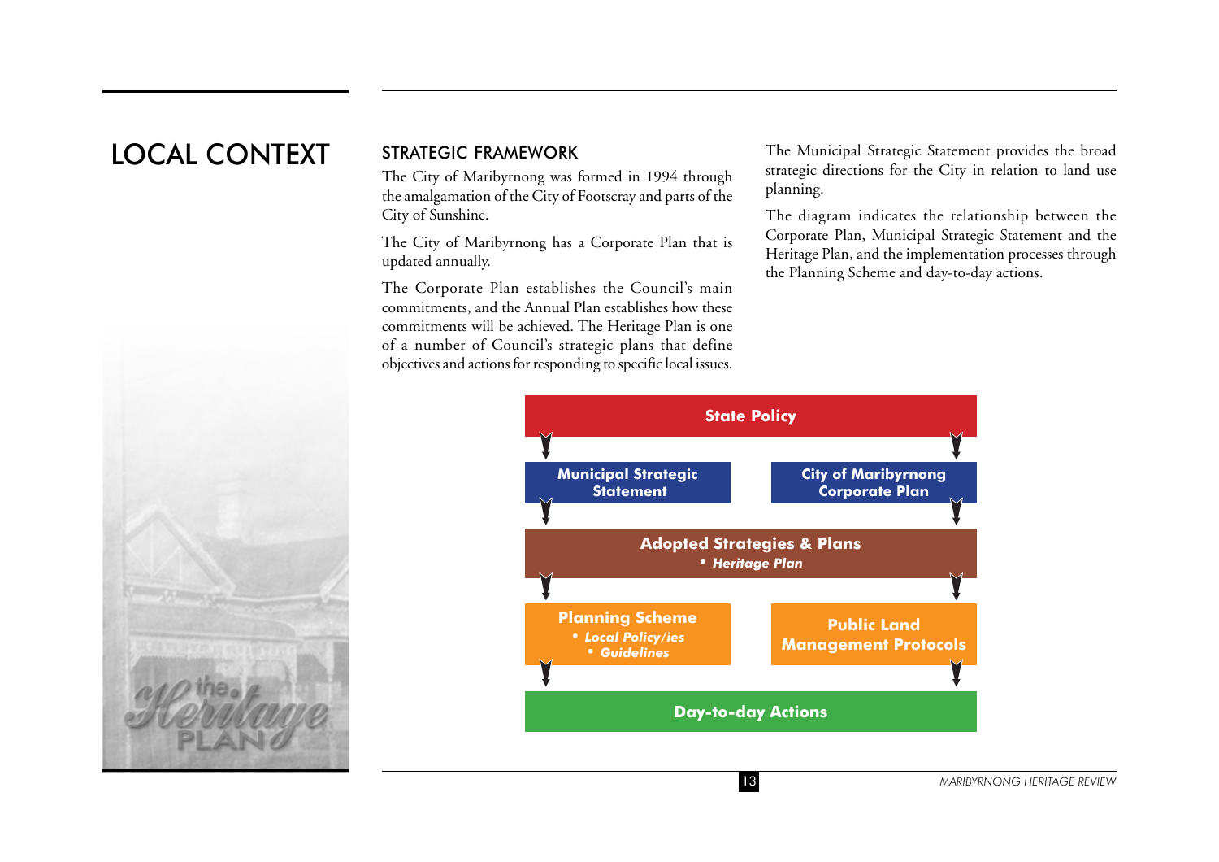# LOCAL CONTEXT

## STRATEGIC FRAMEWORK

The City of Maribyrnong was formed in 1994 through the amalgamation of the City of Footscray and parts of the City of Sunshine.

The City of Maribyrnong has a Corporate Plan that is updated annually.

The Corporate Plan establishes the Council's main commitments, and the Annual Plan establishes how these commitments will be achieved. The Heritage Plan is one of a number of Council's strategic plans that define objectives and actions for responding to specific local issues.

The Municipal Strategic Statement provides the broad strategic directions for the City in relation to land use planning.

The diagram indicates the relationship between the Corporate Plan, Municipal Strategic Statement and the Heritage Plan, and the implementation processes through the Planning Scheme and day-to-day actions.

**State Policy**

↓ ↓

**Municipal Strategic Statement** | **City of Maribyrnong Corporate Plan**

↓ ↓

**Adopted Strategies & Plans**
- *Heritage Plan*

↓ ↓

**Planning Scheme**
- *Local Policy/ies*
- *Guidelines*

**Public Land Management Protocols**

↓ ↓

**Day-to-day Actions**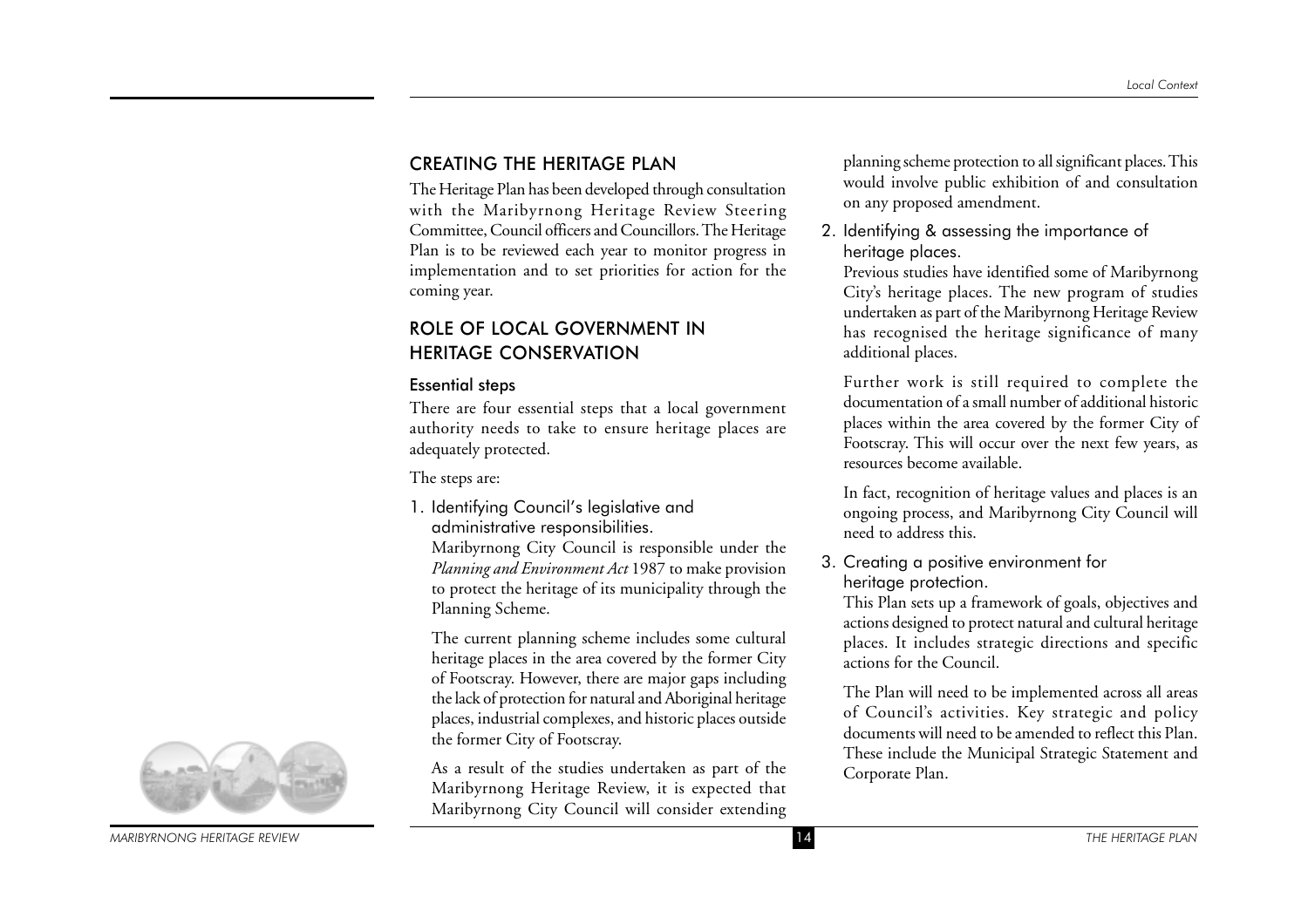## CREATING THE HERITAGE PLAN

The Heritage Plan has been developed through consultation with the Maribyrnong Heritage Review Steering Committee, Council officers and Councillors. The Heritage Plan is to be reviewed each year to monitor progress in implementation and to set priorities for action for the coming year.

## ROLE OF LOCAL GOVERNMENT IN HERITAGE CONSERVATION

### Essential steps

There are four essential steps that a local government authority needs to take to ensure heritage places are adequately protected.

The steps are:

1. Identifying Council's legislative and administrative responsibilities.
   Maribyrnong City Council is responsible under the *Planning and Environment Act* 1987 to make provision to protect the heritage of its municipality through the Planning Scheme.

   The current planning scheme includes some cultural heritage places in the area covered by the former City of Footscray. However, there are major gaps including the lack of protection for natural and Aboriginal heritage places, industrial complexes, and historic places outside the former City of Footscray.

   As a result of the studies undertaken as part of the Maribyrnong Heritage Review, it is expected that Maribyrnong City Council will consider extending planning scheme protection to all significant places. This would involve public exhibition of and consultation on any proposed amendment.

2. Identifying & assessing the importance of heritage places.
   Previous studies have identified some of Maribyrnong City's heritage places. The new program of studies undertaken as part of the Maribyrnong Heritage Review has recognised the heritage significance of many additional places.

   Further work is still required to complete the documentation of a small number of additional historic places within the area covered by the former City of Footscray. This will occur over the next few years, as resources become available.

   In fact, recognition of heritage values and places is an ongoing process, and Maribyrnong City Council will need to address this.

3. Creating a positive environment for heritage protection.
   This Plan sets up a framework of goals, objectives and actions designed to protect natural and cultural heritage places. It includes strategic directions and specific actions for the Council.

   The Plan will need to be implemented across all areas of Council's activities. Key strategic and policy documents will need to be amended to reflect this Plan. These include the Municipal Strategic Statement and Corporate Plan.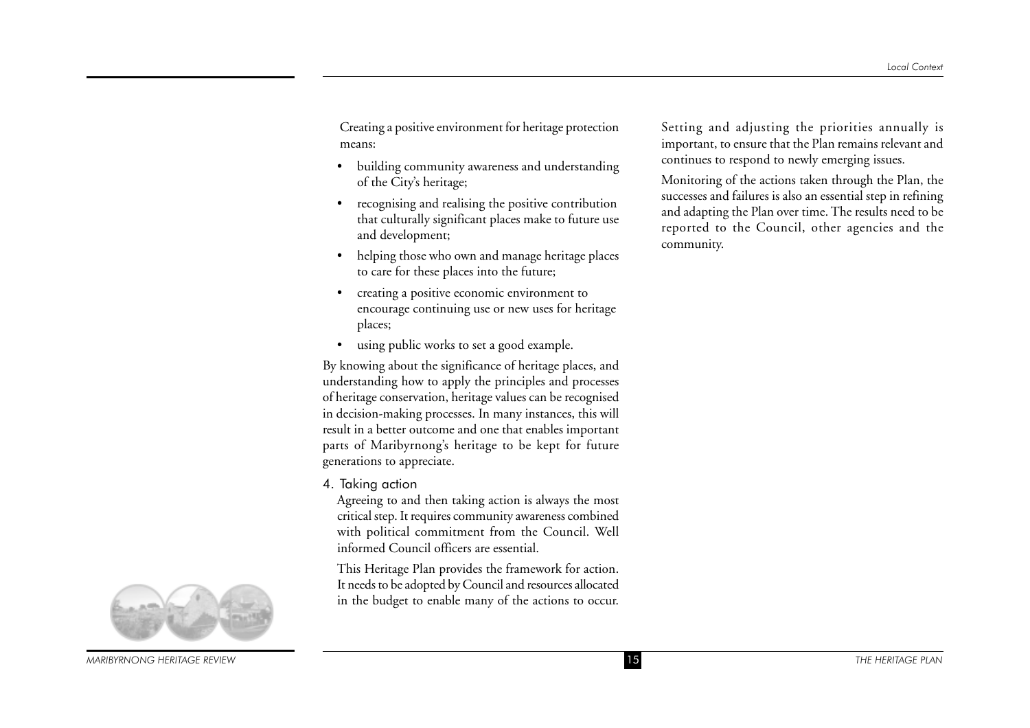Creating a positive environment for heritage protection means:

- building community awareness and understanding of the City's heritage;
- recognising and realising the positive contribution that culturally significant places make to future use and development;
- helping those who own and manage heritage places to care for these places into the future;
- creating a positive economic environment to encourage continuing use or new uses for heritage places;
- using public works to set a good example.

By knowing about the significance of heritage places, and understanding how to apply the principles and processes of heritage conservation, heritage values can be recognised in decision-making processes. In many instances, this will result in a better outcome and one that enables important parts of Maribyrnong's heritage to be kept for future generations to appreciate.

### 4. Taking action

Agreeing to and then taking action is always the most critical step. It requires community awareness combined with political commitment from the Council. Well informed Council officers are essential.

This Heritage Plan provides the framework for action. It needs to be adopted by Council and resources allocated in the budget to enable many of the actions to occur. Setting and adjusting the priorities annually is important, to ensure that the Plan remains relevant and continues to respond to newly emerging issues.

Monitoring of the actions taken through the Plan, the successes and failures is also an essential step in refining and adapting the Plan over time. The results need to be reported to the Council, other agencies and the community.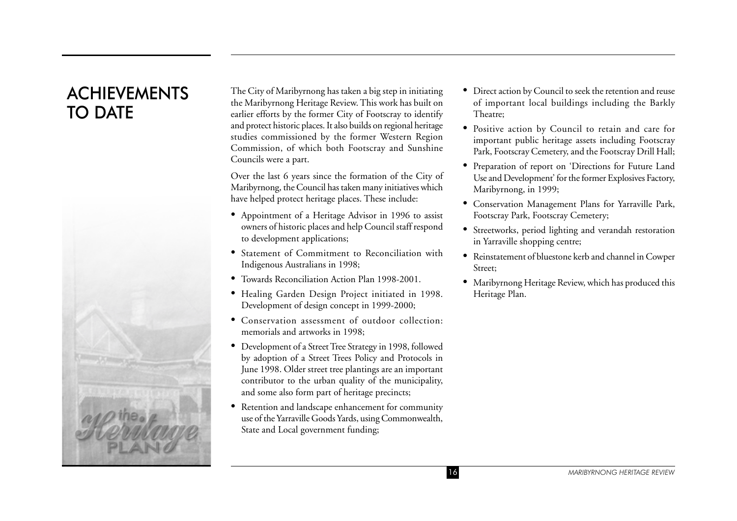# ACHIEVEMENTS TO DATE

The City of Maribyrnong has taken a big step in initiating the Maribyrnong Heritage Review. This work has built on earlier efforts by the former City of Footscray to identify and protect historic places. It also builds on regional heritage studies commissioned by the former Western Region Commission, of which both Footscray and Sunshine Councils were a part.

Over the last 6 years since the formation of the City of Maribyrnong, the Council has taken many initiatives which have helped protect heritage places. These include:

- Appointment of a Heritage Advisor in 1996 to assist owners of historic places and help Council staff respond to development applications;
- Statement of Commitment to Reconciliation with Indigenous Australians in 1998;
- Towards Reconciliation Action Plan 1998-2001.
- Healing Garden Design Project initiated in 1998. Development of design concept in 1999-2000;
- Conservation assessment of outdoor collection: memorials and artworks in 1998;
- Development of a Street Tree Strategy in 1998, followed by adoption of a Street Trees Policy and Protocols in June 1998. Older street tree plantings are an important contributor to the urban quality of the municipality, and some also form part of heritage precincts;
- Retention and landscape enhancement for community use of the Yarraville Goods Yards, using Commonwealth, State and Local government funding;
- Direct action by Council to seek the retention and reuse of important local buildings including the Barkly Theatre;
- Positive action by Council to retain and care for important public heritage assets including Footscray Park, Footscray Cemetery, and the Footscray Drill Hall;
- Preparation of report on 'Directions for Future Land Use and Development' for the former Explosives Factory, Maribyrnong, in 1999;
- Conservation Management Plans for Yarraville Park, Footscray Park, Footscray Cemetery;
- Streetworks, period lighting and verandah restoration in Yarraville shopping centre;
- Reinstatement of bluestone kerb and channel in Cowper Street;
- Maribyrnong Heritage Review, which has produced this Heritage Plan.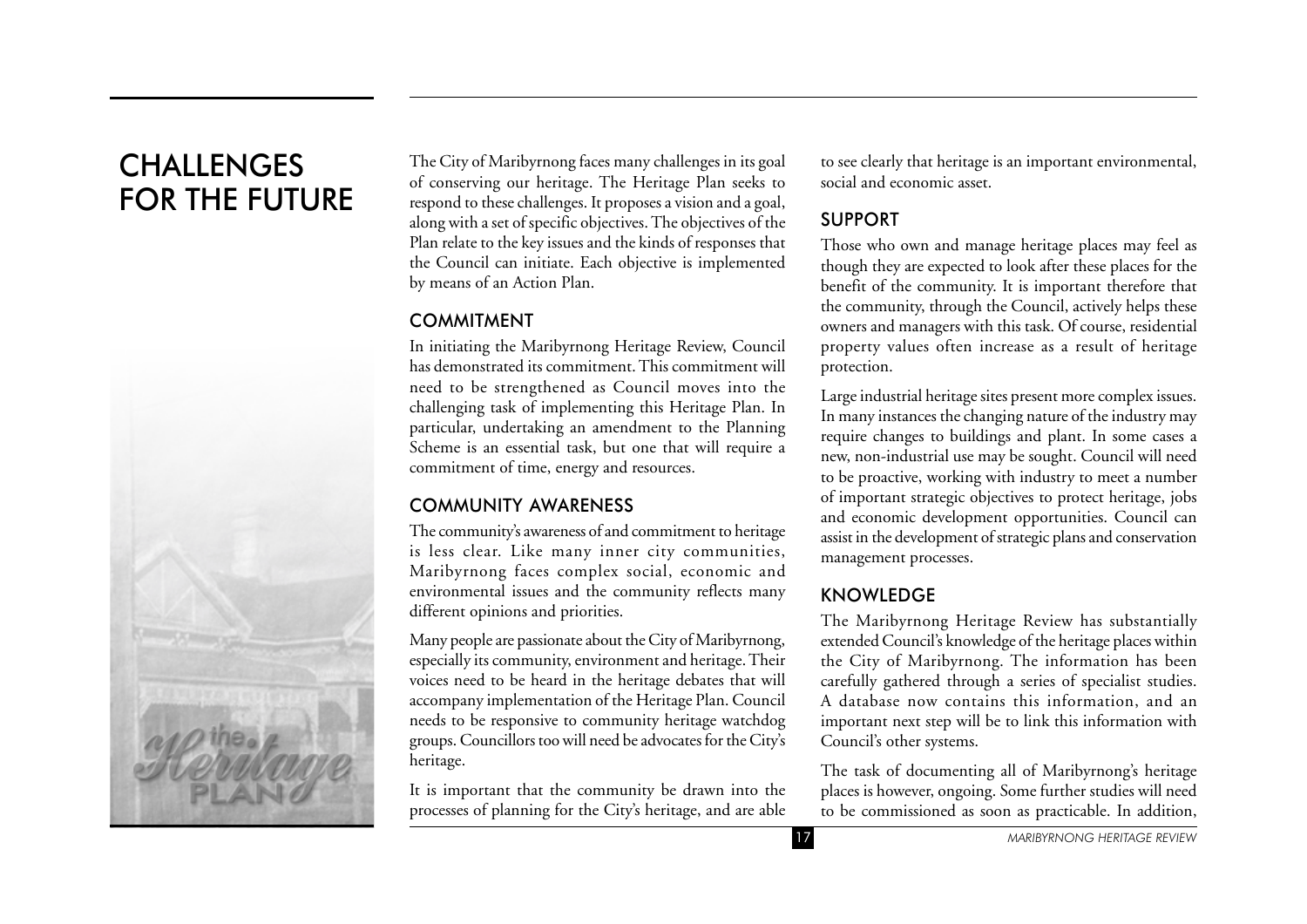# CHALLENGES FOR THE FUTURE

The City of Maribyrnong faces many challenges in its goal of conserving our heritage. The Heritage Plan seeks to respond to these challenges. It proposes a vision and a goal, along with a set of specific objectives. The objectives of the Plan relate to the key issues and the kinds of responses that the Council can initiate. Each objective is implemented by means of an Action Plan.

## COMMITMENT

In initiating the Maribyrnong Heritage Review, Council has demonstrated its commitment. This commitment will need to be strengthened as Council moves into the challenging task of implementing this Heritage Plan. In particular, undertaking an amendment to the Planning Scheme is an essential task, but one that will require a commitment of time, energy and resources.

## COMMUNITY AWARENESS

The community's awareness of and commitment to heritage is less clear. Like many inner city communities, Maribyrnong faces complex social, economic and environmental issues and the community reflects many different opinions and priorities.

Many people are passionate about the City of Maribyrnong, especially its community, environment and heritage. Their voices need to be heard in the heritage debates that will accompany implementation of the Heritage Plan. Council needs to be responsive to community heritage watchdog groups. Councillors too will need be advocates for the City's heritage.

It is important that the community be drawn into the processes of planning for the City's heritage, and are able to see clearly that heritage is an important environmental, social and economic asset.

## SUPPORT

Those who own and manage heritage places may feel as though they are expected to look after these places for the benefit of the community. It is important therefore that the community, through the Council, actively helps these owners and managers with this task. Of course, residential property values often increase as a result of heritage protection.

Large industrial heritage sites present more complex issues. In many instances the changing nature of the industry may require changes to buildings and plant. In some cases a new, non-industrial use may be sought. Council will need to be proactive, working with industry to meet a number of important strategic objectives to protect heritage, jobs and economic development opportunities. Council can assist in the development of strategic plans and conservation management processes.

## KNOWLEDGE

The Maribyrnong Heritage Review has substantially extended Council's knowledge of the heritage places within the City of Maribyrnong. The information has been carefully gathered through a series of specialist studies. A database now contains this information, and an important next step will be to link this information with Council's other systems.

The task of documenting all of Maribyrnong's heritage places is however, ongoing. Some further studies will need to be commissioned as soon as practicable. In addition,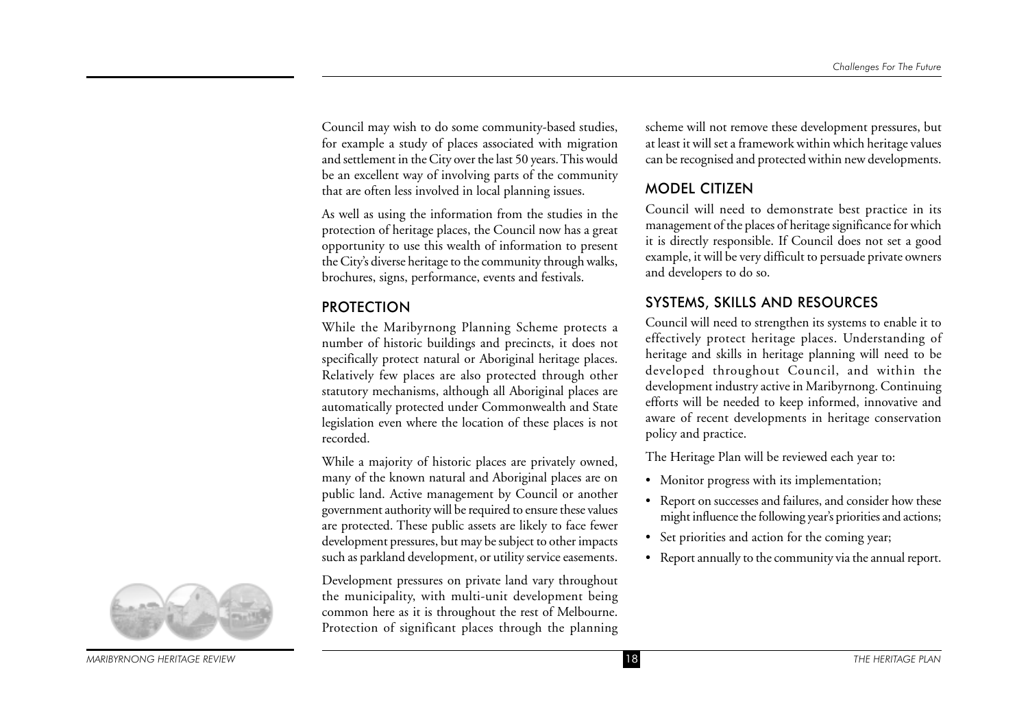Council may wish to do some community-based studies, for example a study of places associated with migration and settlement in the City over the last 50 years. This would be an excellent way of involving parts of the community that are often less involved in local planning issues.

As well as using the information from the studies in the protection of heritage places, the Council now has a great opportunity to use this wealth of information to present the City's diverse heritage to the community through walks, brochures, signs, performance, events and festivals.

## PROTECTION

While the Maribyrnong Planning Scheme protects a number of historic buildings and precincts, it does not specifically protect natural or Aboriginal heritage places. Relatively few places are also protected through other statutory mechanisms, although all Aboriginal places are automatically protected under Commonwealth and State legislation even where the location of these places is not recorded.

While a majority of historic places are privately owned, many of the known natural and Aboriginal places are on public land. Active management by Council or another government authority will be required to ensure these values are protected. These public assets are likely to face fewer development pressures, but may be subject to other impacts such as parkland development, or utility service easements.

Development pressures on private land vary throughout the municipality, with multi-unit development being common here as it is throughout the rest of Melbourne. Protection of significant places through the planning scheme will not remove these development pressures, but at least it will set a framework within which heritage values can be recognised and protected within new developments.

## MODEL CITIZEN

Council will need to demonstrate best practice in its management of the places of heritage significance for which it is directly responsible. If Council does not set a good example, it will be very difficult to persuade private owners and developers to do so.

## SYSTEMS, SKILLS AND RESOURCES

Council will need to strengthen its systems to enable it to effectively protect heritage places. Understanding of heritage and skills in heritage planning will need to be developed throughout Council, and within the development industry active in Maribyrnong. Continuing efforts will be needed to keep informed, innovative and aware of recent developments in heritage conservation policy and practice.

The Heritage Plan will be reviewed each year to:

- Monitor progress with its implementation;
- Report on successes and failures, and consider how these might influence the following year's priorities and actions;
- Set priorities and action for the coming year;
- Report annually to the community via the annual report.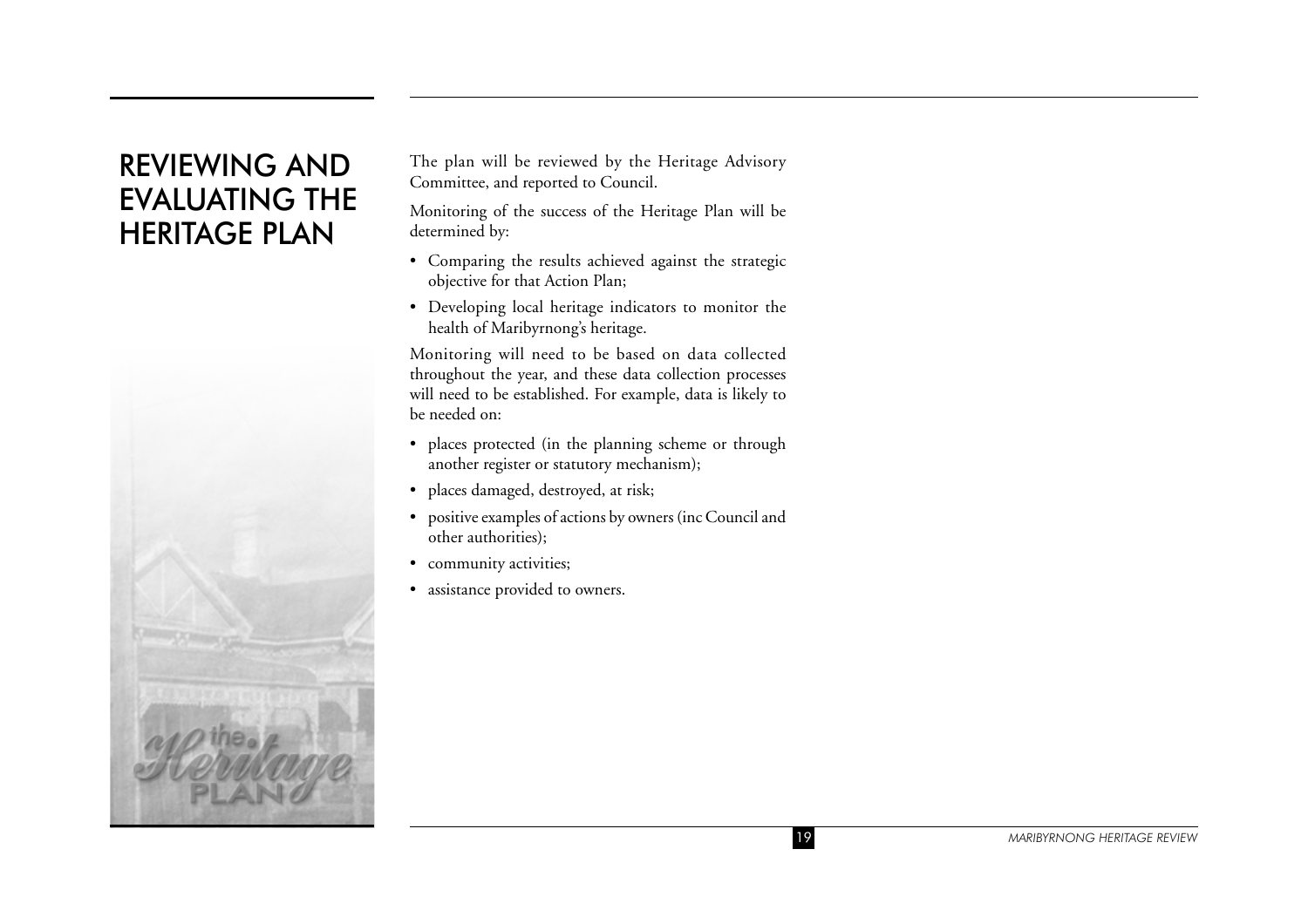# REVIEWING AND EVALUATING THE HERITAGE PLAN

The plan will be reviewed by the Heritage Advisory Committee, and reported to Council.

Monitoring of the success of the Heritage Plan will be determined by:

- Comparing the results achieved against the strategic objective for that Action Plan;
- Developing local heritage indicators to monitor the health of Maribyrnong's heritage.

Monitoring will need to be based on data collected throughout the year, and these data collection processes will need to be established. For example, data is likely to be needed on:

- places protected (in the planning scheme or through another register or statutory mechanism);
- places damaged, destroyed, at risk;
- positive examples of actions by owners (inc Council and other authorities);
- community activities;
- assistance provided to owners.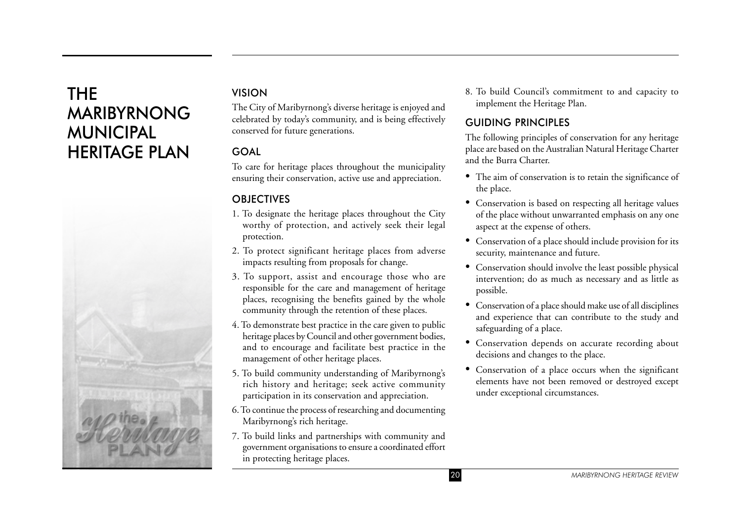# THE MARIBYRNONG MUNICIPAL HERITAGE PLAN

## VISION

The City of Maribyrnong's diverse heritage is enjoyed and celebrated by today's community, and is being effectively conserved for future generations.

## GOAL

To care for heritage places throughout the municipality ensuring their conservation, active use and appreciation.

## OBJECTIVES

1. To designate the heritage places throughout the City worthy of protection, and actively seek their legal protection.
2. To protect significant heritage places from adverse impacts resulting from proposals for change.
3. To support, assist and encourage those who are responsible for the care and management of heritage places, recognising the benefits gained by the whole community through the retention of these places.
4. To demonstrate best practice in the care given to public heritage places by Council and other government bodies, and to encourage and facilitate best practice in the management of other heritage places.
5. To build community understanding of Maribyrnong's rich history and heritage; seek active community participation in its conservation and appreciation.
6. To continue the process of researching and documenting Maribyrnong's rich heritage.
7. To build links and partnerships with community and government organisations to ensure a coordinated effort in protecting heritage places.
8. To build Council's commitment to and capacity to implement the Heritage Plan.

## GUIDING PRINCIPLES

The following principles of conservation for any heritage place are based on the Australian Natural Heritage Charter and the Burra Charter.

- The aim of conservation is to retain the significance of the place.
- Conservation is based on respecting all heritage values of the place without unwarranted emphasis on any one aspect at the expense of others.
- Conservation of a place should include provision for its security, maintenance and future.
- Conservation should involve the least possible physical intervention; do as much as necessary and as little as possible.
- Conservation of a place should make use of all disciplines and experience that can contribute to the study and safeguarding of a place.
- Conservation depends on accurate recording about decisions and changes to the place.
- Conservation of a place occurs when the significant elements have not been removed or destroyed except under exceptional circumstances.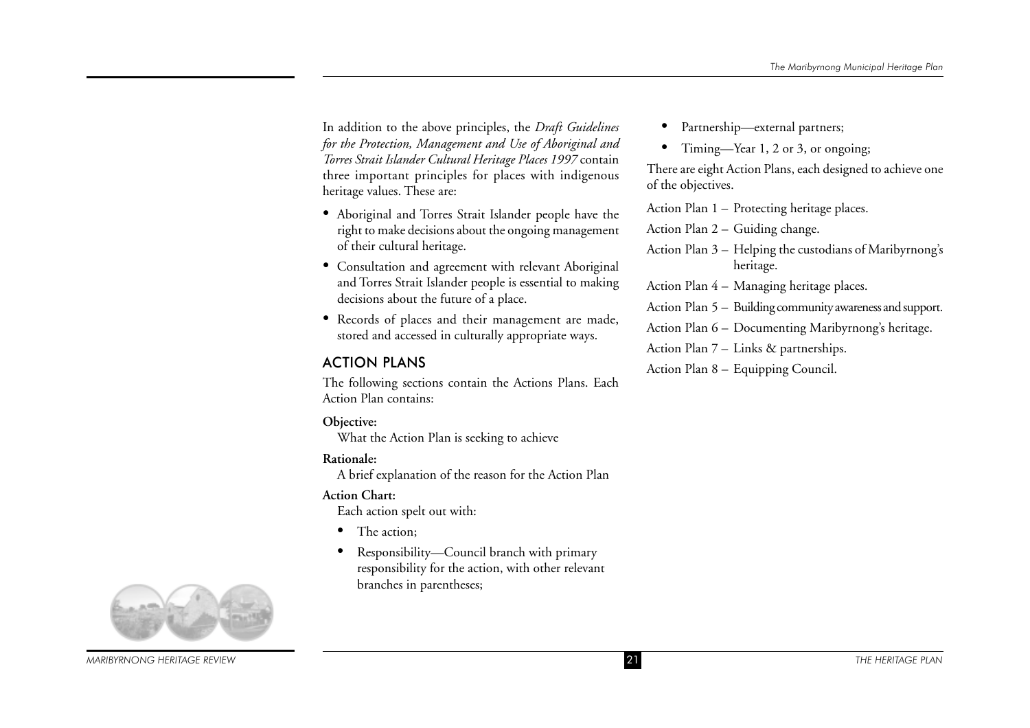In addition to the above principles, the *Draft Guidelines for the Protection, Management and Use of Aboriginal and Torres Strait Islander Cultural Heritage Places 1997* contain three important principles for places with indigenous heritage values. These are:

- Aboriginal and Torres Strait Islander people have the right to make decisions about the ongoing management of their cultural heritage.
- Consultation and agreement with relevant Aboriginal and Torres Strait Islander people is essential to making decisions about the future of a place.
- Records of places and their management are made, stored and accessed in culturally appropriate ways.

## ACTION PLANS

The following sections contain the Actions Plans. Each Action Plan contains:

**Objective:**
What the Action Plan is seeking to achieve

**Rationale:**
A brief explanation of the reason for the Action Plan

**Action Chart:**
Each action spelt out with:

- The action;
- Responsibility—Council branch with primary responsibility for the action, with other relevant branches in parentheses;
- Partnership—external partners;
- Timing—Year 1, 2 or 3, or ongoing;

There are eight Action Plans, each designed to achieve one of the objectives.

Action Plan 1 – Protecting heritage places.

Action Plan 2 – Guiding change.

Action Plan 3 – Helping the custodians of Maribyrnong's heritage.

Action Plan 4 – Managing heritage places.

Action Plan 5 – Building community awareness and support.

Action Plan 6 – Documenting Maribyrnong's heritage.

Action Plan 7 – Links & partnerships.

Action Plan 8 – Equipping Council.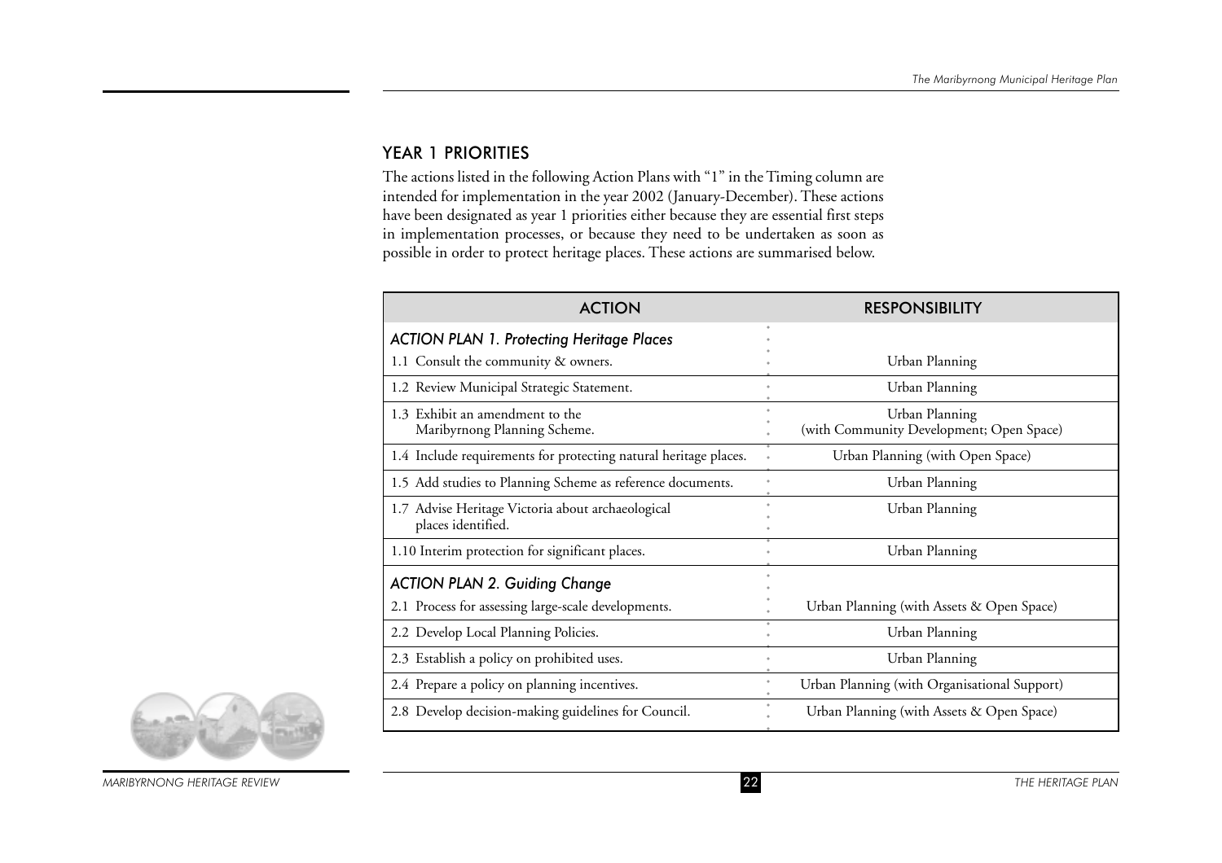## YEAR 1 PRIORITIES

The actions listed in the following Action Plans with "1" in the Timing column are intended for implementation in the year 2002 (January-December). These actions have been designated as year 1 priorities either because they are essential first steps in implementation processes, or because they need to be undertaken as soon as possible in order to protect heritage places. These actions are summarised below.

| ACTION | RESPONSIBILITY |
|---|---|
| *ACTION PLAN 1. Protecting Heritage Places* | |
| 1.1 Consult the community & owners. | Urban Planning |
| 1.2 Review Municipal Strategic Statement. | Urban Planning |
| 1.3 Exhibit an amendment to the Maribyrnong Planning Scheme. | Urban Planning (with Community Development; Open Space) |
| 1.4 Include requirements for protecting natural heritage places. | Urban Planning (with Open Space) |
| 1.5 Add studies to Planning Scheme as reference documents. | Urban Planning |
| 1.7 Advise Heritage Victoria about archaeological places identified. | Urban Planning |
| 1.10 Interim protection for significant places. | Urban Planning |
| *ACTION PLAN 2. Guiding Change* | |
| 2.1 Process for assessing large-scale developments. | Urban Planning (with Assets & Open Space) |
| 2.2 Develop Local Planning Policies. | Urban Planning |
| 2.3 Establish a policy on prohibited uses. | Urban Planning |
| 2.4 Prepare a policy on planning incentives. | Urban Planning (with Organisational Support) |
| 2.8 Develop decision-making guidelines for Council. | Urban Planning (with Assets & Open Space) |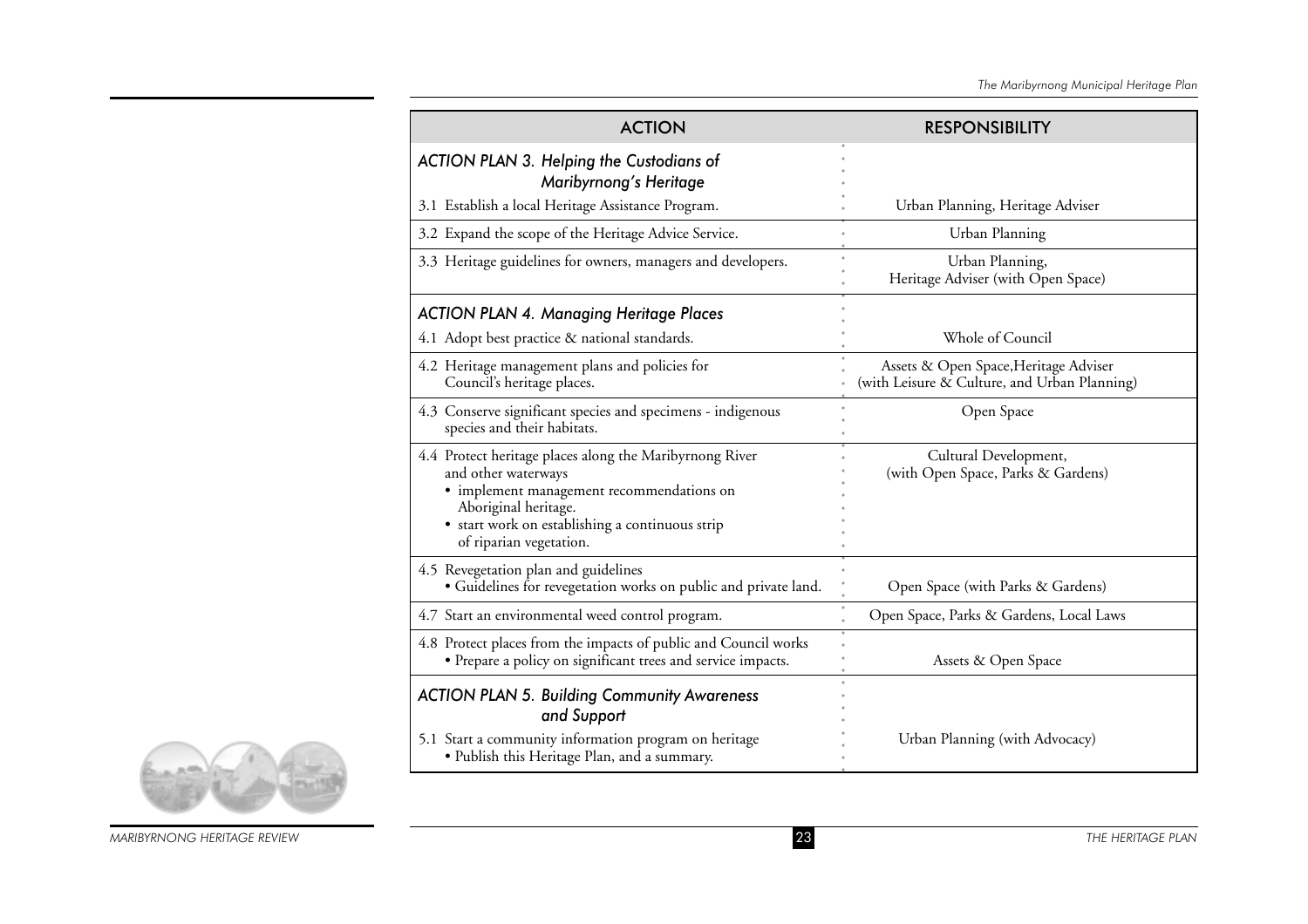| ACTION | RESPONSIBILITY |
|---|---|
| ***ACTION PLAN 3. Helping the Custodians of Maribyrnong's Heritage*** | |
| 3.1 Establish a local Heritage Assistance Program. | Urban Planning, Heritage Adviser |
| 3.2 Expand the scope of the Heritage Advice Service. | Urban Planning |
| 3.3 Heritage guidelines for owners, managers and developers. | Urban Planning, Heritage Adviser (with Open Space) |
| ***ACTION PLAN 4. Managing Heritage Places*** | |
| 4.1 Adopt best practice & national standards. | Whole of Council |
| 4.2 Heritage management plans and policies for Council's heritage places. | Assets & Open Space, Heritage Adviser (with Leisure & Culture, and Urban Planning) |
| 4.3 Conserve significant species and specimens - indigenous species and their habitats. | Open Space |
| 4.4 Protect heritage places along the Maribyrnong River and other waterways<br>• implement management recommendations on Aboriginal heritage.<br>• start work on establishing a continuous strip of riparian vegetation. | Cultural Development, (with Open Space, Parks & Gardens) |
| 4.5 Revegetation plan and guidelines<br>• Guidelines for revegetation works on public and private land. | Open Space (with Parks & Gardens) |
| 4.7 Start an environmental weed control program. | Open Space, Parks & Gardens, Local Laws |
| 4.8 Protect places from the impacts of public and Council works<br>• Prepare a policy on significant trees and service impacts. | Assets & Open Space |
| ***ACTION PLAN 5. Building Community Awareness and Support*** | |
| 5.1 Start a community information program on heritage<br>• Publish this Heritage Plan, and a summary. | Urban Planning (with Advocacy) |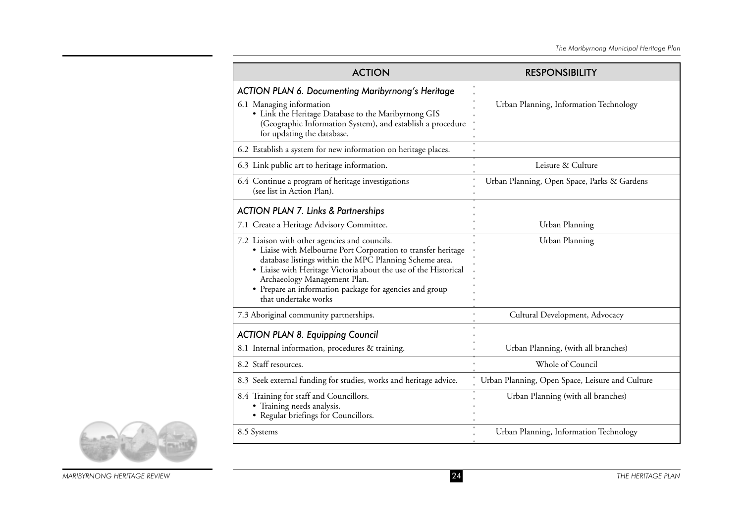| ACTION | RESPONSIBILITY |
|---|---|
| ***ACTION PLAN 6. Documenting Maribyrnong's Heritage*** | |
| 6.1 Managing information<br>• Link the Heritage Database to the Maribyrnong GIS (Geographic Information System), and establish a procedure for updating the database. | Urban Planning, Information Technology |
| 6.2 Establish a system for new information on heritage places. | |
| 6.3 Link public art to heritage information. | Leisure & Culture |
| 6.4 Continue a program of heritage investigations (see list in Action Plan). | Urban Planning, Open Space, Parks & Gardens |
| ***ACTION PLAN 7. Links & Partnerships*** | |
| 7.1 Create a Heritage Advisory Committee. | Urban Planning |
| 7.2 Liaison with other agencies and councils.<br>• Liaise with Melbourne Port Corporation to transfer heritage database listings within the MPC Planning Scheme area.<br>• Liaise with Heritage Victoria about the use of the Historical Archaeology Management Plan.<br>• Prepare an information package for agencies and group that undertake works | Urban Planning |
| 7.3 Aboriginal community partnerships. | Cultural Development, Advocacy |
| ***ACTION PLAN 8. Equipping Council*** | |
| 8.1 Internal information, procedures & training. | Urban Planning, (with all branches) |
| 8.2 Staff resources. | Whole of Council |
| 8.3 Seek external funding for studies, works and heritage advice. | Urban Planning, Open Space, Leisure and Culture |
| 8.4 Training for staff and Councillors.<br>• Training needs analysis.<br>• Regular briefings for Councillors. | Urban Planning (with all branches) |
| 8.5 Systems | Urban Planning, Information Technology |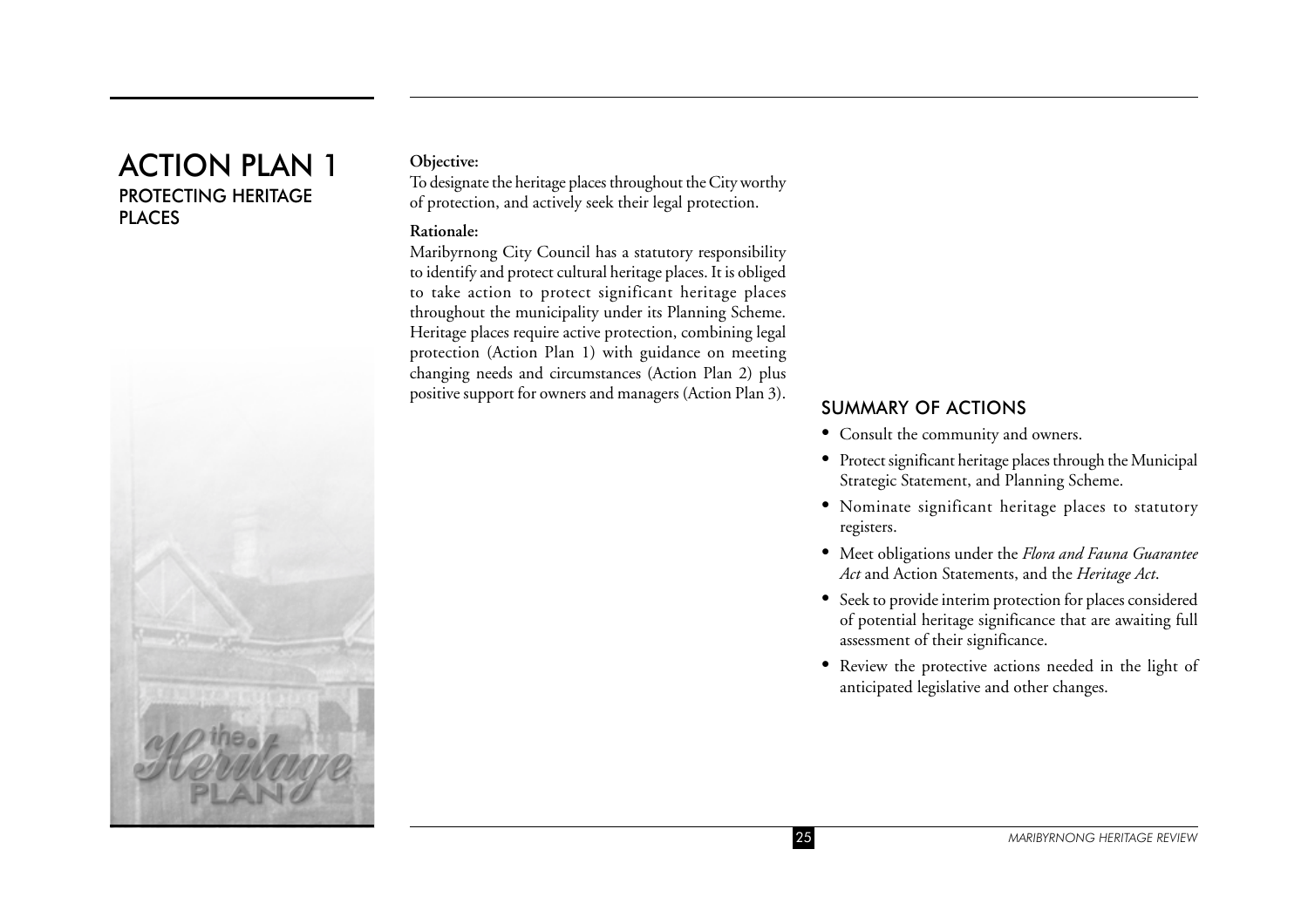# ACTION PLAN 1
## PROTECTING HERITAGE PLACES

**Objective:**

To designate the heritage places throughout the City worthy of protection, and actively seek their legal protection.

**Rationale:**

Maribyrnong City Council has a statutory responsibility to identify and protect cultural heritage places. It is obliged to take action to protect significant heritage places throughout the municipality under its Planning Scheme. Heritage places require active protection, combining legal protection (Action Plan 1) with guidance on meeting changing needs and circumstances (Action Plan 2) plus positive support for owners and managers (Action Plan 3).

### SUMMARY OF ACTIONS

- Consult the community and owners.
- Protect significant heritage places through the Municipal Strategic Statement, and Planning Scheme.
- Nominate significant heritage places to statutory registers.
- Meet obligations under the *Flora and Fauna Guarantee Act* and Action Statements, and the *Heritage Act*.
- Seek to provide interim protection for places considered of potential heritage significance that are awaiting full assessment of their significance.
- Review the protective actions needed in the light of anticipated legislative and other changes.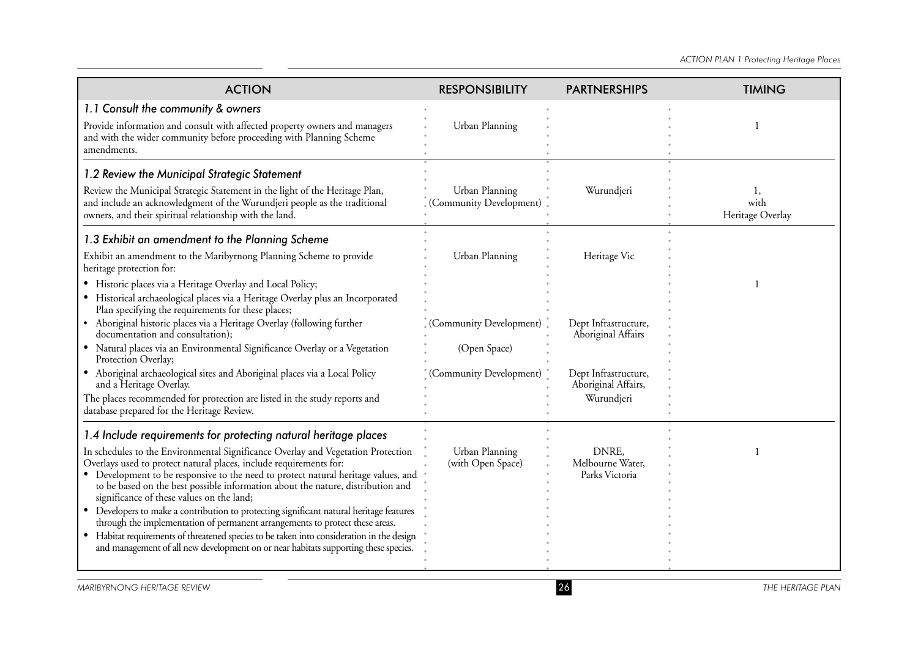| ACTION | RESPONSIBILITY | PARTNERSHIPS | TIMING |
|---|---|---|---|
| ***1.1 Consult the community & owners*** | | | |
| Provide information and consult with affected property owners and managers and with the wider community before proceeding with Planning Scheme amendments. | Urban Planning | | 1 |
| ***1.2 Review the Municipal Strategic Statement*** | | | |
| Review the Municipal Strategic Statement in the light of the Heritage Plan, and include an acknowledgment of the Wurundjeri people as the traditional owners, and their spiritual relationship with the land. | Urban Planning (Community Development) | Wurundjeri | 1, with Heritage Overlay |
| ***1.3 Exhibit an amendment to the Planning Scheme*** | | | |
| Exhibit an amendment to the Maribyrnong Planning Scheme to provide heritage protection for: | Urban Planning | Heritage Vic | |
| • Historic places via a Heritage Overlay and Local Policy; | | | 1 |
| • Historical archaeological places via a Heritage Overlay plus an Incorporated Plan specifying the requirements for these places; | | | |
| • Aboriginal historic places via a Heritage Overlay (following further documentation and consultation); | (Community Development) | Dept Infrastructure, Aboriginal Affairs | |
| • Natural places via an Environmental Significance Overlay or a Vegetation Protection Overlay; | (Open Space) | | |
| • Aboriginal archaeological sites and Aboriginal places via a Local Policy and a Heritage Overlay. | (Community Development) | Dept Infrastructure, Aboriginal Affairs, Wurundjeri | |
| The places recommended for protection are listed in the study reports and database prepared for the Heritage Review. | | | |
| ***1.4 Include requirements for protecting natural heritage places*** | | | |
| In schedules to the Environmental Significance Overlay and Vegetation Protection Overlays used to protect natural places, include requirements for:<br>• Development to be responsive to the need to protect natural heritage values, and to be based on the best possible information about the nature, distribution and significance of these values on the land;<br>• Developers to make a contribution to protecting significant natural heritage features through the implementation of permanent arrangements to protect these areas.<br>• Habitat requirements of threatened species to be taken into consideration in the design and management of all new development on or near habitats supporting these species. | Urban Planning (with Open Space) | DNRE, Melbourne Water, Parks Victoria | 1 |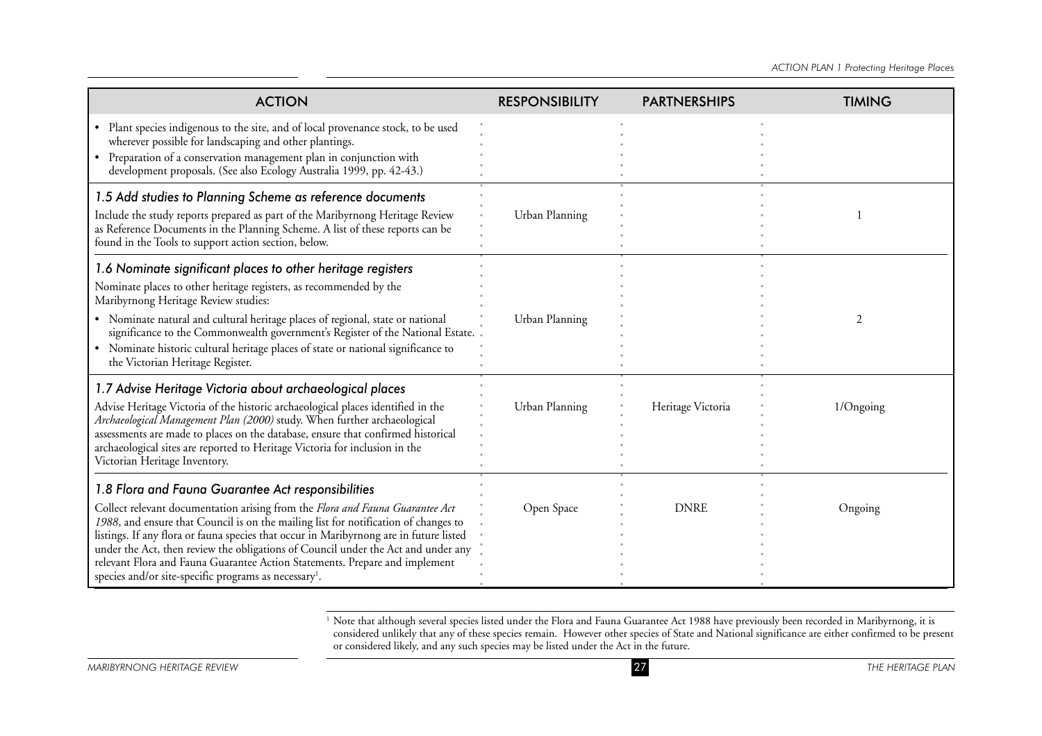| ACTION | RESPONSIBILITY | PARTNERSHIPS | TIMING |
|---|---|---|---|
| • Plant species indigenous to the site, and of local provenance stock, to be used wherever possible for landscaping and other plantings.<br>• Preparation of a conservation management plan in conjunction with development proposals. (See also Ecology Australia 1999, pp. 42-43.) | | | |
| ***1.5 Add studies to Planning Scheme as reference documents***<br>Include the study reports prepared as part of the Maribyrnong Heritage Review as Reference Documents in the Planning Scheme. A list of these reports can be found in the Tools to support action section, below. | Urban Planning | | 1 |
| ***1.6 Nominate significant places to other heritage registers***<br>Nominate places to other heritage registers, as recommended by the Maribyrnong Heritage Review studies:<br>• Nominate natural and cultural heritage places of regional, state or national significance to the Commonwealth government's Register of the National Estate.<br>• Nominate historic cultural heritage places of state or national significance to the Victorian Heritage Register. | Urban Planning | | 2 |
| ***1.7 Advise Heritage Victoria about archaeological places***<br>Advise Heritage Victoria of the historic archaeological places identified in the *Archaeological Management Plan (2000)* study. When further archaeological assessments are made to places on the database, ensure that confirmed historical archaeological sites are reported to Heritage Victoria for inclusion in the Victorian Heritage Inventory. | Urban Planning | Heritage Victoria | 1/Ongoing |
| ***1.8 Flora and Fauna Guarantee Act responsibilities***<br>Collect relevant documentation arising from the *Flora and Fauna Guarantee Act 1988*, and ensure that Council is on the mailing list for notification of changes to listings. If any flora or fauna species that occur in Maribyrnong are in future listed under the Act, then review the obligations of Council under the Act and under any relevant Flora and Fauna Guarantee Action Statements. Prepare and implement species and/or site-specific programs as necessary[1]. | Open Space | DNRE | Ongoing |

[1] Note that although several species listed under the Flora and Fauna Guarantee Act 1988 have previously been recorded in Maribyrnong, it is considered unlikely that any of these species remain. However other species of State and National significance are either confirmed to be present or considered likely, and any such species may be listed under the Act in the future.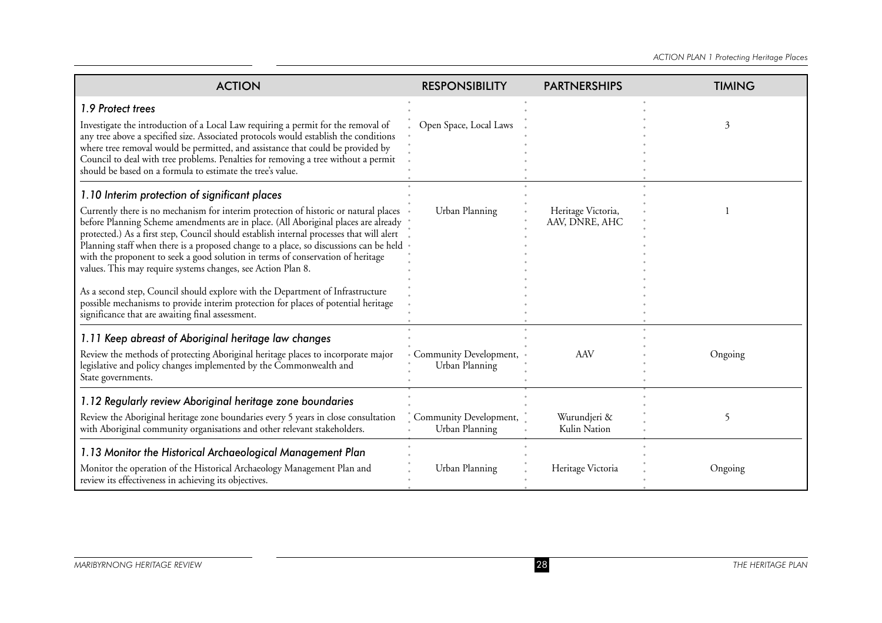| ACTION | RESPONSIBILITY | PARTNERSHIPS | TIMING |
|---|---|---|---|
| ***1.9 Protect trees***<br>Investigate the introduction of a Local Law requiring a permit for the removal of any tree above a specified size. Associated protocols would establish the conditions where tree removal would be permitted, and assistance that could be provided by Council to deal with tree problems. Penalties for removing a tree without a permit should be based on a formula to estimate the tree's value. | Open Space, Local Laws | | 3 |
| ***1.10 Interim protection of significant places***<br>Currently there is no mechanism for interim protection of historic or natural places before Planning Scheme amendments are in place. (All Aboriginal places are already protected.) As a first step, Council should establish internal processes that will alert Planning staff when there is a proposed change to a place, so discussions can be held with the proponent to seek a good solution in terms of conservation of heritage values. This may require systems changes, see Action Plan 8.<br><br>As a second step, Council should explore with the Department of Infrastructure possible mechanisms to provide interim protection for places of potential heritage significance that are awaiting final assessment. | Urban Planning | Heritage Victoria, AAV, DNRE, AHC | 1 |
| ***1.11 Keep abreast of Aboriginal heritage law changes***<br>Review the methods of protecting Aboriginal heritage places to incorporate major legislative and policy changes implemented by the Commonwealth and State governments. | Community Development, Urban Planning | AAV | Ongoing |
| ***1.12 Regularly review Aboriginal heritage zone boundaries***<br>Review the Aboriginal heritage zone boundaries every 5 years in close consultation with Aboriginal community organisations and other relevant stakeholders. | Community Development, Urban Planning | Wurundjeri & Kulin Nation | 5 |
| ***1.13 Monitor the Historical Archaeological Management Plan***<br>Monitor the operation of the Historical Archaeology Management Plan and review its effectiveness in achieving its objectives. | Urban Planning | Heritage Victoria | Ongoing |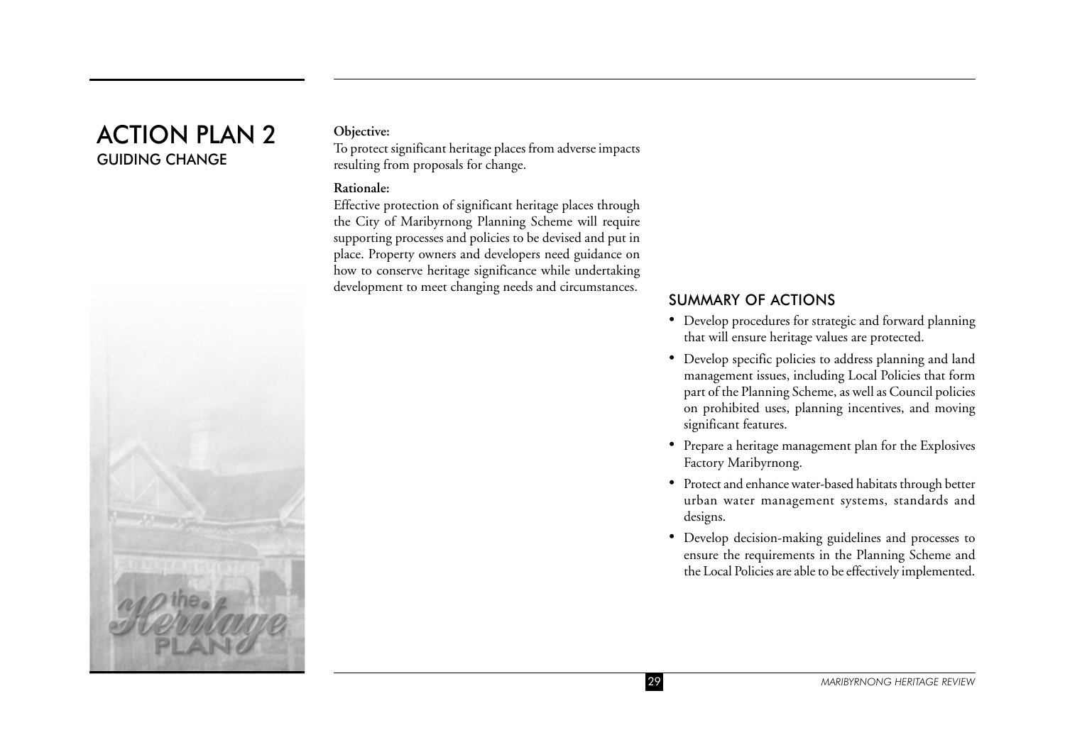# ACTION PLAN 2

## GUIDING CHANGE

**Objective:**

To protect significant heritage places from adverse impacts resulting from proposals for change.

**Rationale:**

Effective protection of significant heritage places through the City of Maribyrnong Planning Scheme will require supporting processes and policies to be devised and put in place. Property owners and developers need guidance on how to conserve heritage significance while undertaking development to meet changing needs and circumstances.

### SUMMARY OF ACTIONS

- Develop procedures for strategic and forward planning that will ensure heritage values are protected.
- Develop specific policies to address planning and land management issues, including Local Policies that form part of the Planning Scheme, as well as Council policies on prohibited uses, planning incentives, and moving significant features.
- Prepare a heritage management plan for the Explosives Factory Maribyrnong.
- Protect and enhance water-based habitats through better urban water management systems, standards and designs.
- Develop decision-making guidelines and processes to ensure the requirements in the Planning Scheme and the Local Policies are able to be effectively implemented.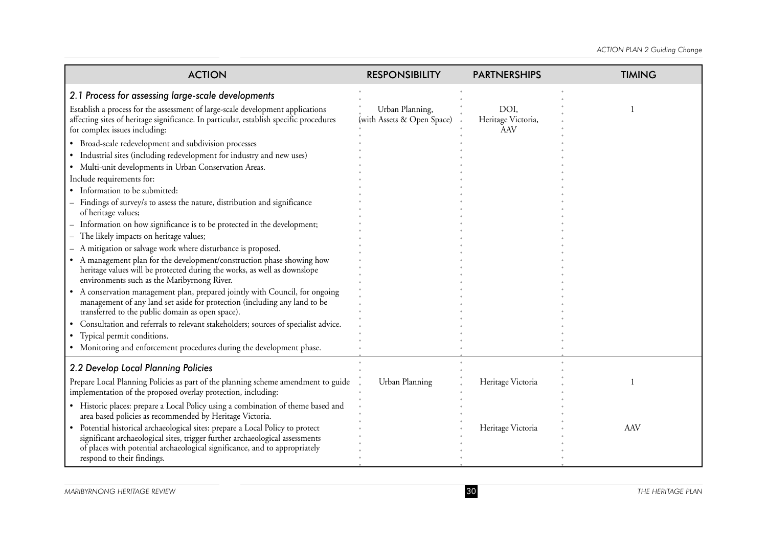| ACTION | RESPONSIBILITY | PARTNERSHIPS | TIMING |
|---|---|---|---|
| ***2.1 Process for assessing large-scale developments*** | | | |
| Establish a process for the assessment of large-scale development applications affecting sites of heritage significance. In particular, establish specific procedures for complex issues including:<br>• Broad-scale redevelopment and subdivision processes<br>• Industrial sites (including redevelopment for industry and new uses)<br>• Multi-unit developments in Urban Conservation Areas.<br>Include requirements for:<br>• Information to be submitted:<br>– Findings of survey/s to assess the nature, distribution and significance of heritage values;<br>– Information on how significance is to be protected in the development;<br>– The likely impacts on heritage values;<br>– A mitigation or salvage work where disturbance is proposed.<br>• A management plan for the development/construction phase showing how heritage values will be protected during the works, as well as downslope environments such as the Maribyrnong River.<br>• A conservation management plan, prepared jointly with Council, for ongoing management of any land set aside for protection (including any land to be transferred to the public domain as open space).<br>• Consultation and referrals to relevant stakeholders; sources of specialist advice.<br>• Typical permit conditions.<br>• Monitoring and enforcement procedures during the development phase. | Urban Planning, (with Assets & Open Space) | DOI, Heritage Victoria, AAV | 1 |
| ***2.2 Develop Local Planning Policies*** | | | |
| Prepare Local Planning Policies as part of the planning scheme amendment to guide implementation of the proposed overlay protection, including: | Urban Planning | Heritage Victoria | 1 |
| • Historic places: prepare a Local Policy using a combination of theme based and area based policies as recommended by Heritage Victoria. | | | |
| • Potential historical archaeological sites: prepare a Local Policy to protect significant archaeological sites, trigger further archaeological assessments of places with potential archaeological significance, and to appropriately respond to their findings. | | Heritage Victoria | AAV |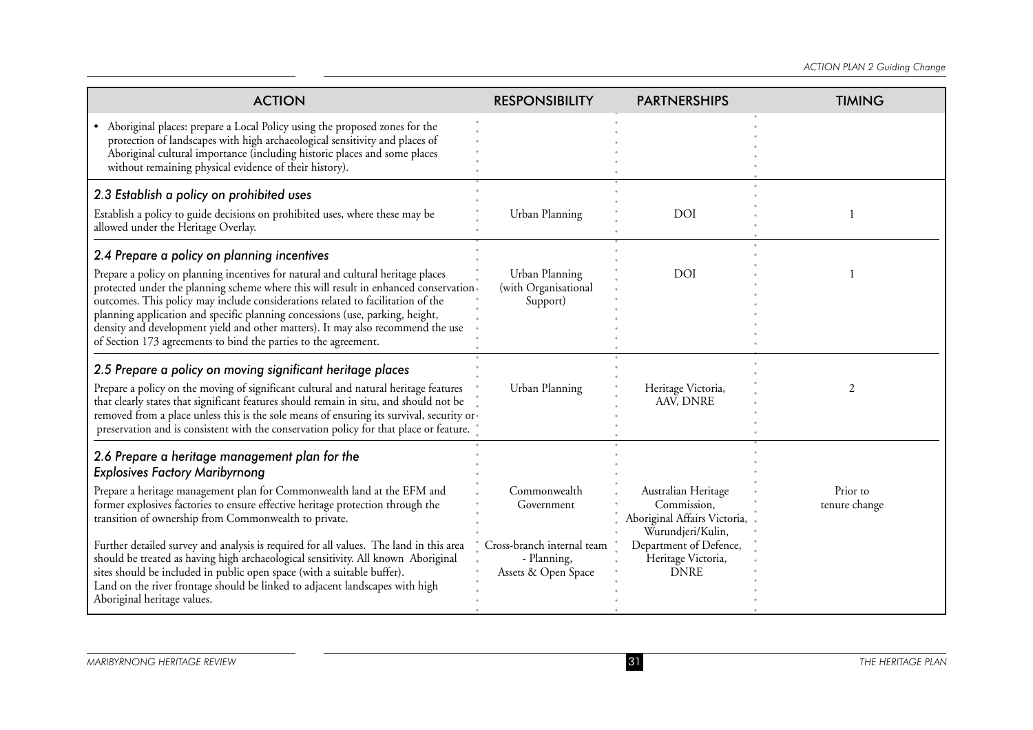| ACTION | RESPONSIBILITY | PARTNERSHIPS | TIMING |
|---|---|---|---|
| • Aboriginal places: prepare a Local Policy using the proposed zones for the protection of landscapes with high archaeological sensitivity and places of Aboriginal cultural importance (including historic places and some places without remaining physical evidence of their history). | | | |
| ***2.3 Establish a policy on prohibited uses*** <br> Establish a policy to guide decisions on prohibited uses, where these may be allowed under the Heritage Overlay. | Urban Planning | DOI | 1 |
| ***2.4 Prepare a policy on planning incentives*** <br> Prepare a policy on planning incentives for natural and cultural heritage places protected under the planning scheme where this will result in enhanced conservation outcomes. This policy may include considerations related to facilitation of the planning application and specific planning concessions (use, parking, height, density and development yield and other matters). It may also recommend the use of Section 173 agreements to bind the parties to the agreement. | Urban Planning (with Organisational Support) | DOI | 1 |
| ***2.5 Prepare a policy on moving significant heritage places*** <br> Prepare a policy on the moving of significant cultural and natural heritage features that clearly states that significant features should remain in situ, and should not be removed from a place unless this is the sole means of ensuring its survival, security or preservation and is consistent with the conservation policy for that place or feature. | Urban Planning | Heritage Victoria, AAV, DNRE | 2 |
| ***2.6 Prepare a heritage management plan for the Explosives Factory Maribyrnong*** <br> Prepare a heritage management plan for Commonwealth land at the EFM and former explosives factories to ensure effective heritage protection through the transition of ownership from Commonwealth to private. <br><br> Further detailed survey and analysis is required for all values. The land in this area should be treated as having high archaeological sensitivity. All known Aboriginal sites should be included in public open space (with a suitable buffer). Land on the river frontage should be linked to adjacent landscapes with high Aboriginal heritage values. | Commonwealth Government <br><br> Cross-branch internal team - Planning, Assets & Open Space | Australian Heritage Commission, Aboriginal Affairs Victoria, Wurundjeri/Kulin, Department of Defence, Heritage Victoria, DNRE | Prior to tenure change |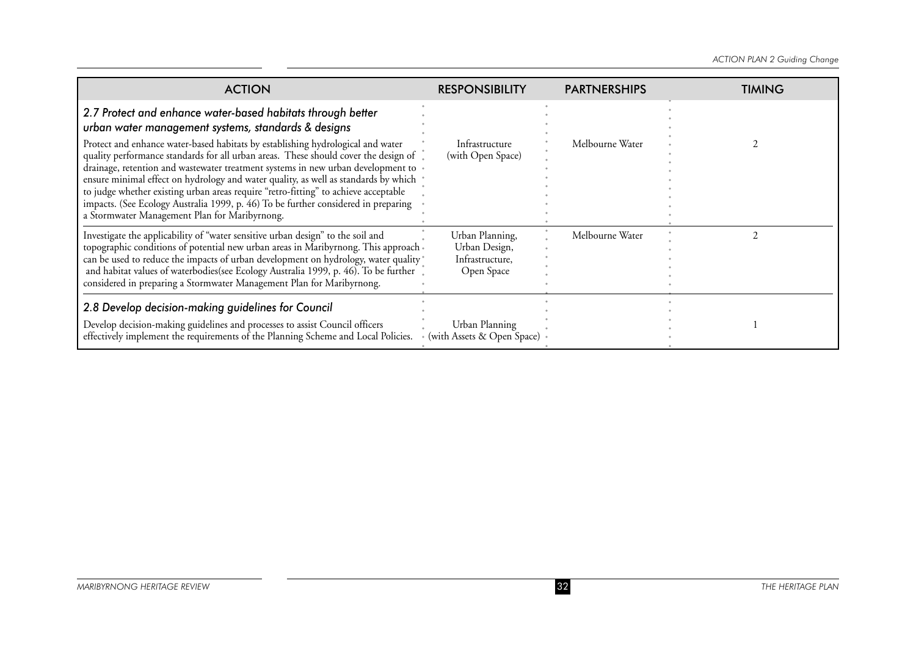| ACTION | RESPONSIBILITY | PARTNERSHIPS | TIMING |
|---|---|---|---|
| ***2.7 Protect and enhance water-based habitats through better urban water management systems, standards & designs*** <br> Protect and enhance water-based habitats by establishing hydrological and water quality performance standards for all urban areas. These should cover the design of drainage, retention and wastewater treatment systems in new urban development to ensure minimal effect on hydrology and water quality, as well as standards by which to judge whether existing urban areas require "retro-fitting" to achieve acceptable impacts. (See Ecology Australia 1999, p. 46) To be further considered in preparing a Stormwater Management Plan for Maribyrnong. | Infrastructure (with Open Space) | Melbourne Water | 2 |
| Investigate the applicability of "water sensitive urban design" to the soil and topographic conditions of potential new urban areas in Maribyrnong. This approach can be used to reduce the impacts of urban development on hydrology, water quality and habitat values of waterbodies(see Ecology Australia 1999, p. 46). To be further considered in preparing a Stormwater Management Plan for Maribyrnong. | Urban Planning, Urban Design, Infrastructure, Open Space | Melbourne Water | 2 |
| ***2.8 Develop decision-making guidelines for Council*** <br> Develop decision-making guidelines and processes to assist Council officers effectively implement the requirements of the Planning Scheme and Local Policies. | Urban Planning (with Assets & Open Space) | | 1 |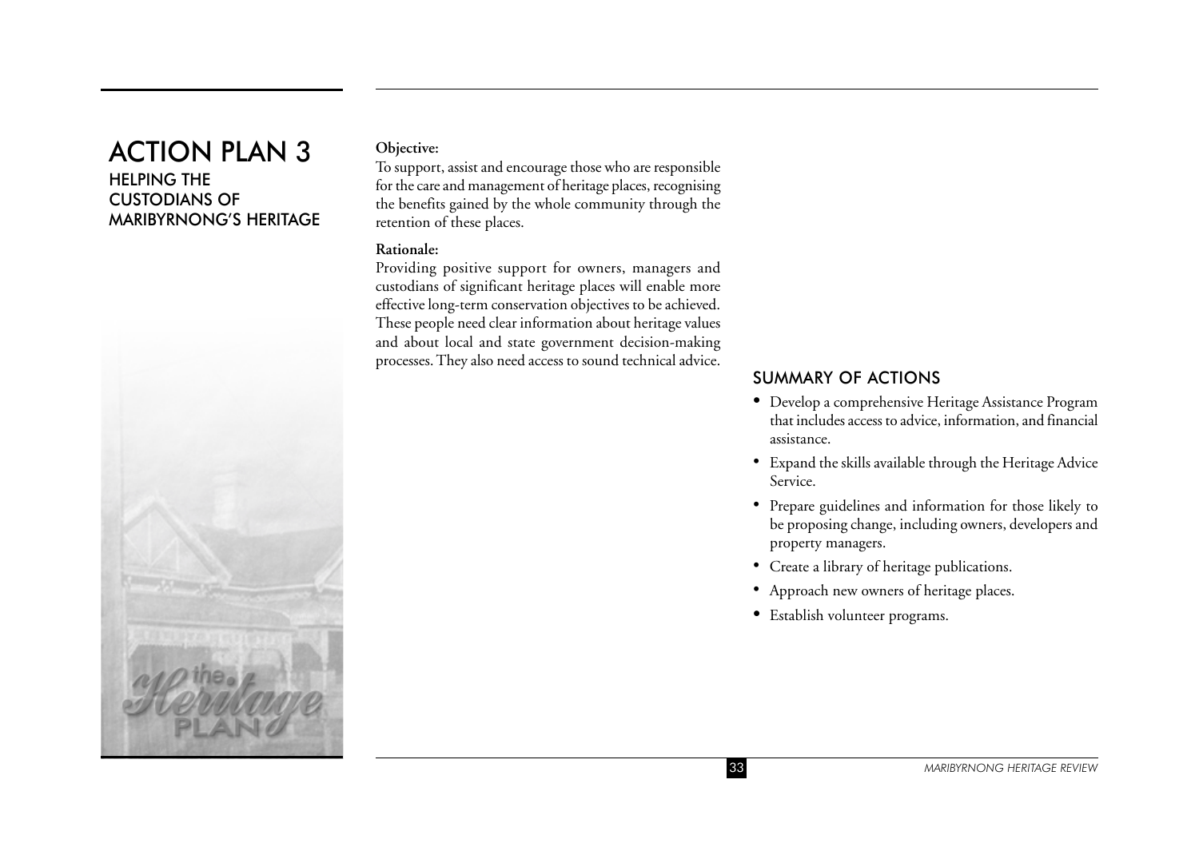# ACTION PLAN 3

## HELPING THE CUSTODIANS OF MARIBYRNONG'S HERITAGE

**Objective:**

To support, assist and encourage those who are responsible for the care and management of heritage places, recognising the benefits gained by the whole community through the retention of these places.

**Rationale:**

Providing positive support for owners, managers and custodians of significant heritage places will enable more effective long-term conservation objectives to be achieved. These people need clear information about heritage values and about local and state government decision-making processes. They also need access to sound technical advice.

### SUMMARY OF ACTIONS

- Develop a comprehensive Heritage Assistance Program that includes access to advice, information, and financial assistance.
- Expand the skills available through the Heritage Advice Service.
- Prepare guidelines and information for those likely to be proposing change, including owners, developers and property managers.
- Create a library of heritage publications.
- Approach new owners of heritage places.
- Establish volunteer programs.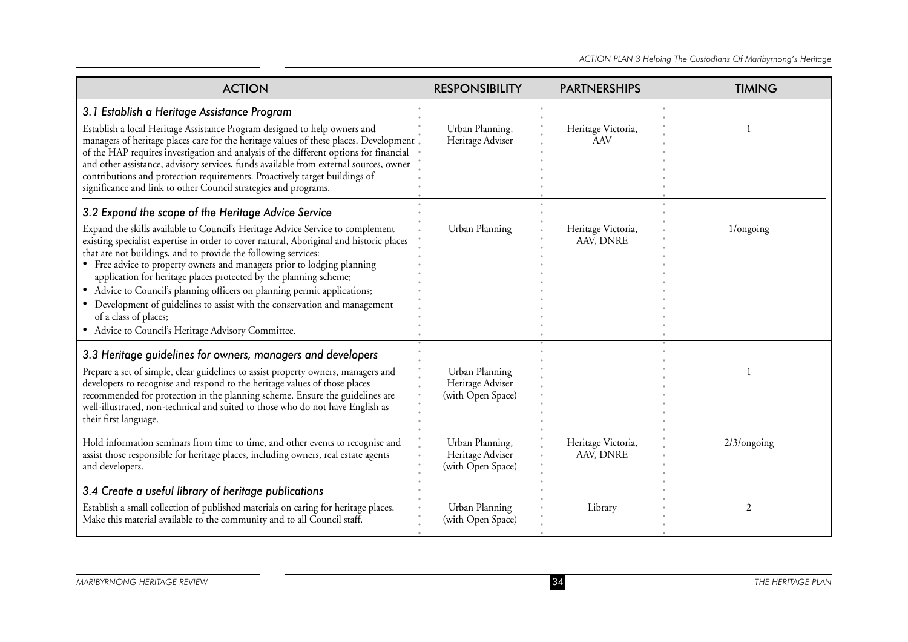| ACTION | RESPONSIBILITY | PARTNERSHIPS | TIMING |
|---|---|---|---|
| ***3.1 Establish a Heritage Assistance Program*** | | | |
| Establish a local Heritage Assistance Program designed to help owners and managers of heritage places care for the heritage values of these places. Development of the HAP requires investigation and analysis of the different options for financial and other assistance, advisory services, funds available from external sources, owner contributions and protection requirements. Proactively target buildings of significance and link to other Council strategies and programs. | Urban Planning, Heritage Adviser | Heritage Victoria, AAV | 1 |
| ***3.2 Expand the scope of the Heritage Advice Service*** | | | |
| Expand the skills available to Council's Heritage Advice Service to complement existing specialist expertise in order to cover natural, Aboriginal and historic places that are not buildings, and to provide the following services:<br>• Free advice to property owners and managers prior to lodging planning application for heritage places protected by the planning scheme;<br>• Advice to Council's planning officers on planning permit applications;<br>• Development of guidelines to assist with the conservation and management of a class of places;<br>• Advice to Council's Heritage Advisory Committee. | Urban Planning | Heritage Victoria, AAV, DNRE | 1/ongoing |
| ***3.3 Heritage guidelines for owners, managers and developers*** | | | |
| Prepare a set of simple, clear guidelines to assist property owners, managers and developers to recognise and respond to the heritage values of those places recommended for protection in the planning scheme. Ensure the guidelines are well-illustrated, non-technical and suited to those who do not have English as their first language. | Urban Planning Heritage Adviser (with Open Space) | | 1 |
| Hold information seminars from time to time, and other events to recognise and assist those responsible for heritage places, including owners, real estate agents and developers. | Urban Planning, Heritage Adviser (with Open Space) | Heritage Victoria, AAV, DNRE | 2/3/ongoing |
| ***3.4 Create a useful library of heritage publications*** | | | |
| Establish a small collection of published materials on caring for heritage places. Make this material available to the community and to all Council staff. | Urban Planning (with Open Space) | Library | 2 |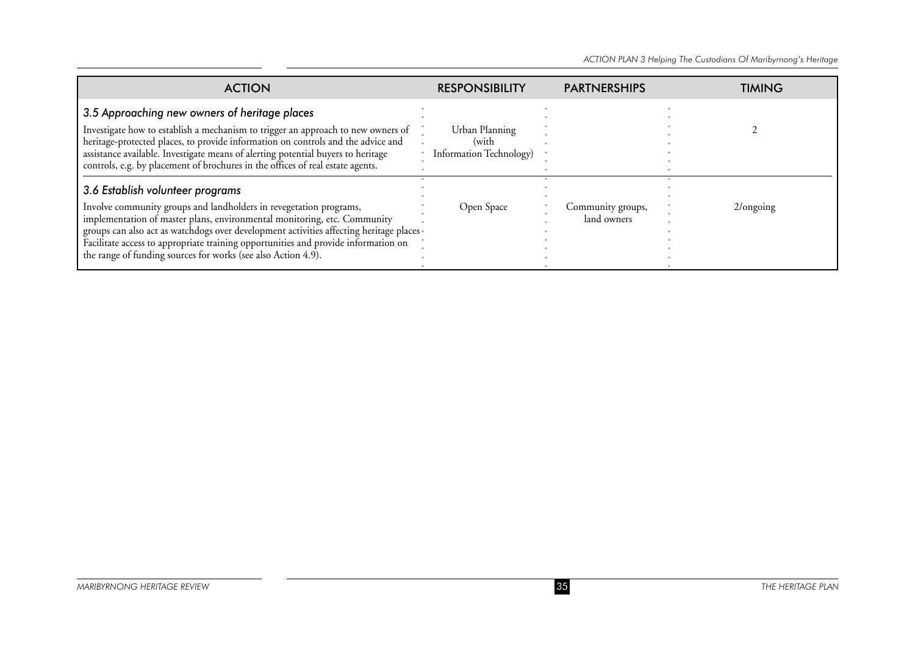| ACTION | RESPONSIBILITY | PARTNERSHIPS | TIMING |
|---|---|---|---|
| *3.5 Approaching new owners of heritage places*<br>Investigate how to establish a mechanism to trigger an approach to new owners of heritage-protected places, to provide information on controls and the advice and assistance available. Investigate means of alerting potential buyers to heritage controls, e.g. by placement of brochures in the offices of real estate agents. | Urban Planning (with Information Technology) | | 2 |
| *3.6 Establish volunteer programs*<br>Involve community groups and landholders in revegetation programs, implementation of master plans, environmental monitoring, etc. Community groups can also act as watchdogs over development activities affecting heritage places. Facilitate access to appropriate training opportunities and provide information on the range of funding sources for works (see also Action 4.9). | Open Space | Community groups, land owners | 2/ongoing |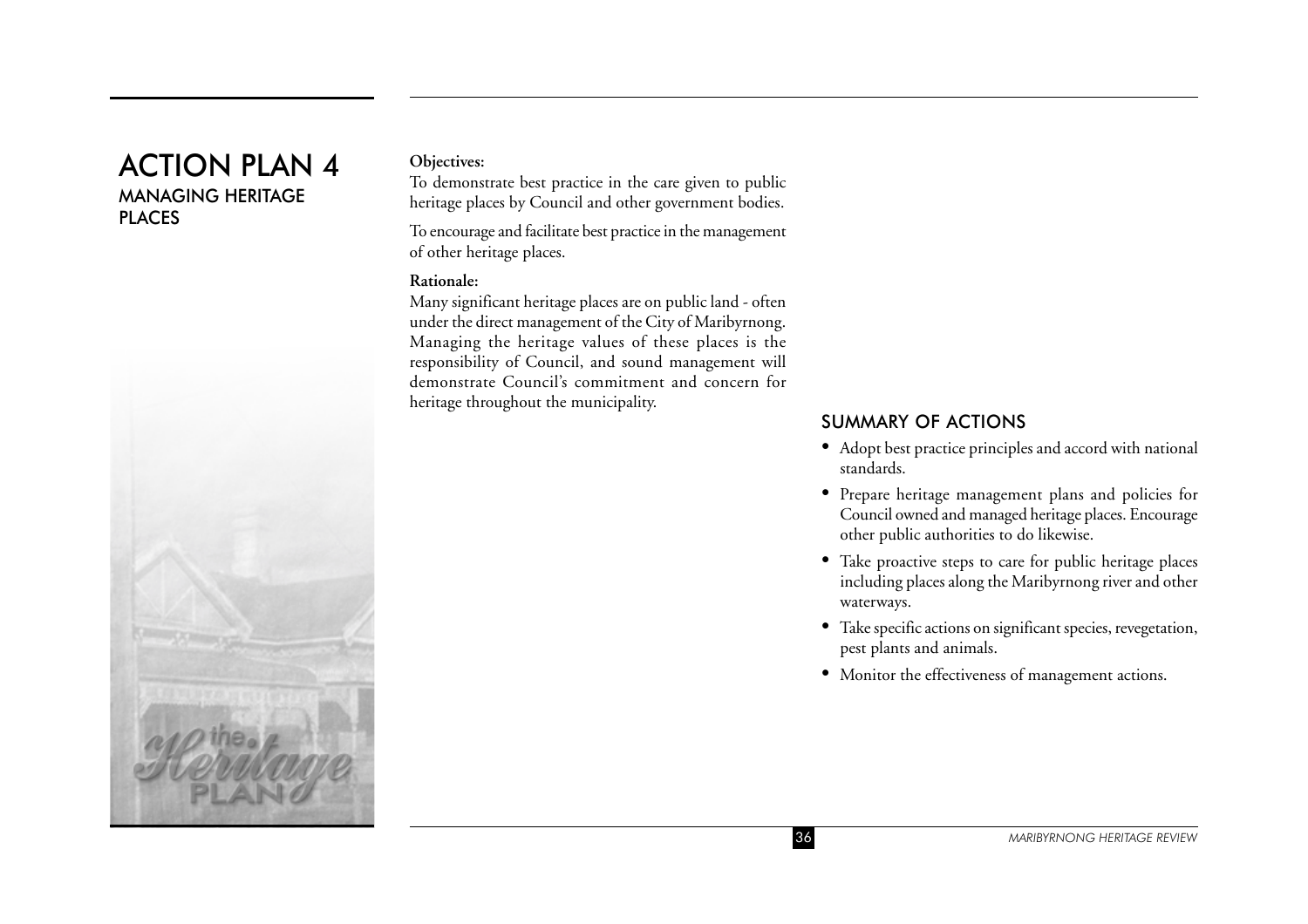# ACTION PLAN 4

## MANAGING HERITAGE PLACES

**Objectives:**

To demonstrate best practice in the care given to public heritage places by Council and other government bodies.

To encourage and facilitate best practice in the management of other heritage places.

**Rationale:**

Many significant heritage places are on public land - often under the direct management of the City of Maribyrnong. Managing the heritage values of these places is the responsibility of Council, and sound management will demonstrate Council's commitment and concern for heritage throughout the municipality.

### SUMMARY OF ACTIONS

- Adopt best practice principles and accord with national standards.
- Prepare heritage management plans and policies for Council owned and managed heritage places. Encourage other public authorities to do likewise.
- Take proactive steps to care for public heritage places including places along the Maribyrnong river and other waterways.
- Take specific actions on significant species, revegetation, pest plants and animals.
- Monitor the effectiveness of management actions.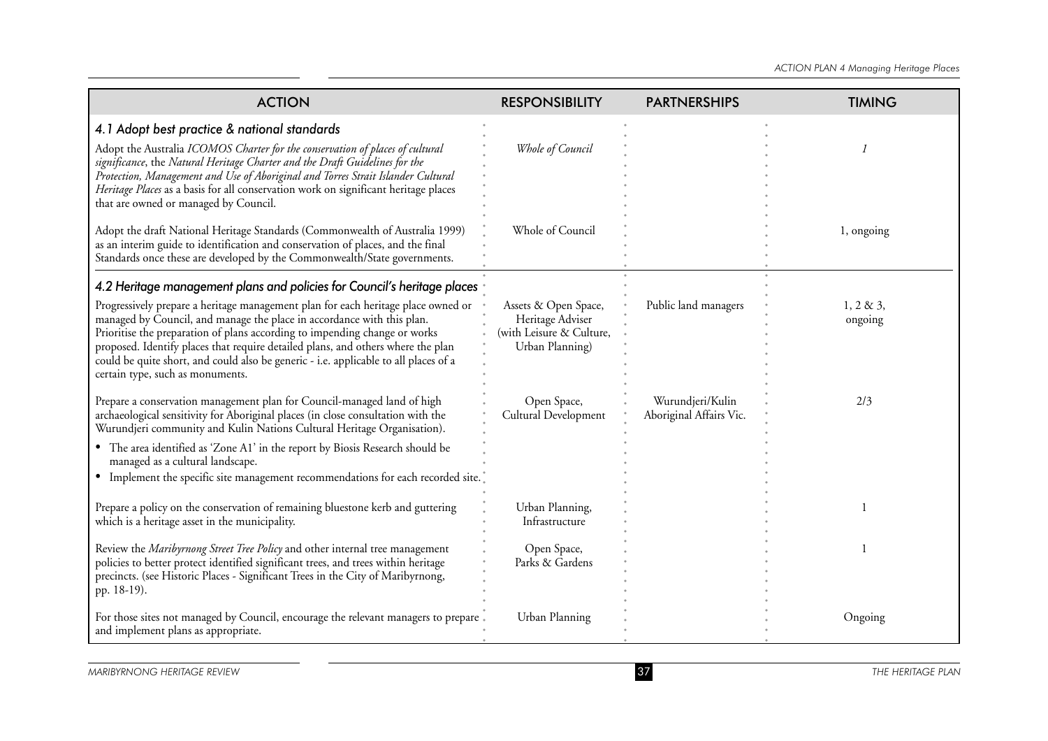| ACTION | RESPONSIBILITY | PARTNERSHIPS | TIMING |
|---|---|---|---|
| ***4.1 Adopt best practice & national standards*** | | | |
| Adopt the Australia *ICOMOS Charter for the conservation of places of cultural significance*, the *Natural Heritage Charter and the Draft Guidelines for the Protection, Management and Use of Aboriginal and Torres Strait Islander Cultural Heritage Places* as a basis for all conservation work on significant heritage places that are owned or managed by Council. | *Whole of Council* | | *1* |
| Adopt the draft National Heritage Standards (Commonwealth of Australia 1999) as an interim guide to identification and conservation of places, and the final Standards once these are developed by the Commonwealth/State governments. | Whole of Council | | 1, ongoing |
| ***4.2 Heritage management plans and policies for Council's heritage places*** | | | |
| Progressively prepare a heritage management plan for each heritage place owned or managed by Council, and manage the place in accordance with this plan. Prioritise the preparation of plans according to impending change or works proposed. Identify places that require detailed plans, and others where the plan could be quite short, and could also be generic - i.e. applicable to all places of a certain type, such as monuments. | Assets & Open Space, Heritage Adviser (with Leisure & Culture, Urban Planning) | Public land managers | 1, 2 & 3, ongoing |
| Prepare a conservation management plan for Council-managed land of high archaeological sensitivity for Aboriginal places (in close consultation with the Wurundjeri community and Kulin Nations Cultural Heritage Organisation).<br>• The area identified as 'Zone A1' in the report by Biosis Research should be managed as a cultural landscape.<br>• Implement the specific site management recommendations for each recorded site. | Open Space, Cultural Development | Wurundjeri/Kulin Aboriginal Affairs Vic. | 2/3 |
| Prepare a policy on the conservation of remaining bluestone kerb and guttering which is a heritage asset in the municipality. | Urban Planning, Infrastructure | | 1 |
| Review the *Maribyrnong Street Tree Policy* and other internal tree management policies to better protect identified significant trees, and trees within heritage precincts. (see Historic Places - Significant Trees in the City of Maribyrnong, pp. 18-19). | Open Space, Parks & Gardens | | 1 |
| For those sites not managed by Council, encourage the relevant managers to prepare and implement plans as appropriate. | Urban Planning | | Ongoing |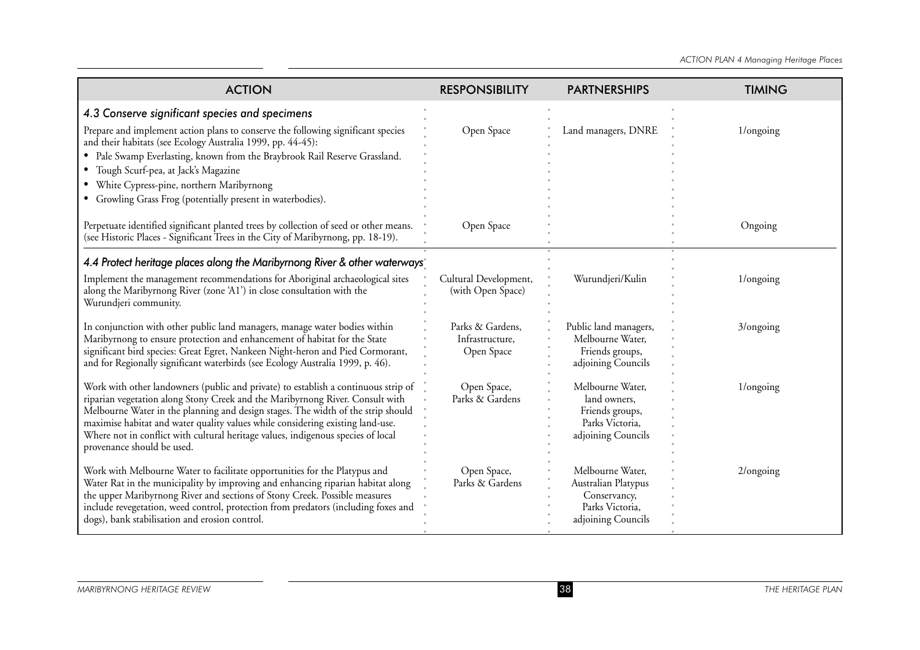| ACTION | RESPONSIBILITY | PARTNERSHIPS | TIMING |
|---|---|---|---|
| ***4.3 Conserve significant species and specimens*** | | | |
| Prepare and implement action plans to conserve the following significant species and their habitats (see Ecology Australia 1999, pp. 44-45): <br>• Pale Swamp Everlasting, known from the Braybrook Rail Reserve Grassland. <br>• Tough Scurf-pea, at Jack's Magazine <br>• White Cypress-pine, northern Maribyrnong <br>• Growling Grass Frog (potentially present in waterbodies). | Open Space | Land managers, DNRE | 1/ongoing |
| Perpetuate identified significant planted trees by collection of seed or other means. (see Historic Places - Significant Trees in the City of Maribyrnong, pp. 18-19). | Open Space | | Ongoing |
| ***4.4 Protect heritage places along the Maribyrnong River & other waterways*** | | | |
| Implement the management recommendations for Aboriginal archaeological sites along the Maribyrnong River (zone 'A1') in close consultation with the Wurundjeri community. | Cultural Development, (with Open Space) | Wurundjeri/Kulin | 1/ongoing |
| In conjunction with other public land managers, manage water bodies within Maribyrnong to ensure protection and enhancement of habitat for the State significant bird species: Great Egret, Nankeen Night-heron and Pied Cormorant, and for Regionally significant waterbirds (see Ecology Australia 1999, p. 46). | Parks & Gardens, Infrastructure, Open Space | Public land managers, Melbourne Water, Friends groups, adjoining Councils | 3/ongoing |
| Work with other landowners (public and private) to establish a continuous strip of riparian vegetation along Stony Creek and the Maribyrnong River. Consult with Melbourne Water in the planning and design stages. The width of the strip should maximise habitat and water quality values while considering existing land-use. Where not in conflict with cultural heritage values, indigenous species of local provenance should be used. | Open Space, Parks & Gardens | Melbourne Water, land owners, Friends groups, Parks Victoria, adjoining Councils | 1/ongoing |
| Work with Melbourne Water to facilitate opportunities for the Platypus and Water Rat in the municipality by improving and enhancing riparian habitat along the upper Maribyrnong River and sections of Stony Creek. Possible measures include revegetation, weed control, protection from predators (including foxes and dogs), bank stabilisation and erosion control. | Open Space, Parks & Gardens | Melbourne Water, Australian Platypus Conservancy, Parks Victoria, adjoining Councils | 2/ongoing |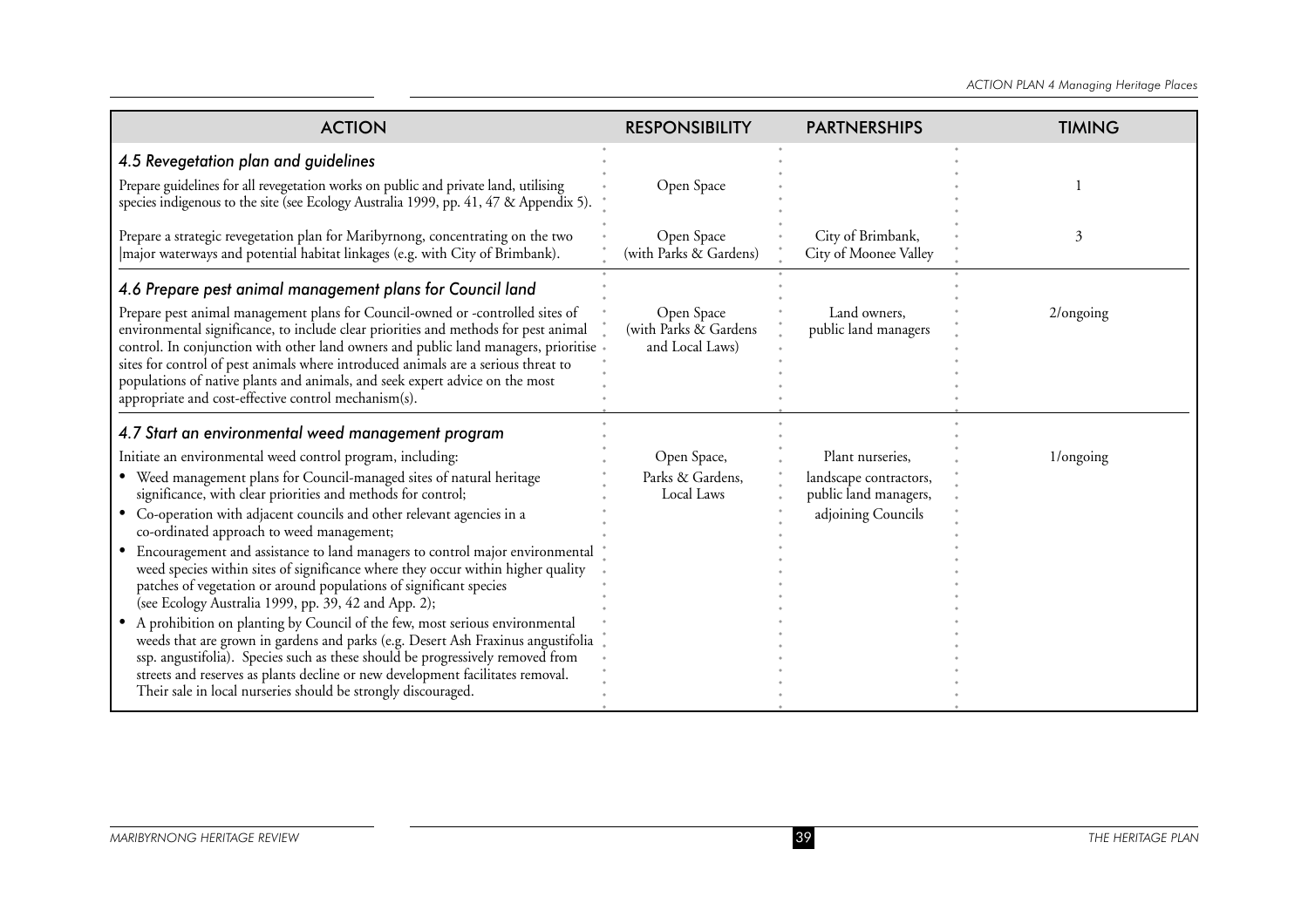| ACTION | RESPONSIBILITY | PARTNERSHIPS | TIMING |
|---|---|---|---|
| ***4.5 Revegetation plan and guidelines*** | | | |
| Prepare guidelines for all revegetation works on public and private land, utilising species indigenous to the site (see Ecology Australia 1999, pp. 41, 47 & Appendix 5). | Open Space | | 1 |
| Prepare a strategic revegetation plan for Maribyrnong, concentrating on the two major waterways and potential habitat linkages (e.g. with City of Brimbank). | Open Space (with Parks & Gardens) | City of Brimbank, City of Moonee Valley | 3 |
| ***4.6 Prepare pest animal management plans for Council land*** | | | |
| Prepare pest animal management plans for Council-owned or -controlled sites of environmental significance, to include clear priorities and methods for pest animal control. In conjunction with other land owners and public land managers, prioritise sites for control of pest animals where introduced animals are a serious threat to populations of native plants and animals, and seek expert advice on the most appropriate and cost-effective control mechanism(s). | Open Space (with Parks & Gardens and Local Laws) | Land owners, public land managers | 2/ongoing |
| ***4.7 Start an environmental weed management program*** | | | |
| Initiate an environmental weed control program, including:<br>• Weed management plans for Council-managed sites of natural heritage significance, with clear priorities and methods for control;<br>• Co-operation with adjacent councils and other relevant agencies in a co-ordinated approach to weed management;<br>• Encouragement and assistance to land managers to control major environmental weed species within sites of significance where they occur within higher quality patches of vegetation or around populations of significant species (see Ecology Australia 1999, pp. 39, 42 and App. 2);<br>• A prohibition on planting by Council of the few, most serious environmental weeds that are grown in gardens and parks (e.g. Desert Ash Fraxinus angustifolia ssp. angustifolia). Species such as these should be progressively removed from streets and reserves as plants decline or new development facilitates removal. Their sale in local nurseries should be strongly discouraged. | Open Space, Parks & Gardens, Local Laws | Plant nurseries, landscape contractors, public land managers, adjoining Councils | 1/ongoing |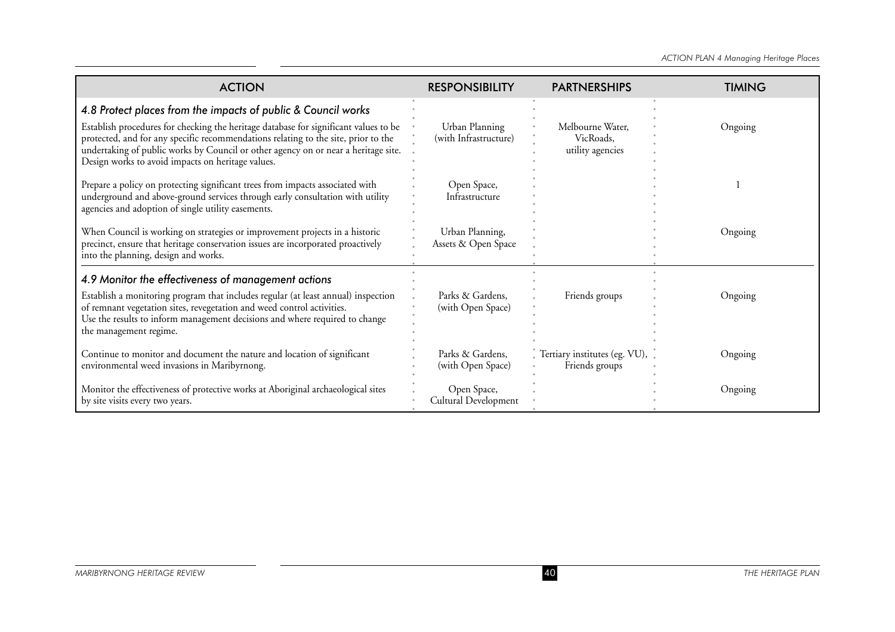| ACTION | RESPONSIBILITY | PARTNERSHIPS | TIMING |
|---|---|---|---|
| ***4.8 Protect places from the impacts of public & Council works*** | | | |
| Establish procedures for checking the heritage database for significant values to be protected, and for any specific recommendations relating to the site, prior to the undertaking of public works by Council or other agency on or near a heritage site. Design works to avoid impacts on heritage values. | Urban Planning (with Infrastructure) | Melbourne Water, VicRoads, utility agencies | Ongoing |
| Prepare a policy on protecting significant trees from impacts associated with underground and above-ground services through early consultation with utility agencies and adoption of single utility easements. | Open Space, Infrastructure | | 1 |
| When Council is working on strategies or improvement projects in a historic precinct, ensure that heritage conservation issues are incorporated proactively into the planning, design and works. | Urban Planning, Assets & Open Space | | Ongoing |
| ***4.9 Monitor the effectiveness of management actions*** | | | |
| Establish a monitoring program that includes regular (at least annual) inspection of remnant vegetation sites, revegetation and weed control activities. Use the results to inform management decisions and where required to change the management regime. | Parks & Gardens, (with Open Space) | Friends groups | Ongoing |
| Continue to monitor and document the nature and location of significant environmental weed invasions in Maribyrnong. | Parks & Gardens, (with Open Space) | Tertiary institutes (eg. VU), Friends groups | Ongoing |
| Monitor the effectiveness of protective works at Aboriginal archaeological sites by site visits every two years. | Open Space, Cultural Development | | Ongoing |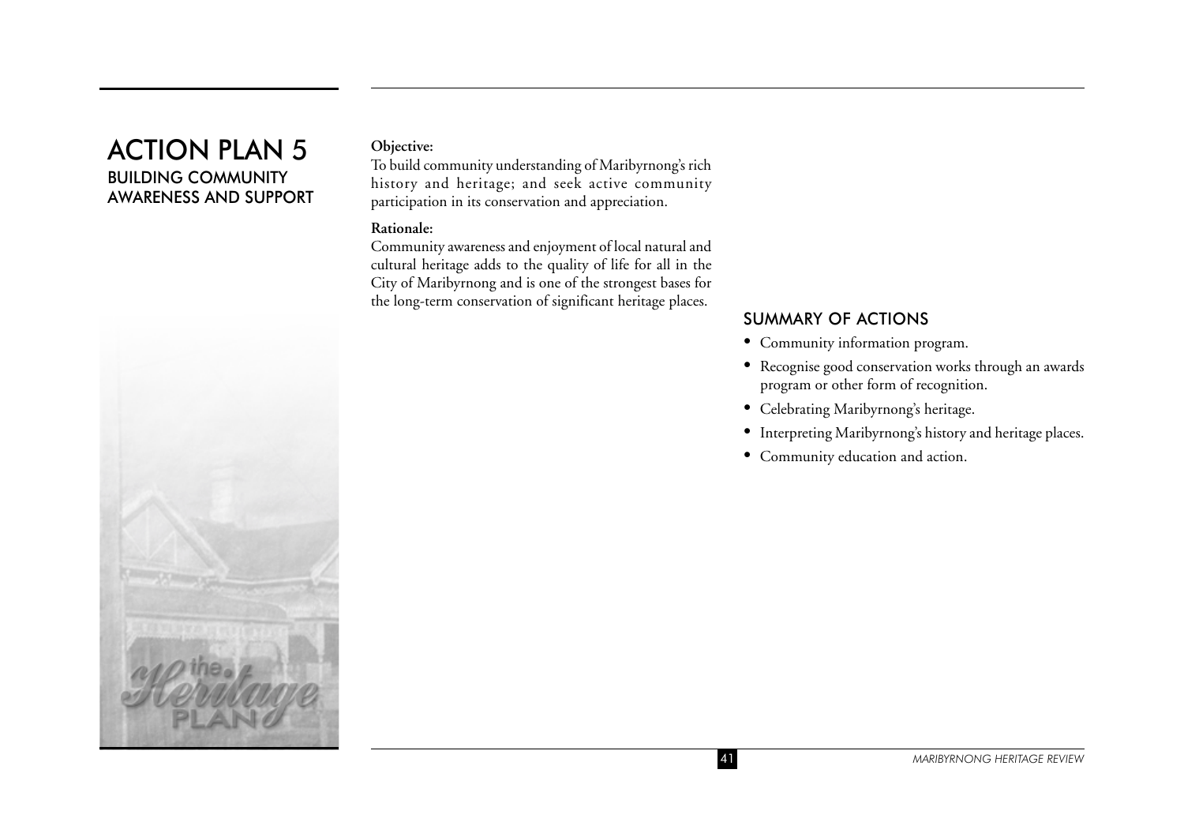# ACTION PLAN 5

## BUILDING COMMUNITY AWARENESS AND SUPPORT

**Objective:**

To build community understanding of Maribyrnong's rich history and heritage; and seek active community participation in its conservation and appreciation.

**Rationale:**

Community awareness and enjoyment of local natural and cultural heritage adds to the quality of life for all in the City of Maribyrnong and is one of the strongest bases for the long-term conservation of significant heritage places.

## SUMMARY OF ACTIONS

- Community information program.
- Recognise good conservation works through an awards program or other form of recognition.
- Celebrating Maribyrnong's heritage.
- Interpreting Maribyrnong's history and heritage places.
- Community education and action.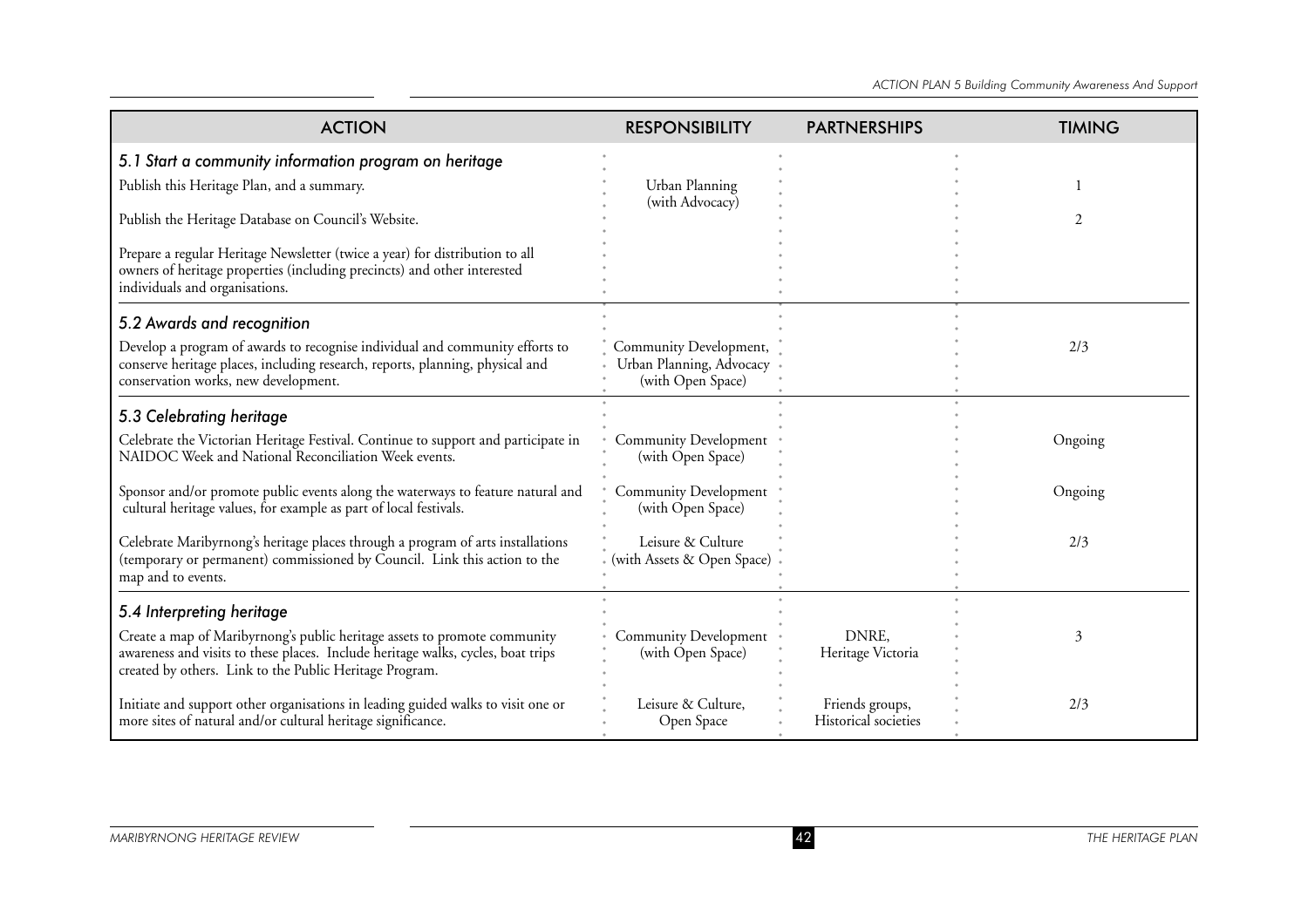| ACTION | RESPONSIBILITY | PARTNERSHIPS | TIMING |
|---|---|---|---|
| ***5.1 Start a community information program on heritage*** | | | |
| Publish this Heritage Plan, and a summary. | Urban Planning (with Advocacy) | | 1 |
| Publish the Heritage Database on Council's Website. | | | 2 |
| Prepare a regular Heritage Newsletter (twice a year) for distribution to all owners of heritage properties (including precincts) and other interested individuals and organisations. | | | |
| ***5.2 Awards and recognition*** | | | |
| Develop a program of awards to recognise individual and community efforts to conserve heritage places, including research, reports, planning, physical and conservation works, new development. | Community Development, Urban Planning, Advocacy (with Open Space) | | 2/3 |
| ***5.3 Celebrating heritage*** | | | |
| Celebrate the Victorian Heritage Festival. Continue to support and participate in NAIDOC Week and National Reconciliation Week events. | Community Development (with Open Space) | | Ongoing |
| Sponsor and/or promote public events along the waterways to feature natural and cultural heritage values, for example as part of local festivals. | Community Development (with Open Space) | | Ongoing |
| Celebrate Maribyrnong's heritage places through a program of arts installations (temporary or permanent) commissioned by Council. Link this action to the map and to events. | Leisure & Culture (with Assets & Open Space) | | 2/3 |
| ***5.4 Interpreting heritage*** | | | |
| Create a map of Maribyrnong's public heritage assets to promote community awareness and visits to these places. Include heritage walks, cycles, boat trips created by others. Link to the Public Heritage Program. | Community Development (with Open Space) | DNRE, Heritage Victoria | 3 |
| Initiate and support other organisations in leading guided walks to visit one or more sites of natural and/or cultural heritage significance. | Leisure & Culture, Open Space | Friends groups, Historical societies | 2/3 |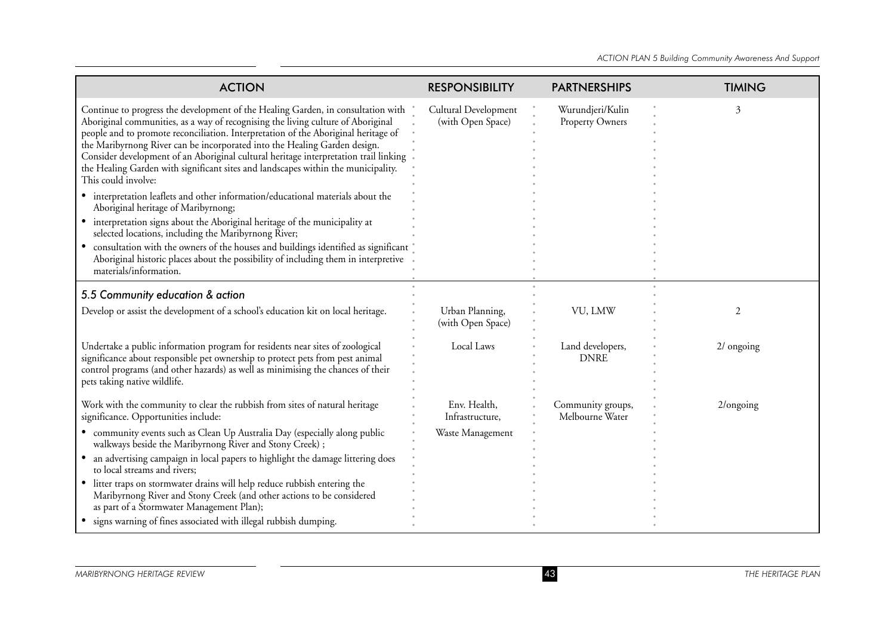| ACTION | RESPONSIBILITY | PARTNERSHIPS | TIMING |
|---|---|---|---|
| Continue to progress the development of the Healing Garden, in consultation with Aboriginal communities, as a way of recognising the living culture of Aboriginal people and to promote reconciliation. Interpretation of the Aboriginal heritage of the Maribyrnong River can be incorporated into the Healing Garden design. Consider development of an Aboriginal cultural heritage interpretation trail linking the Healing Garden with significant sites and landscapes within the municipality. This could involve:<br>• interpretation leaflets and other information/educational materials about the Aboriginal heritage of Maribyrnong;<br>• interpretation signs about the Aboriginal heritage of the municipality at selected locations, including the Maribyrnong River;<br>• consultation with the owners of the houses and buildings identified as significant Aboriginal historic places about the possibility of including them in interpretive materials/information. | Cultural Development (with Open Space) | Wurundjeri/Kulin Property Owners | 3 |
| ***5.5 Community education & action*** | | | |
| Develop or assist the development of a school's education kit on local heritage. | Urban Planning, (with Open Space) | VU, LMW | 2 |
| Undertake a public information program for residents near sites of zoological significance about responsible pet ownership to protect pets from pest animal control programs (and other hazards) as well as minimising the chances of their pets taking native wildlife. | Local Laws | Land developers, DNRE | 2/ ongoing |
| Work with the community to clear the rubbish from sites of natural heritage significance. Opportunities include:<br>• community events such as Clean Up Australia Day (especially along public walkways beside the Maribyrnong River and Stony Creek) ;<br>• an advertising campaign in local papers to highlight the damage littering does to local streams and rivers;<br>• litter traps on stormwater drains will help reduce rubbish entering the Maribyrnong River and Stony Creek (and other actions to be considered as part of a Stormwater Management Plan);<br>• signs warning of fines associated with illegal rubbish dumping. | Env. Health, Infrastructure, Waste Management | Community groups, Melbourne Water | 2/ongoing |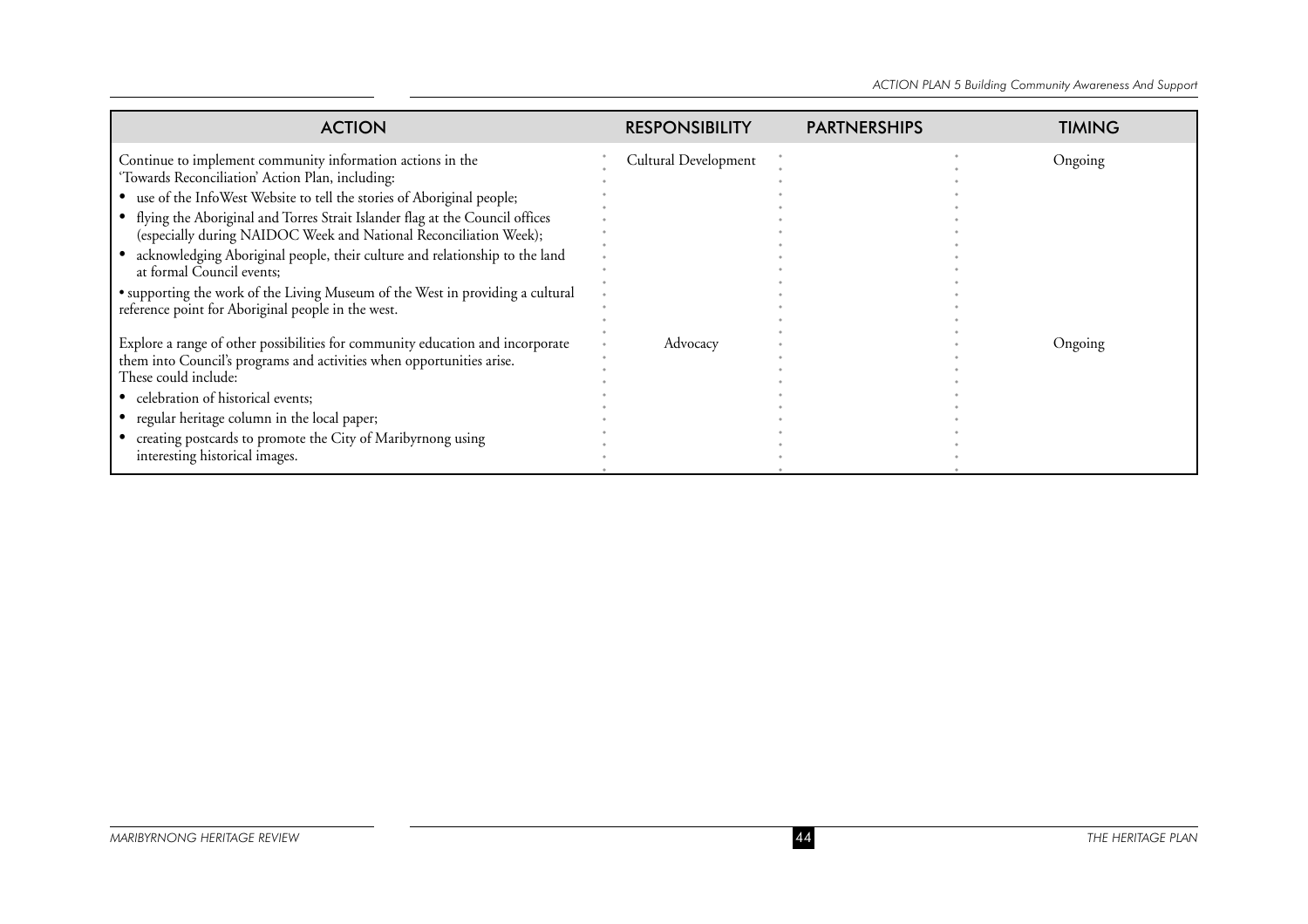| ACTION | RESPONSIBILITY | PARTNERSHIPS | TIMING |
|---|---|---|---|
| Continue to implement community information actions in the 'Towards Reconciliation' Action Plan, including:<br>• use of the InfoWest Website to tell the stories of Aboriginal people;<br>• flying the Aboriginal and Torres Strait Islander flag at the Council offices (especially during NAIDOC Week and National Reconciliation Week);<br>• acknowledging Aboriginal people, their culture and relationship to the land at formal Council events;<br>• supporting the work of the Living Museum of the West in providing a cultural reference point for Aboriginal people in the west. | Cultural Development | | Ongoing |
| Explore a range of other possibilities for community education and incorporate them into Council's programs and activities when opportunities arise. These could include:<br>• celebration of historical events;<br>• regular heritage column in the local paper;<br>• creating postcards to promote the City of Maribyrnong using interesting historical images. | Advocacy | | Ongoing |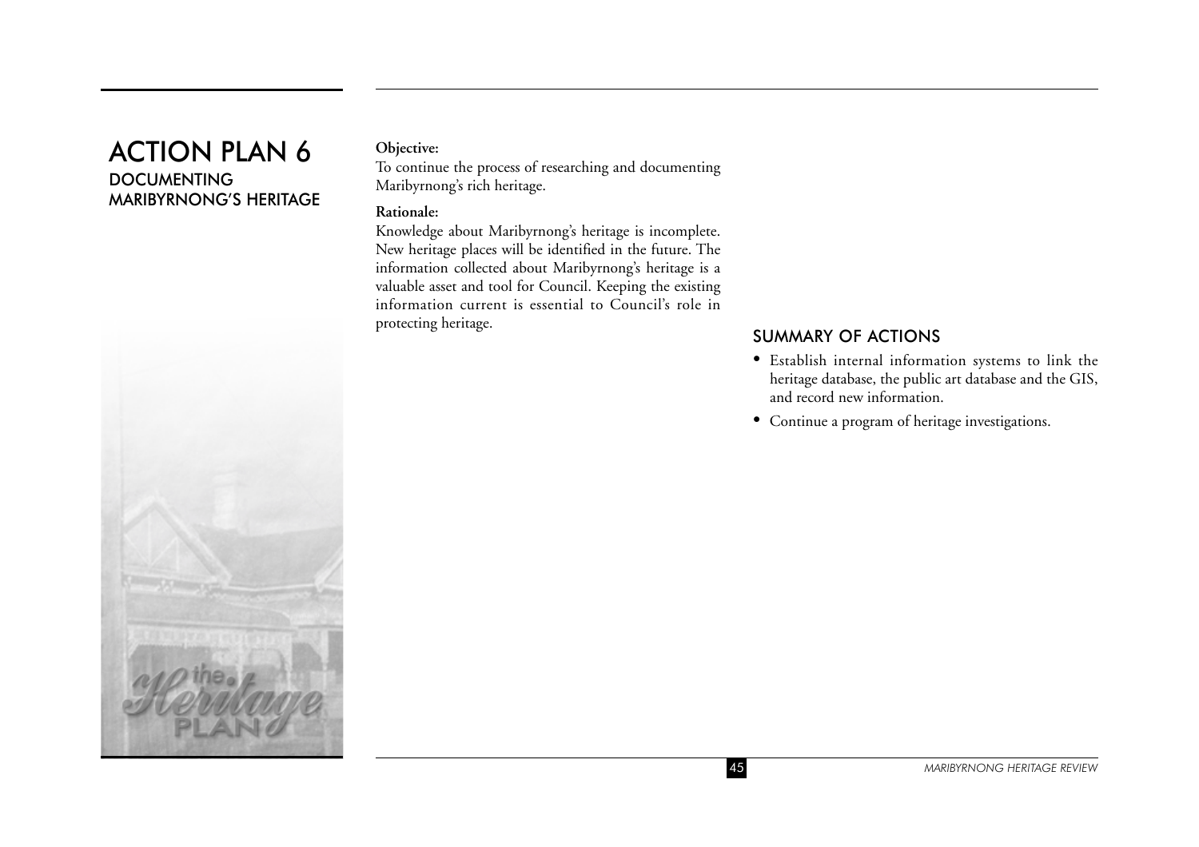# ACTION PLAN 6

## DOCUMENTING MARIBYRNONG'S HERITAGE

**Objective:**

To continue the process of researching and documenting Maribyrnong's rich heritage.

**Rationale:**

Knowledge about Maribyrnong's heritage is incomplete. New heritage places will be identified in the future. The information collected about Maribyrnong's heritage is a valuable asset and tool for Council. Keeping the existing information current is essential to Council's role in protecting heritage.

## SUMMARY OF ACTIONS

- Establish internal information systems to link the heritage database, the public art database and the GIS, and record new information.
- Continue a program of heritage investigations.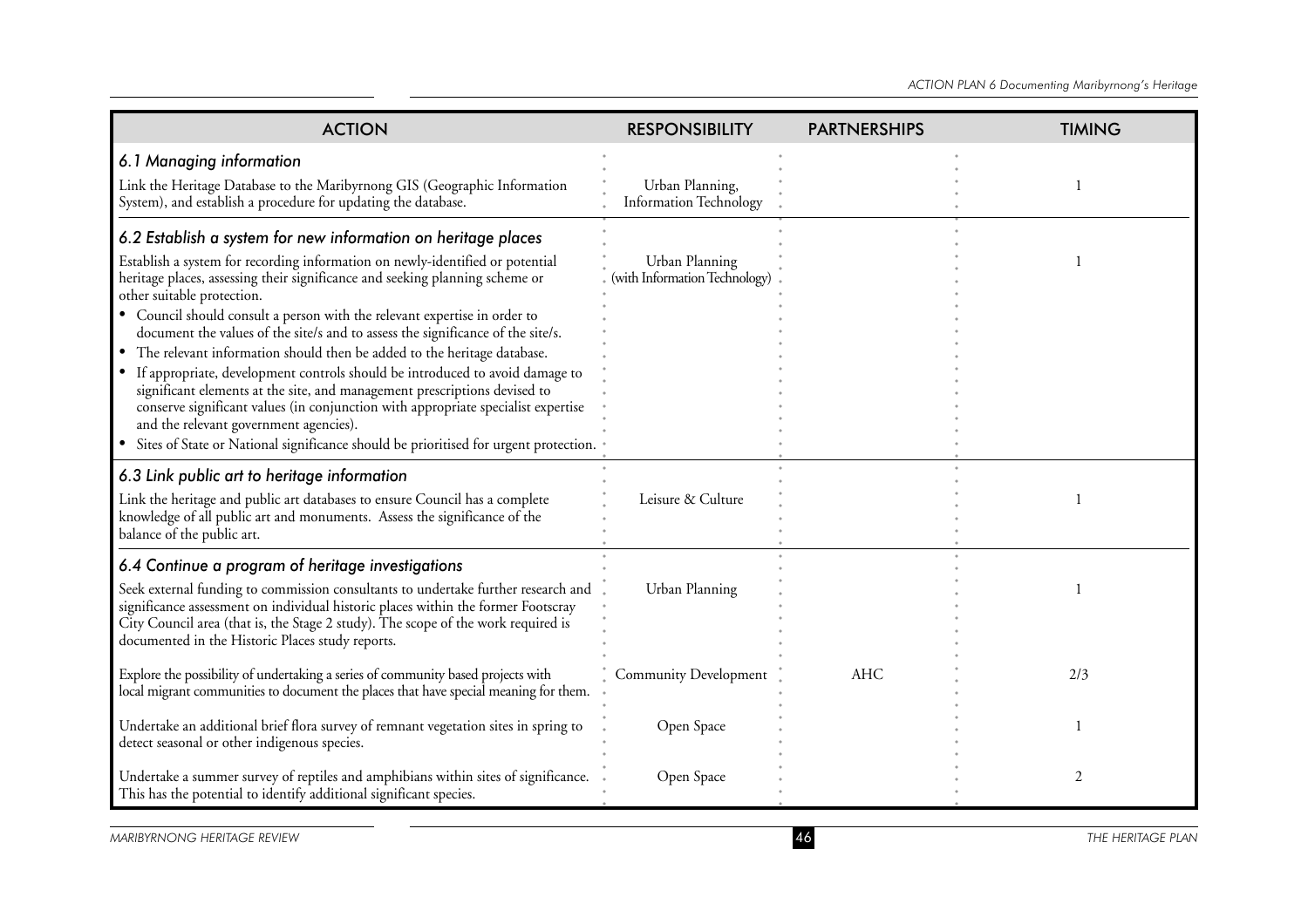| ACTION | RESPONSIBILITY | PARTNERSHIPS | TIMING |
|---|---|---|---|
| ***6.1 Managing information*** | | | |
| Link the Heritage Database to the Maribyrnong GIS (Geographic Information System), and establish a procedure for updating the database. | Urban Planning, Information Technology | | 1 |
| ***6.2 Establish a system for new information on heritage places*** | | | |
| Establish a system for recording information on newly-identified or potential heritage places, assessing their significance and seeking planning scheme or other suitable protection.<br>• Council should consult a person with the relevant expertise in order to document the values of the site/s and to assess the significance of the site/s.<br>• The relevant information should then be added to the heritage database.<br>• If appropriate, development controls should be introduced to avoid damage to significant elements at the site, and management prescriptions devised to conserve significant values (in conjunction with appropriate specialist expertise and the relevant government agencies).<br>• Sites of State or National significance should be prioritised for urgent protection. | Urban Planning (with Information Technology) | | 1 |
| ***6.3 Link public art to heritage information*** | | | |
| Link the heritage and public art databases to ensure Council has a complete knowledge of all public art and monuments. Assess the significance of the balance of the public art. | Leisure & Culture | | 1 |
| ***6.4 Continue a program of heritage investigations*** | | | |
| Seek external funding to commission consultants to undertake further research and significance assessment on individual historic places within the former Footscray City Council area (that is, the Stage 2 study). The scope of the work required is documented in the Historic Places study reports. | Urban Planning | | 1 |
| Explore the possibility of undertaking a series of community based projects with local migrant communities to document the places that have special meaning for them. | Community Development | AHC | 2/3 |
| Undertake an additional brief flora survey of remnant vegetation sites in spring to detect seasonal or other indigenous species. | Open Space | | 1 |
| Undertake a summer survey of reptiles and amphibians within sites of significance. This has the potential to identify additional significant species. | Open Space | | 2 |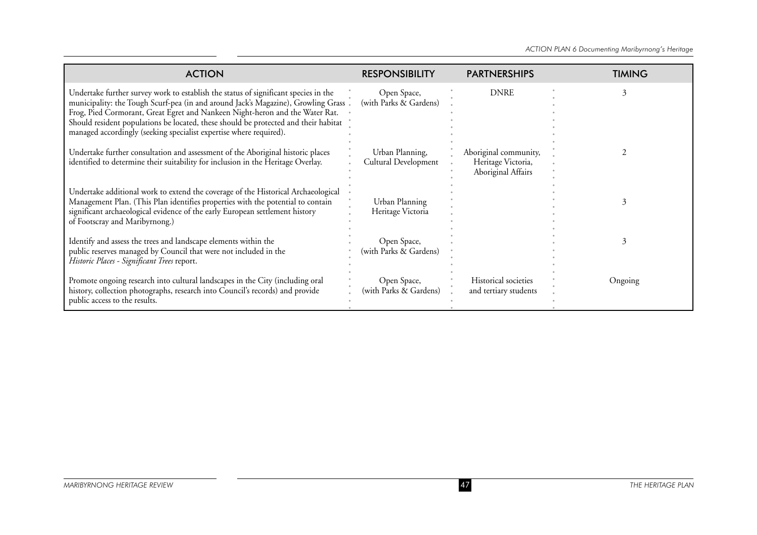| ACTION | RESPONSIBILITY | PARTNERSHIPS | TIMING |
|---|---|---|---|
| Undertake further survey work to establish the status of significant species in the municipality: the Tough Scurf-pea (in and around Jack's Magazine), Growling Grass Frog, Pied Cormorant, Great Egret and Nankeen Night-heron and the Water Rat. Should resident populations be located, these should be protected and their habitat managed accordingly (seeking specialist expertise where required). | Open Space, (with Parks & Gardens) | DNRE | 3 |
| Undertake further consultation and assessment of the Aboriginal historic places identified to determine their suitability for inclusion in the Heritage Overlay. | Urban Planning, Cultural Development | Aboriginal community, Heritage Victoria, Aboriginal Affairs | 2 |
| Undertake additional work to extend the coverage of the Historical Archaeological Management Plan. (This Plan identifies properties with the potential to contain significant archaeological evidence of the early European settlement history of Footscray and Maribyrnong.) | Urban Planning Heritage Victoria | | 3 |
| Identify and assess the trees and landscape elements within the public reserves managed by Council that were not included in the *Historic Places - Significant Trees* report. | Open Space, (with Parks & Gardens) | | 3 |
| Promote ongoing research into cultural landscapes in the City (including oral history, collection photographs, research into Council's records) and provide public access to the results. | Open Space, (with Parks & Gardens) | Historical societies and tertiary students | Ongoing |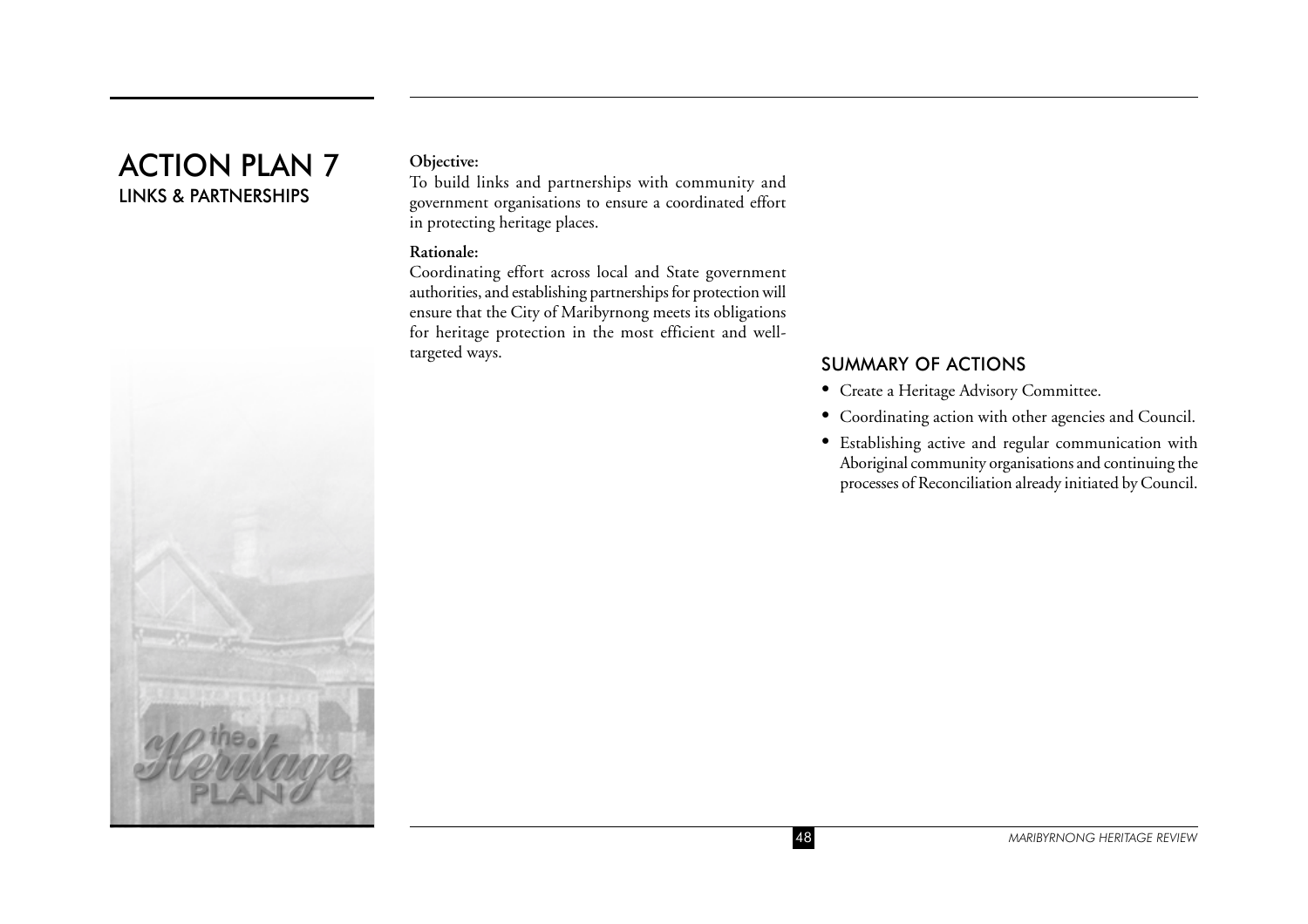# ACTION PLAN 7

## LINKS & PARTNERSHIPS

**Objective:**

To build links and partnerships with community and government organisations to ensure a coordinated effort in protecting heritage places.

**Rationale:**

Coordinating effort across local and State government authorities, and establishing partnerships for protection will ensure that the City of Maribyrnong meets its obligations for heritage protection in the most efficient and well-targeted ways.

## SUMMARY OF ACTIONS

- Create a Heritage Advisory Committee.
- Coordinating action with other agencies and Council.
- Establishing active and regular communication with Aboriginal community organisations and continuing the processes of Reconciliation already initiated by Council.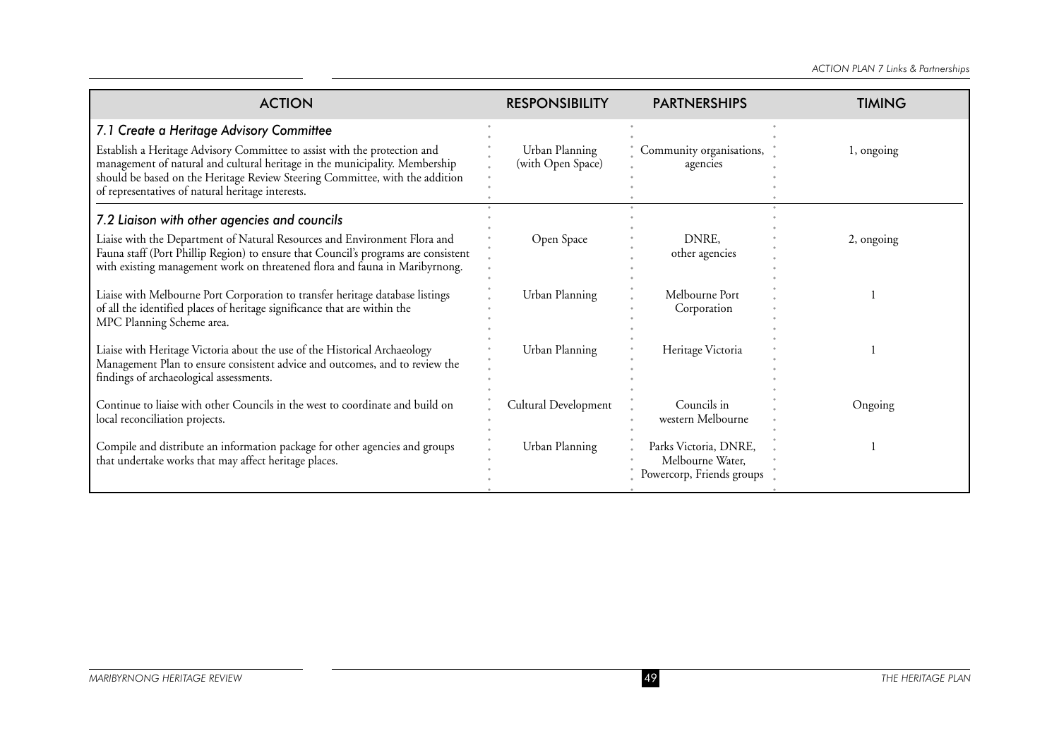| ACTION | RESPONSIBILITY | PARTNERSHIPS | TIMING |
|---|---|---|---|
| ***7.1 Create a Heritage Advisory Committee*** | | | |
| Establish a Heritage Advisory Committee to assist with the protection and management of natural and cultural heritage in the municipality. Membership should be based on the Heritage Review Steering Committee, with the addition of representatives of natural heritage interests. | Urban Planning (with Open Space) | Community organisations, agencies | 1, ongoing |
| ***7.2 Liaison with other agencies and councils*** | | | |
| Liaise with the Department of Natural Resources and Environment Flora and Fauna staff (Port Phillip Region) to ensure that Council's programs are consistent with existing management work on threatened flora and fauna in Maribyrnong. | Open Space | DNRE, other agencies | 2, ongoing |
| Liaise with Melbourne Port Corporation to transfer heritage database listings of all the identified places of heritage significance that are within the MPC Planning Scheme area. | Urban Planning | Melbourne Port Corporation | 1 |
| Liaise with Heritage Victoria about the use of the Historical Archaeology Management Plan to ensure consistent advice and outcomes, and to review the findings of archaeological assessments. | Urban Planning | Heritage Victoria | 1 |
| Continue to liaise with other Councils in the west to coordinate and build on local reconciliation projects. | Cultural Development | Councils in western Melbourne | Ongoing |
| Compile and distribute an information package for other agencies and groups that undertake works that may affect heritage places. | Urban Planning | Parks Victoria, DNRE, Melbourne Water, Powercorp, Friends groups | 1 |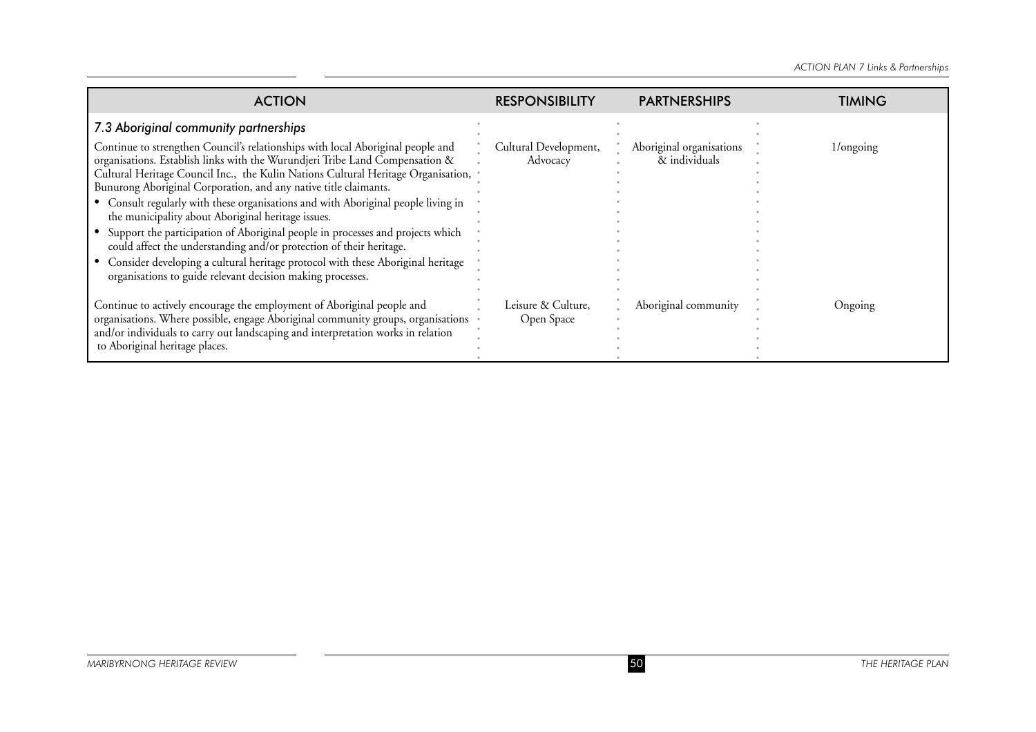| ACTION | RESPONSIBILITY | PARTNERSHIPS | TIMING |
|---|---|---|---|
| ***7.3 Aboriginal community partnerships*** | | | |
| Continue to strengthen Council's relationships with local Aboriginal people and organisations. Establish links with the Wurundjeri Tribe Land Compensation & Cultural Heritage Council Inc., the Kulin Nations Cultural Heritage Organisation, Bunurong Aboriginal Corporation, and any native title claimants.<br>• Consult regularly with these organisations and with Aboriginal people living in the municipality about Aboriginal heritage issues.<br>• Support the participation of Aboriginal people in processes and projects which could affect the understanding and/or protection of their heritage.<br>• Consider developing a cultural heritage protocol with these Aboriginal heritage organisations to guide relevant decision making processes. | Cultural Development, Advocacy | Aboriginal organisations & individuals | 1/ongoing |
| Continue to actively encourage the employment of Aboriginal people and organisations. Where possible, engage Aboriginal community groups, organisations and/or individuals to carry out landscaping and interpretation works in relation to Aboriginal heritage places. | Leisure & Culture, Open Space | Aboriginal community | Ongoing |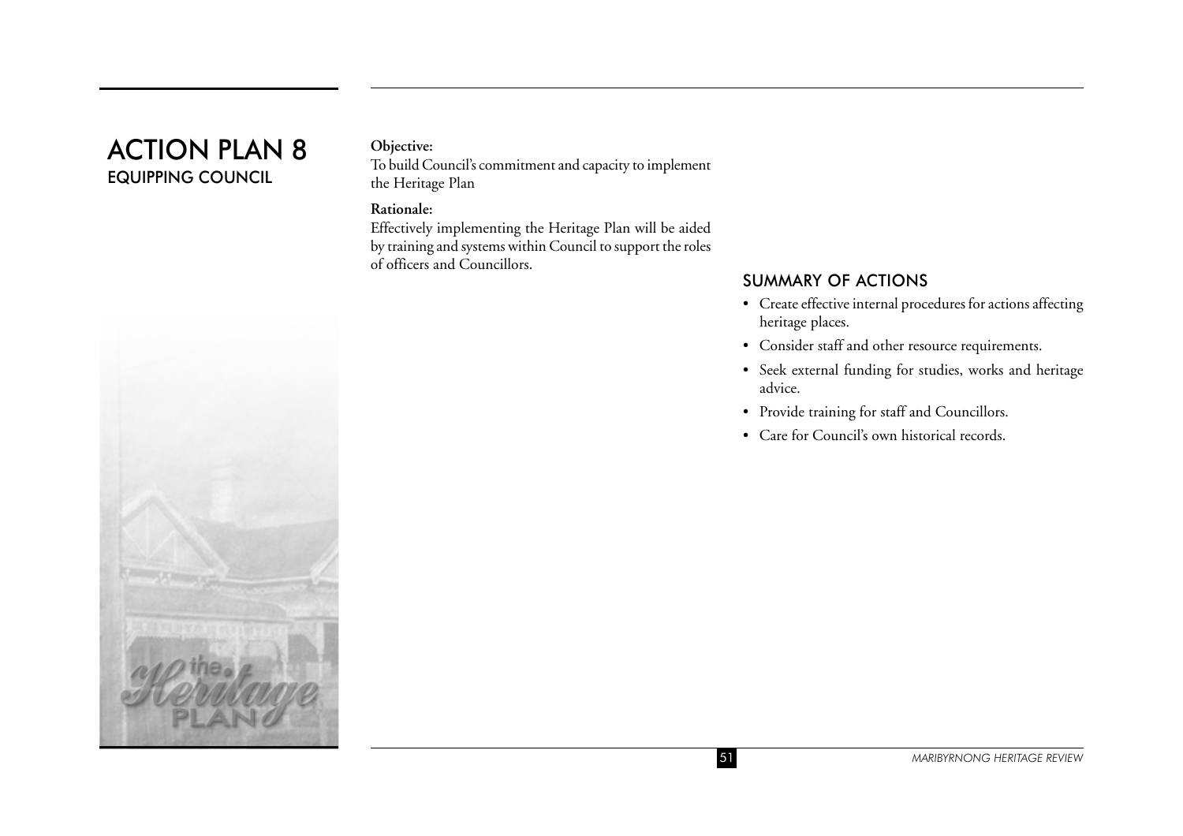# ACTION PLAN 8
## EQUIPPING COUNCIL

**Objective:**
To build Council's commitment and capacity to implement the Heritage Plan

**Rationale:**
Effectively implementing the Heritage Plan will be aided by training and systems within Council to support the roles of officers and Councillors.

### SUMMARY OF ACTIONS

- Create effective internal procedures for actions affecting heritage places.
- Consider staff and other resource requirements.
- Seek external funding for studies, works and heritage advice.
- Provide training for staff and Councillors.
- Care for Council's own historical records.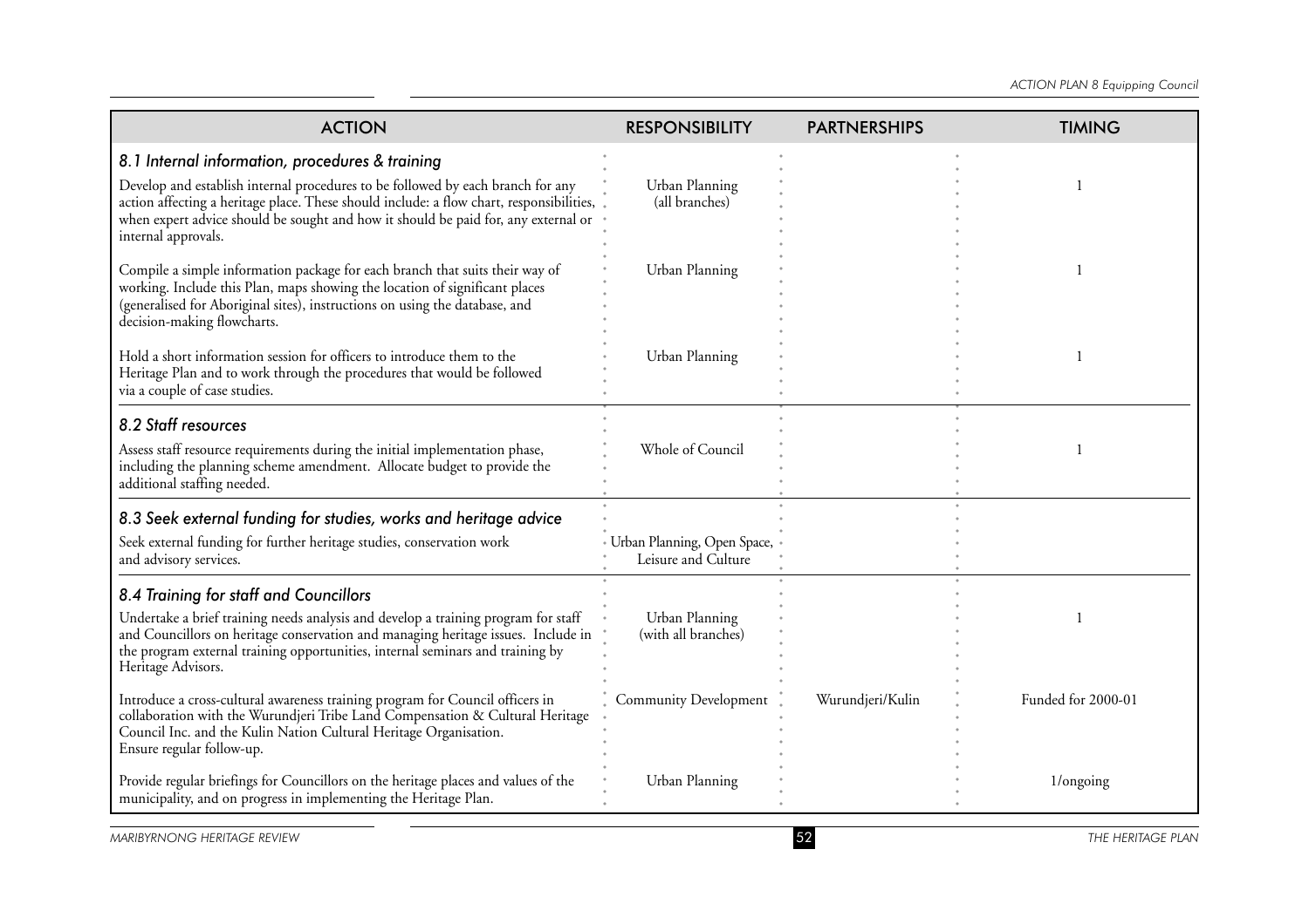| ACTION | RESPONSIBILITY | PARTNERSHIPS | TIMING |
|---|---|---|---|
| ***8.1 Internal information, procedures & training*** | | | |
| Develop and establish internal procedures to be followed by each branch for any action affecting a heritage place. These should include: a flow chart, responsibilities, when expert advice should be sought and how it should be paid for, any external or internal approvals. | Urban Planning (all branches) | | 1 |
| Compile a simple information package for each branch that suits their way of working. Include this Plan, maps showing the location of significant places (generalised for Aboriginal sites), instructions on using the database, and decision-making flowcharts. | Urban Planning | | 1 |
| Hold a short information session for officers to introduce them to the Heritage Plan and to work through the procedures that would be followed via a couple of case studies. | Urban Planning | | 1 |
| ***8.2 Staff resources*** | | | |
| Assess staff resource requirements during the initial implementation phase, including the planning scheme amendment. Allocate budget to provide the additional staffing needed. | Whole of Council | | 1 |
| ***8.3 Seek external funding for studies, works and heritage advice*** | | | |
| Seek external funding for further heritage studies, conservation work and advisory services. | Urban Planning, Open Space, Leisure and Culture | | |
| ***8.4 Training for staff and Councillors*** | | | |
| Undertake a brief training needs analysis and develop a training program for staff and Councillors on heritage conservation and managing heritage issues. Include in the program external training opportunities, internal seminars and training by Heritage Advisors. | Urban Planning (with all branches) | | 1 |
| Introduce a cross-cultural awareness training program for Council officers in collaboration with the Wurundjeri Tribe Land Compensation & Cultural Heritage Council Inc. and the Kulin Nation Cultural Heritage Organisation. Ensure regular follow-up. | Community Development | Wurundjeri/Kulin | Funded for 2000-01 |
| Provide regular briefings for Councillors on the heritage places and values of the municipality, and on progress in implementing the Heritage Plan. | Urban Planning | | 1/ongoing |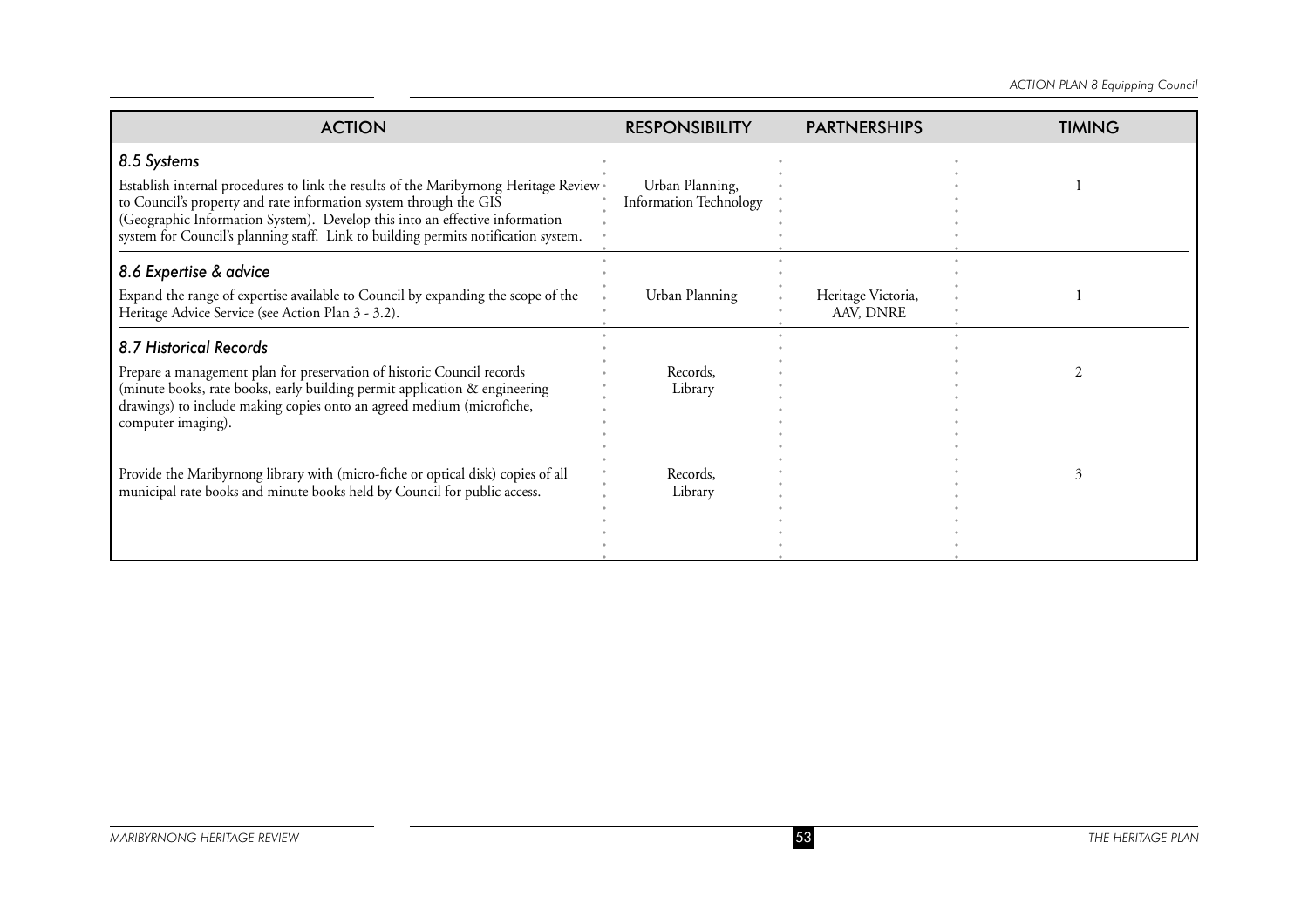| ACTION | RESPONSIBILITY | PARTNERSHIPS | TIMING |
|---|---|---|---|
| ***8.5 Systems*** | | | |
| Establish internal procedures to link the results of the Maribyrnong Heritage Review to Council's property and rate information system through the GIS (Geographic Information System). Develop this into an effective information system for Council's planning staff. Link to building permits notification system. | Urban Planning, Information Technology | | 1 |
| ***8.6 Expertise & advice*** | | | |
| Expand the range of expertise available to Council by expanding the scope of the Heritage Advice Service (see Action Plan 3 - 3.2). | Urban Planning | Heritage Victoria, AAV, DNRE | 1 |
| ***8.7 Historical Records*** | | | |
| Prepare a management plan for preservation of historic Council records (minute books, rate books, early building permit application & engineering drawings) to include making copies onto an agreed medium (microfiche, computer imaging). | Records, Library | | 2 |
| Provide the Maribyrnong library with (micro-fiche or optical disk) copies of all municipal rate books and minute books held by Council for public access. | Records, Library | | 3 |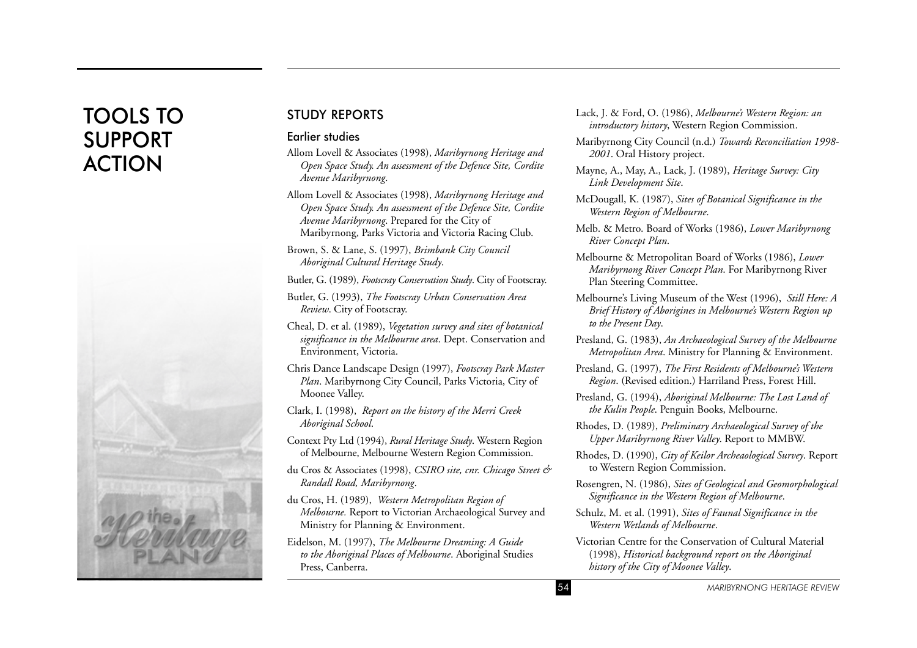# TOOLS TO SUPPORT ACTION

## STUDY REPORTS

### Earlier studies

Allom Lovell & Associates (1998), *Maribyrnong Heritage and Open Space Study. An assessment of the Defence Site, Cordite Avenue Maribyrnong*.

Allom Lovell & Associates (1998), *Maribyrnong Heritage and Open Space Study. An assessment of the Defence Site, Cordite Avenue Maribyrnong*. Prepared for the City of Maribyrnong, Parks Victoria and Victoria Racing Club.

Brown, S. & Lane, S. (1997), *Brimbank City Council Aboriginal Cultural Heritage Study*.

Butler, G. (1989), *Footscray Conservation Study*. City of Footscray.

Butler, G. (1993), *The Footscray Urban Conservation Area Review*. City of Footscray.

Cheal, D. et al. (1989), *Vegetation survey and sites of botanical significance in the Melbourne area*. Dept. Conservation and Environment, Victoria.

Chris Dance Landscape Design (1997), *Footscray Park Master Plan*. Maribyrnong City Council, Parks Victoria, City of Moonee Valley.

Clark, I. (1998), *Report on the history of the Merri Creek Aboriginal School*.

Context Pty Ltd (1994), *Rural Heritage Study*. Western Region of Melbourne, Melbourne Western Region Commission.

du Cros & Associates (1998), *CSIRO site, cnr. Chicago Street & Randall Road, Maribyrnong*.

du Cros, H. (1989), *Western Metropolitan Region of Melbourne.* Report to Victorian Archaeological Survey and Ministry for Planning & Environment.

Eidelson, M. (1997), *The Melbourne Dreaming: A Guide to the Aboriginal Places of Melbourne*. Aboriginal Studies Press, Canberra.

Lack, J. & Ford, O. (1986), *Melbourne's Western Region: an introductory history*, Western Region Commission.

Maribyrnong City Council (n.d.) *Towards Reconciliation 1998-2001*. Oral History project.

Mayne, A., May, A., Lack, J. (1989), *Heritage Survey: City Link Development Site*.

McDougall, K. (1987), *Sites of Botanical Significance in the Western Region of Melbourne*.

Melb. & Metro. Board of Works (1986), *Lower Maribyrnong River Concept Plan*.

Melbourne & Metropolitan Board of Works (1986), *Lower Maribyrnong River Concept Plan*. For Maribyrnong River Plan Steering Committee.

Melbourne's Living Museum of the West (1996), *Still Here: A Brief History of Aborigines in Melbourne's Western Region up to the Present Day*.

Presland, G. (1983), *An Archaeological Survey of the Melbourne Metropolitan Area*. Ministry for Planning & Environment.

Presland, G. (1997), *The First Residents of Melbourne's Western Region*. (Revised edition.) Harriland Press, Forest Hill.

Presland, G. (1994), *Aboriginal Melbourne: The Lost Land of the Kulin People*. Penguin Books, Melbourne.

Rhodes, D. (1989), *Preliminary Archaeological Survey of the Upper Maribyrnong River Valley*. Report to MMBW.

Rhodes, D. (1990), *City of Keilor Archeaological Survey*. Report to Western Region Commission.

Rosengren, N. (1986), *Sites of Geological and Geomorphological Significance in the Western Region of Melbourne*.

Schulz, M. et al. (1991), *Sites of Faunal Significance in the Western Wetlands of Melbourne*.

Victorian Centre for the Conservation of Cultural Material (1998), *Historical background report on the Aboriginal history of the City of Moonee Valley*.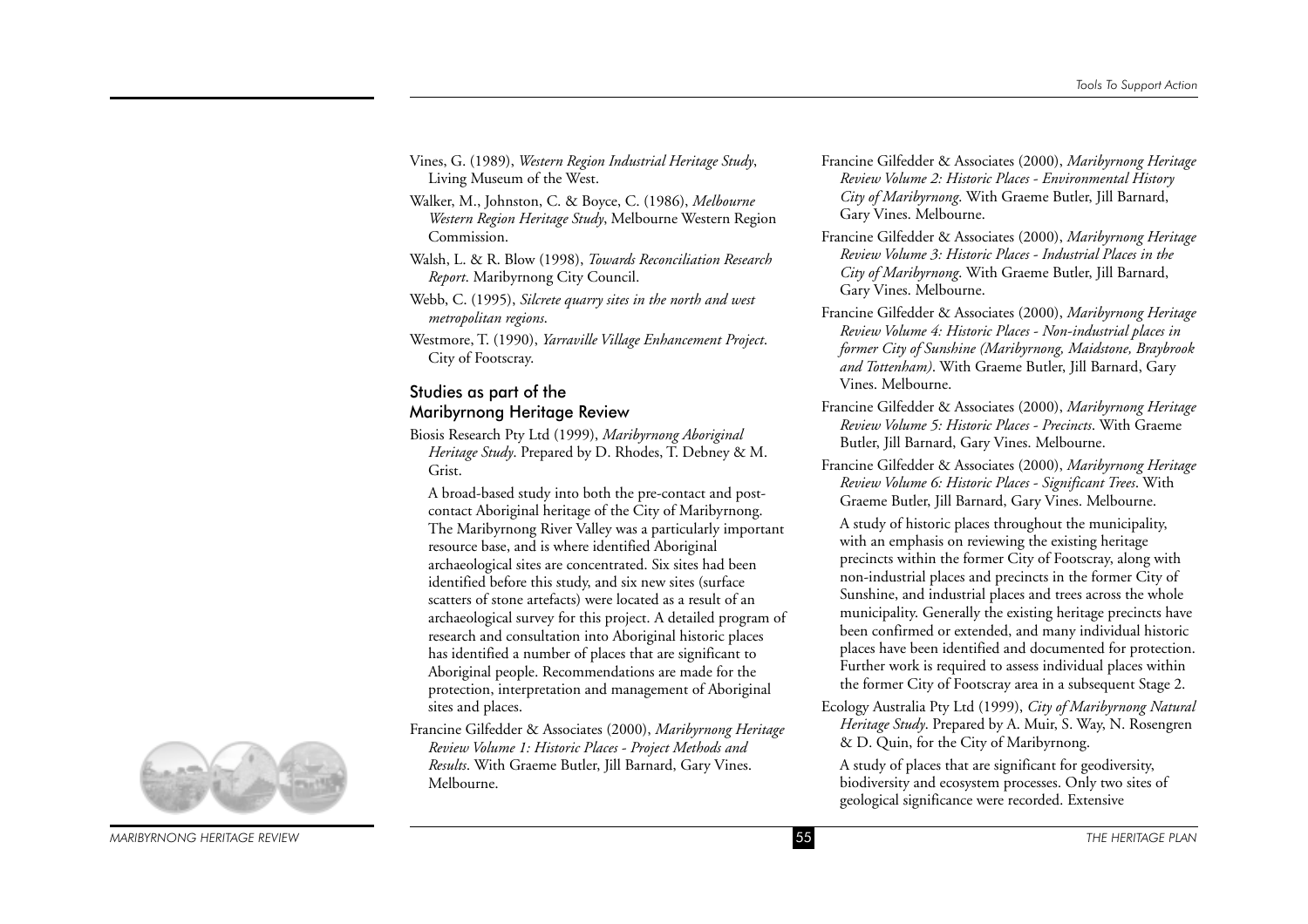Vines, G. (1989), *Western Region Industrial Heritage Study*, Living Museum of the West.

Walker, M., Johnston, C. & Boyce, C. (1986), *Melbourne Western Region Heritage Study*, Melbourne Western Region Commission.

Walsh, L. & R. Blow (1998), *Towards Reconciliation Research Report*. Maribyrnong City Council.

Webb, C. (1995), *Silcrete quarry sites in the north and west metropolitan regions*.

Westmore, T. (1990), *Yarraville Village Enhancement Project*. City of Footscray.

## Studies as part of the Maribyrnong Heritage Review

Biosis Research Pty Ltd (1999), *Maribyrnong Aboriginal Heritage Study*. Prepared by D. Rhodes, T. Debney & M. Grist.

A broad-based study into both the pre-contact and post-contact Aboriginal heritage of the City of Maribyrnong. The Maribyrnong River Valley was a particularly important resource base, and is where identified Aboriginal archaeological sites are concentrated. Six sites had been identified before this study, and six new sites (surface scatters of stone artefacts) were located as a result of an archaeological survey for this project. A detailed program of research and consultation into Aboriginal historic places has identified a number of places that are significant to Aboriginal people. Recommendations are made for the protection, interpretation and management of Aboriginal sites and places.

Francine Gilfedder & Associates (2000), *Maribyrnong Heritage Review Volume 1: Historic Places - Project Methods and Results*. With Graeme Butler, Jill Barnard, Gary Vines. Melbourne.

Francine Gilfedder & Associates (2000), *Maribyrnong Heritage Review Volume 2: Historic Places - Environmental History City of Maribyrnong*. With Graeme Butler, Jill Barnard, Gary Vines. Melbourne.

Francine Gilfedder & Associates (2000), *Maribyrnong Heritage Review Volume 3: Historic Places - Industrial Places in the City of Maribyrnong*. With Graeme Butler, Jill Barnard, Gary Vines. Melbourne.

Francine Gilfedder & Associates (2000), *Maribyrnong Heritage Review Volume 4: Historic Places - Non-industrial places in former City of Sunshine (Maribyrnong, Maidstone, Braybrook and Tottenham)*. With Graeme Butler, Jill Barnard, Gary Vines. Melbourne.

Francine Gilfedder & Associates (2000), *Maribyrnong Heritage Review Volume 5: Historic Places - Precincts*. With Graeme Butler, Jill Barnard, Gary Vines. Melbourne.

Francine Gilfedder & Associates (2000), *Maribyrnong Heritage Review Volume 6: Historic Places - Significant Trees*. With Graeme Butler, Jill Barnard, Gary Vines. Melbourne.

A study of historic places throughout the municipality, with an emphasis on reviewing the existing heritage precincts within the former City of Footscray, along with non-industrial places and precincts in the former City of Sunshine, and industrial places and trees across the whole municipality. Generally the existing heritage precincts have been confirmed or extended, and many individual historic places have been identified and documented for protection. Further work is required to assess individual places within the former City of Footscray area in a subsequent Stage 2.

Ecology Australia Pty Ltd (1999), *City of Maribyrnong Natural Heritage Study*. Prepared by A. Muir, S. Way, N. Rosengren & D. Quin, for the City of Maribyrnong.

A study of places that are significant for geodiversity, biodiversity and ecosystem processes. Only two sites of geological significance were recorded. Extensive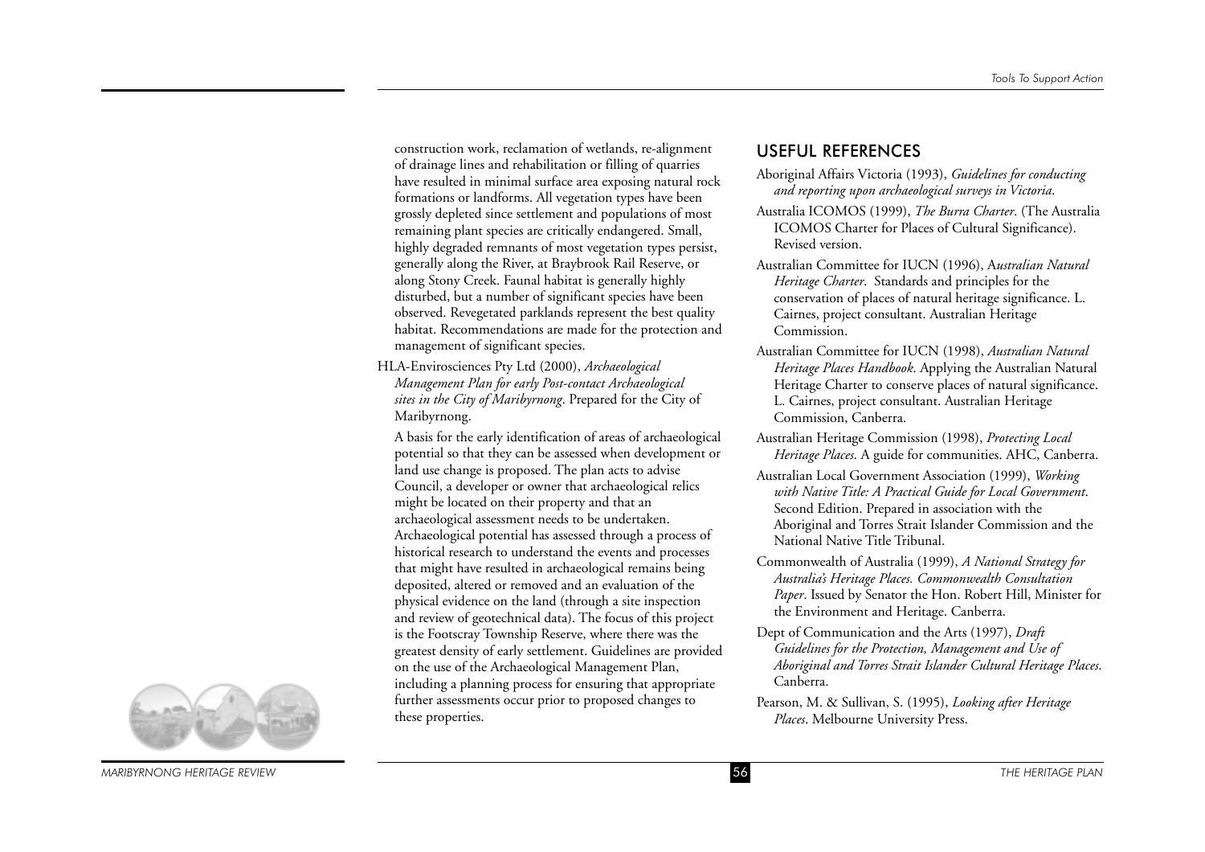construction work, reclamation of wetlands, re-alignment of drainage lines and rehabilitation or filling of quarries have resulted in minimal surface area exposing natural rock formations or landforms. All vegetation types have been grossly depleted since settlement and populations of most remaining plant species are critically endangered. Small, highly degraded remnants of most vegetation types persist, generally along the River, at Braybrook Rail Reserve, or along Stony Creek. Faunal habitat is generally highly disturbed, but a number of significant species have been observed. Revegetated parklands represent the best quality habitat. Recommendations are made for the protection and management of significant species.

HLA-Envirosciences Pty Ltd (2000), *Archaeological Management Plan for early Post-contact Archaeological sites in the City of Maribyrnong*. Prepared for the City of Maribyrnong.

A basis for the early identification of areas of archaeological potential so that they can be assessed when development or land use change is proposed. The plan acts to advise Council, a developer or owner that archaeological relics might be located on their property and that an archaeological assessment needs to be undertaken. Archaeological potential has assessed through a process of historical research to understand the events and processes that might have resulted in archaeological remains being deposited, altered or removed and an evaluation of the physical evidence on the land (through a site inspection and review of geotechnical data). The focus of this project is the Footscray Township Reserve, where there was the greatest density of early settlement. Guidelines are provided on the use of the Archaeological Management Plan, including a planning process for ensuring that appropriate further assessments occur prior to proposed changes to these properties.

## USEFUL REFERENCES

Aboriginal Affairs Victoria (1993), *Guidelines for conducting and reporting upon archaeological surveys in Victoria*.

Australia ICOMOS (1999), *The Burra Charter*. (The Australia ICOMOS Charter for Places of Cultural Significance). Revised version.

Australian Committee for IUCN (1996), *Australian Natural Heritage Charter*. Standards and principles for the conservation of places of natural heritage significance. L. Cairnes, project consultant. Australian Heritage Commission.

Australian Committee for IUCN (1998), *Australian Natural Heritage Places Handbook*. Applying the Australian Natural Heritage Charter to conserve places of natural significance. L. Cairnes, project consultant. Australian Heritage Commission, Canberra.

Australian Heritage Commission (1998), *Protecting Local Heritage Places*. A guide for communities. AHC, Canberra.

Australian Local Government Association (1999), *Working with Native Title: A Practical Guide for Local Government*. Second Edition. Prepared in association with the Aboriginal and Torres Strait Islander Commission and the National Native Title Tribunal.

Commonwealth of Australia (1999), *A National Strategy for Australia's Heritage Places. Commonwealth Consultation Paper*. Issued by Senator the Hon. Robert Hill, Minister for the Environment and Heritage. Canberra.

Dept of Communication and the Arts (1997), *Draft Guidelines for the Protection, Management and Use of Aboriginal and Torres Strait Islander Cultural Heritage Places*. Canberra.

Pearson, M. & Sullivan, S. (1995), *Looking after Heritage Places*. Melbourne University Press.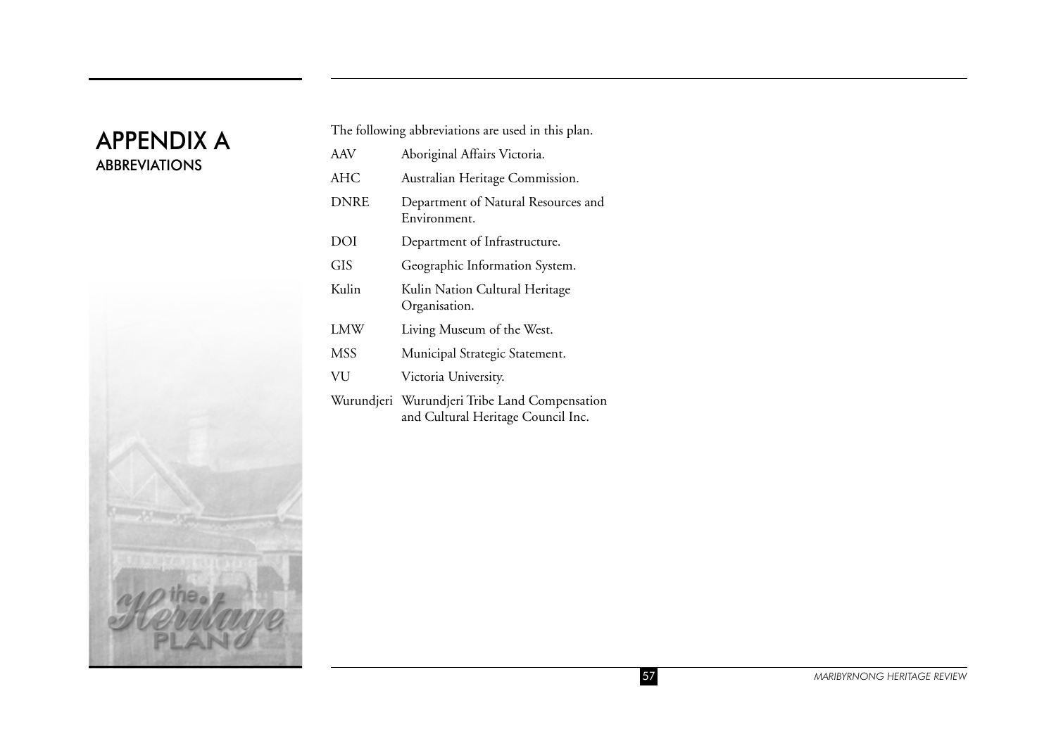# APPENDIX A

## ABBREVIATIONS

The following abbreviations are used in this plan.

| | |
|---|---|
| AAV | Aboriginal Affairs Victoria. |
| AHC | Australian Heritage Commission. |
| DNRE | Department of Natural Resources and Environment. |
| DOI | Department of Infrastructure. |
| GIS | Geographic Information System. |
| Kulin | Kulin Nation Cultural Heritage Organisation. |
| LMW | Living Museum of the West. |
| MSS | Municipal Strategic Statement. |
| VU | Victoria University. |
| Wurundjeri | Wurundjeri Tribe Land Compensation and Cultural Heritage Council Inc. |